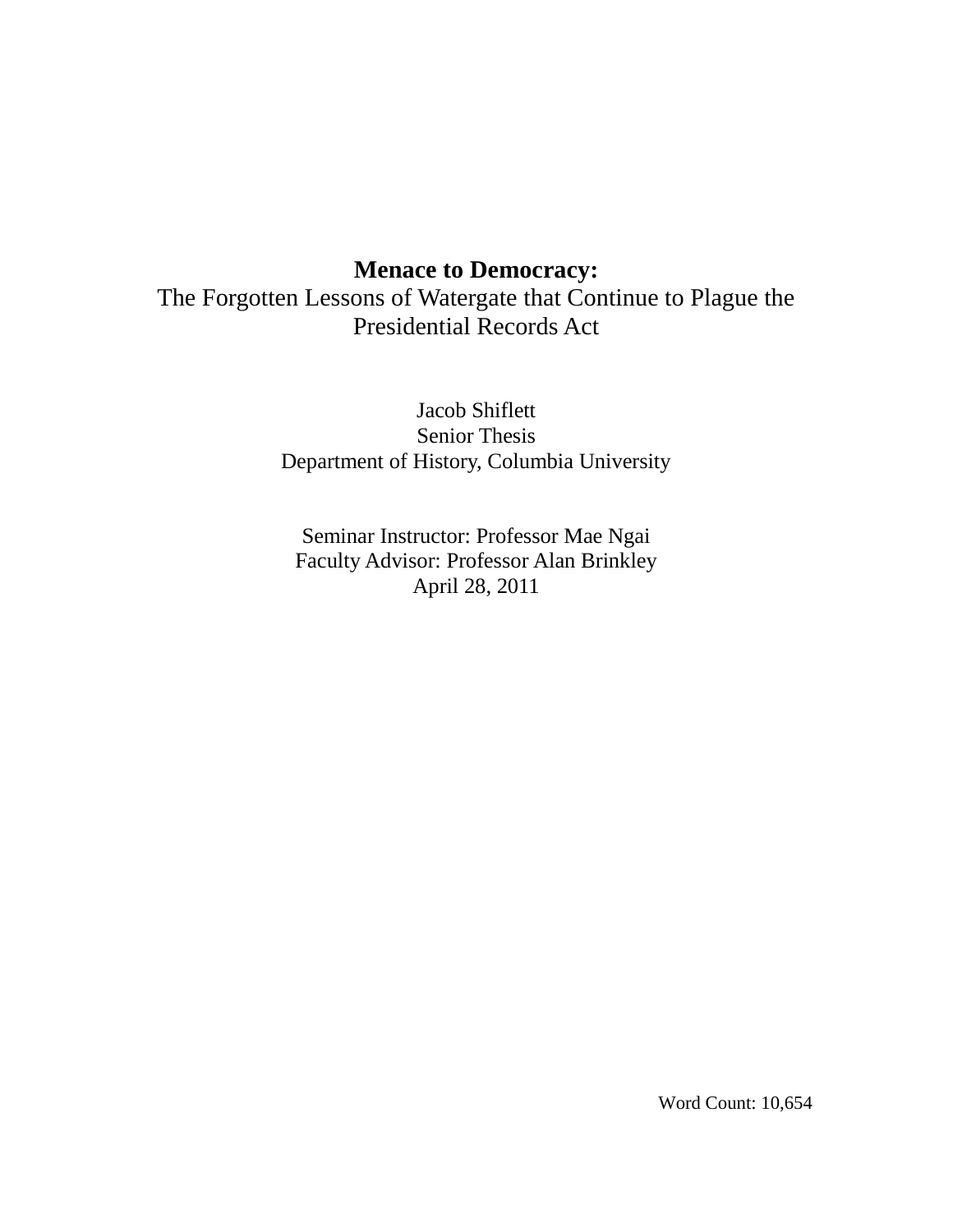# Menace to Democracy:

The Forgotten Lessons of Watergate that Continue to Plague the Presidential Records Act

Jacob Shiflett
Senior Thesis
Department of History, Columbia University

Seminar Instructor: Professor Mae Ngai
Faculty Advisor: Professor Alan Brinkley
April 28, 2011

Word Count: 10,654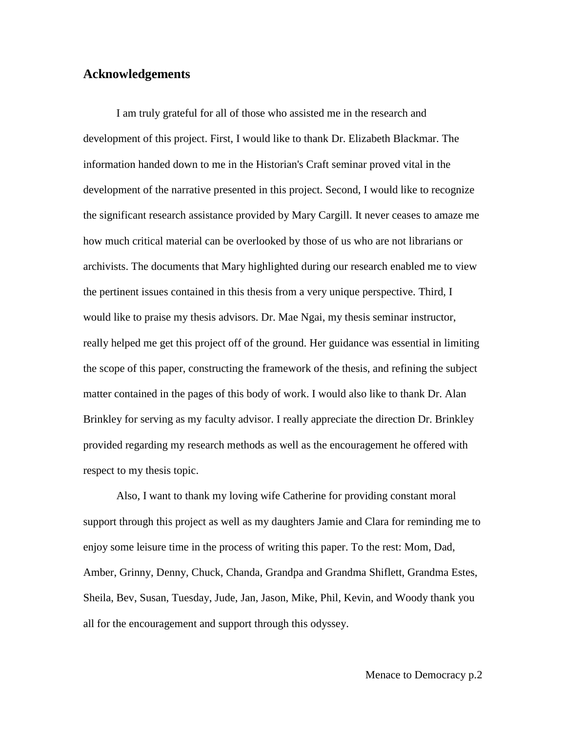## Acknowledgements

I am truly grateful for all of those who assisted me in the research and development of this project. First, I would like to thank Dr. Elizabeth Blackmar. The information handed down to me in the Historian's Craft seminar proved vital in the development of the narrative presented in this project. Second, I would like to recognize the significant research assistance provided by Mary Cargill. It never ceases to amaze me how much critical material can be overlooked by those of us who are not librarians or archivists. The documents that Mary highlighted during our research enabled me to view the pertinent issues contained in this thesis from a very unique perspective. Third, I would like to praise my thesis advisors. Dr. Mae Ngai, my thesis seminar instructor, really helped me get this project off of the ground. Her guidance was essential in limiting the scope of this paper, constructing the framework of the thesis, and refining the subject matter contained in the pages of this body of work. I would also like to thank Dr. Alan Brinkley for serving as my faculty advisor. I really appreciate the direction Dr. Brinkley provided regarding my research methods as well as the encouragement he offered with respect to my thesis topic.

Also, I want to thank my loving wife Catherine for providing constant moral support through this project as well as my daughters Jamie and Clara for reminding me to enjoy some leisure time in the process of writing this paper. To the rest: Mom, Dad, Amber, Grinny, Denny, Chuck, Chanda, Grandpa and Grandma Shiflett, Grandma Estes, Sheila, Bev, Susan, Tuesday, Jude, Jan, Jason, Mike, Phil, Kevin, and Woody thank you all for the encouragement and support through this odyssey.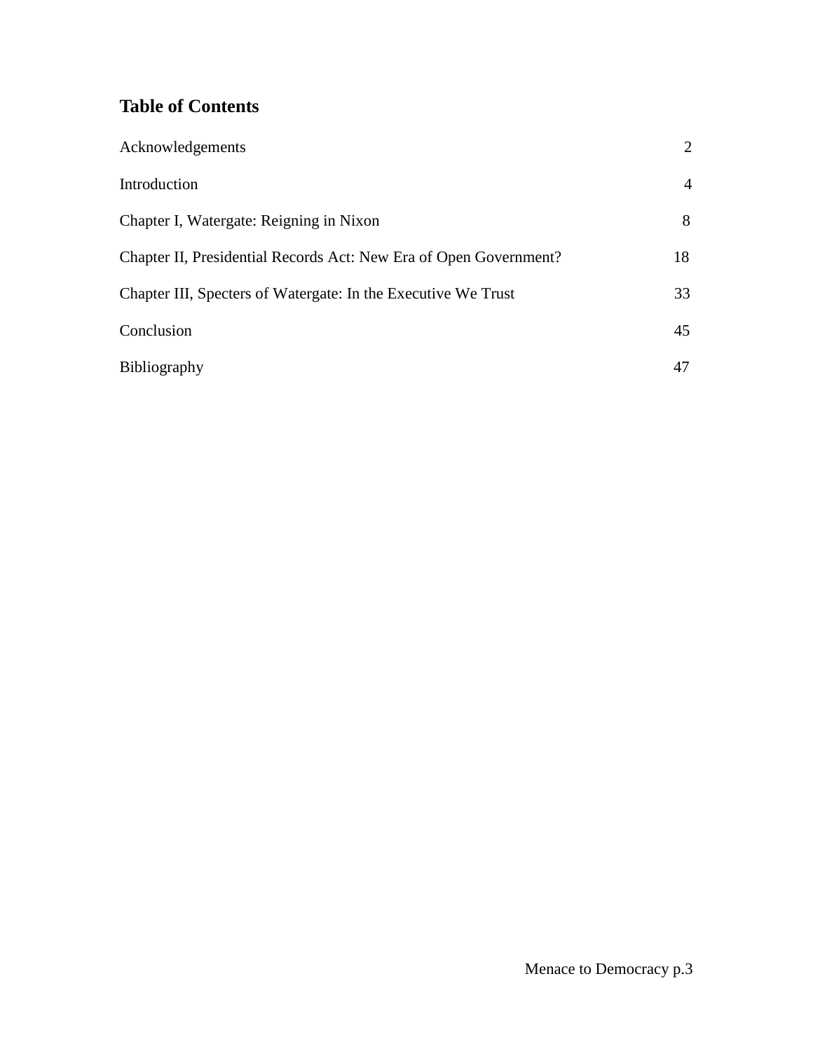## Table of Contents

| | |
|---|---|
| Acknowledgements | 2 |
| Introduction | 4 |
| Chapter I, Watergate: Reigning in Nixon | 8 |
| Chapter II, Presidential Records Act: New Era of Open Government? | 18 |
| Chapter III, Specters of Watergate: In the Executive We Trust | 33 |
| Conclusion | 45 |
| Bibliography | 47 |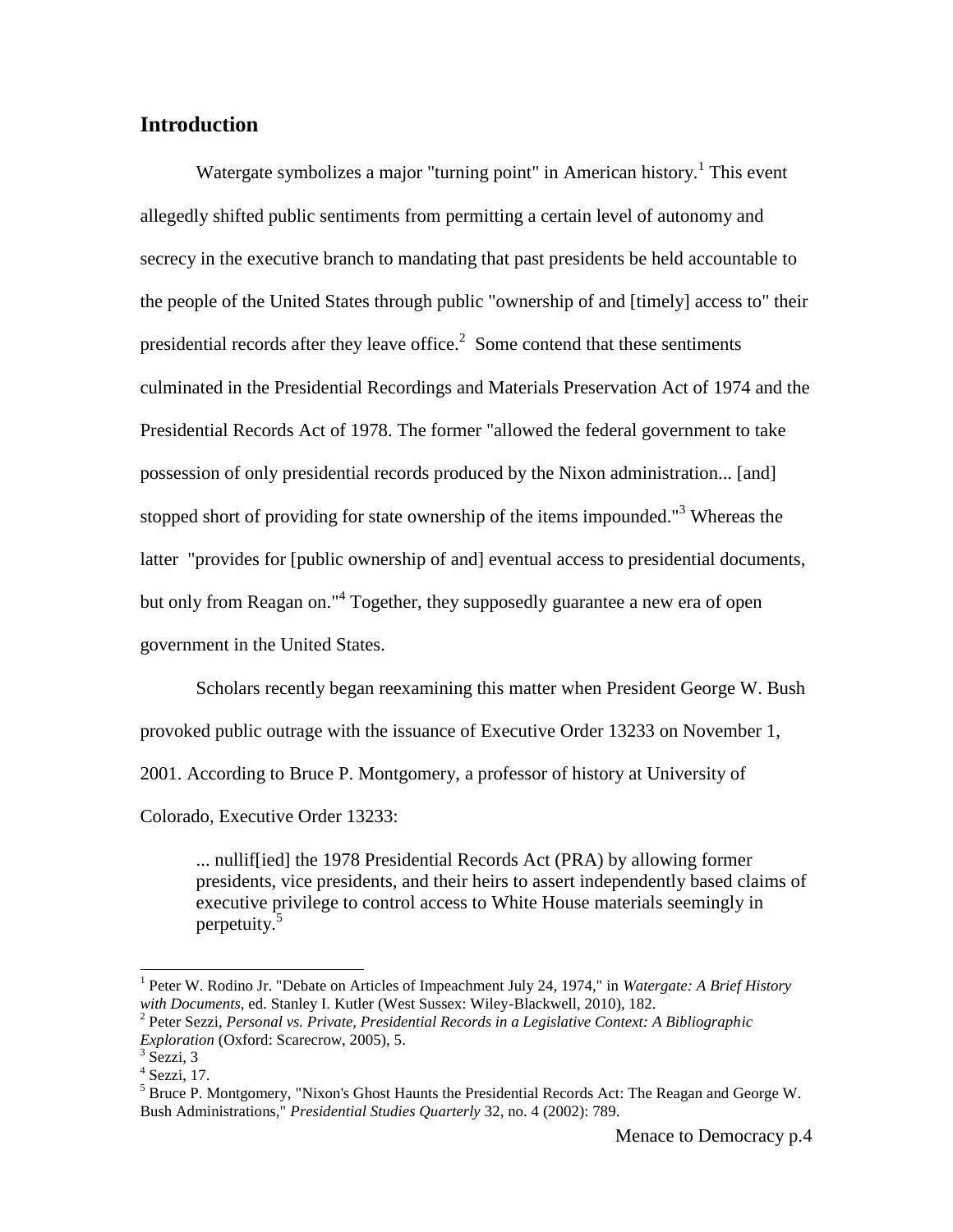## Introduction

Watergate symbolizes a major "turning point" in American history.[1] This event allegedly shifted public sentiments from permitting a certain level of autonomy and secrecy in the executive branch to mandating that past presidents be held accountable to the people of the United States through public "ownership of and [timely] access to" their presidential records after they leave office.[2] Some contend that these sentiments culminated in the Presidential Recordings and Materials Preservation Act of 1974 and the Presidential Records Act of 1978. The former "allowed the federal government to take possession of only presidential records produced by the Nixon administration... [and] stopped short of providing for state ownership of the items impounded."[3] Whereas the latter "provides for [public ownership of and] eventual access to presidential documents, but only from Reagan on."[4] Together, they supposedly guarantee a new era of open government in the United States.

Scholars recently began reexamining this matter when President George W. Bush provoked public outrage with the issuance of Executive Order 13233 on November 1, 2001. According to Bruce P. Montgomery, a professor of history at University of Colorado, Executive Order 13233:

> ... nullif[ied] the 1978 Presidential Records Act (PRA) by allowing former presidents, vice presidents, and their heirs to assert independently based claims of executive privilege to control access to White House materials seemingly in perpetuity.[5]

---

[1] Peter W. Rodino Jr. "Debate on Articles of Impeachment July 24, 1974," in *Watergate: A Brief History with Documents*, ed. Stanley I. Kutler (West Sussex: Wiley-Blackwell, 2010), 182.

[2] Peter Sezzi, *Personal vs. Private, Presidential Records in a Legislative Context: A Bibliographic Exploration* (Oxford: Scarecrow, 2005), 5.

[3] Sezzi, 3

[4] Sezzi, 17.

[5] Bruce P. Montgomery, "Nixon's Ghost Haunts the Presidential Records Act: The Reagan and George W. Bush Administrations," *Presidential Studies Quarterly* 32, no. 4 (2002): 789.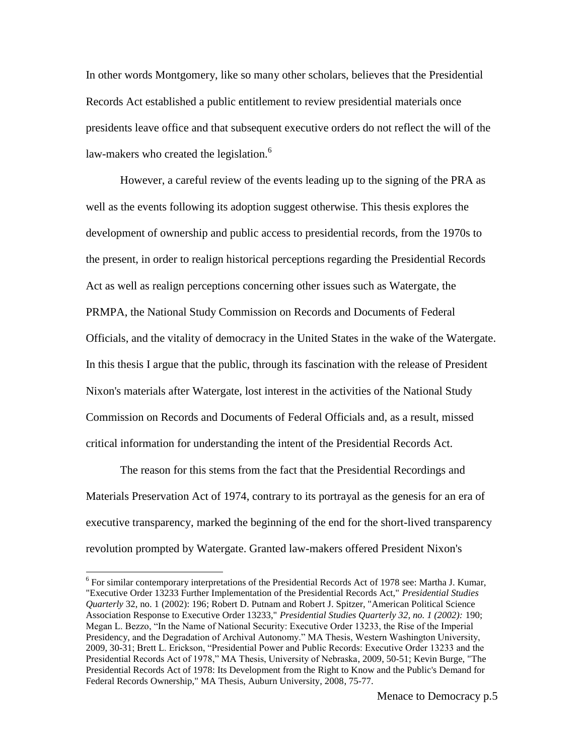In other words Montgomery, like so many other scholars, believes that the Presidential Records Act established a public entitlement to review presidential materials once presidents leave office and that subsequent executive orders do not reflect the will of the law-makers who created the legislation.[6]

However, a careful review of the events leading up to the signing of the PRA as well as the events following its adoption suggest otherwise. This thesis explores the development of ownership and public access to presidential records, from the 1970s to the present, in order to realign historical perceptions regarding the Presidential Records Act as well as realign perceptions concerning other issues such as Watergate, the PRMPA, the National Study Commission on Records and Documents of Federal Officials, and the vitality of democracy in the United States in the wake of the Watergate. In this thesis I argue that the public, through its fascination with the release of President Nixon's materials after Watergate, lost interest in the activities of the National Study Commission on Records and Documents of Federal Officials and, as a result, missed critical information for understanding the intent of the Presidential Records Act.

The reason for this stems from the fact that the Presidential Recordings and Materials Preservation Act of 1974, contrary to its portrayal as the genesis for an era of executive transparency, marked the beginning of the end for the short-lived transparency revolution prompted by Watergate. Granted law-makers offered President Nixon's

[6] For similar contemporary interpretations of the Presidential Records Act of 1978 see: Martha J. Kumar, "Executive Order 13233 Further Implementation of the Presidential Records Act," *Presidential Studies Quarterly* 32, no. 1 (2002): 196; Robert D. Putnam and Robert J. Spitzer, "American Political Science Association Response to Executive Order 13233," *Presidential Studies Quarterly 32, no. 1 (2002):* 190; Megan L. Bezzo, "In the Name of National Security: Executive Order 13233, the Rise of the Imperial Presidency, and the Degradation of Archival Autonomy." MA Thesis, Western Washington University, 2009, 30-31; Brett L. Erickson, "Presidential Power and Public Records: Executive Order 13233 and the Presidential Records Act of 1978," MA Thesis, University of Nebraska, 2009, 50-51; Kevin Burge, "The Presidential Records Act of 1978: Its Development from the Right to Know and the Public's Demand for Federal Records Ownership," MA Thesis, Auburn University, 2008, 75-77.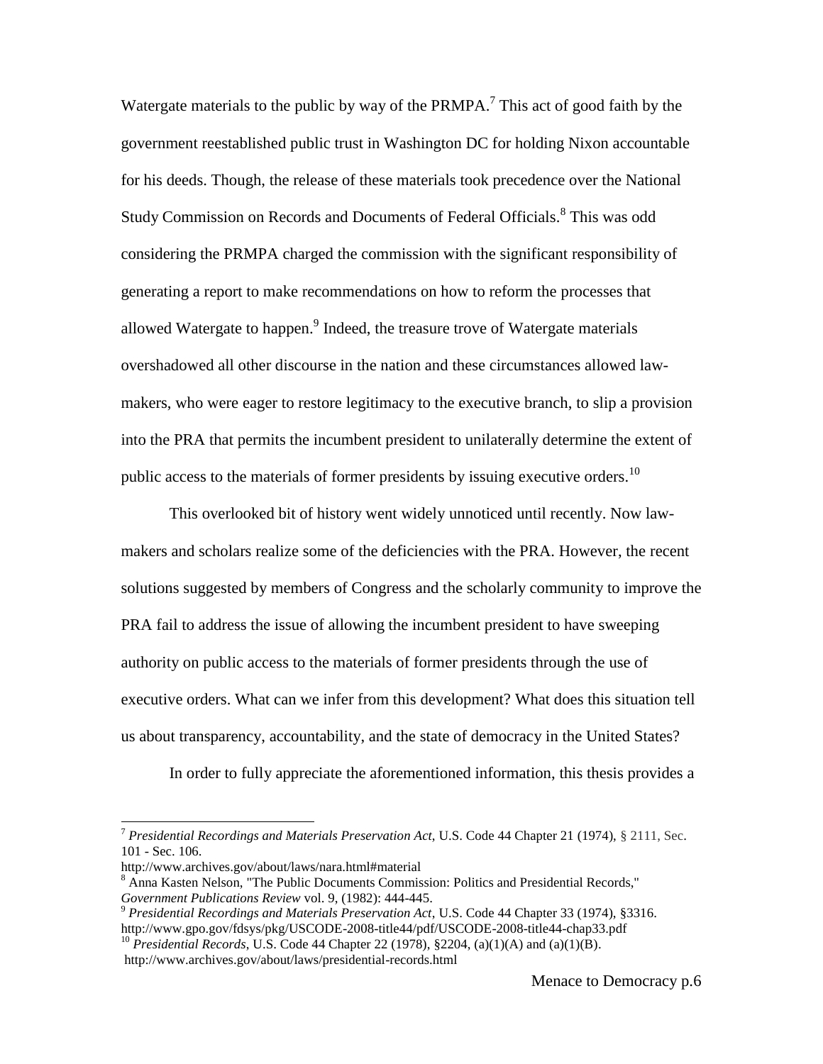Watergate materials to the public by way of the PRMPA.[7] This act of good faith by the government reestablished public trust in Washington DC for holding Nixon accountable for his deeds. Though, the release of these materials took precedence over the National Study Commission on Records and Documents of Federal Officials.[8] This was odd considering the PRMPA charged the commission with the significant responsibility of generating a report to make recommendations on how to reform the processes that allowed Watergate to happen.[9] Indeed, the treasure trove of Watergate materials overshadowed all other discourse in the nation and these circumstances allowed law-makers, who were eager to restore legitimacy to the executive branch, to slip a provision into the PRA that permits the incumbent president to unilaterally determine the extent of public access to the materials of former presidents by issuing executive orders.[10]

This overlooked bit of history went widely unnoticed until recently. Now law-makers and scholars realize some of the deficiencies with the PRA. However, the recent solutions suggested by members of Congress and the scholarly community to improve the PRA fail to address the issue of allowing the incumbent president to have sweeping authority on public access to the materials of former presidents through the use of executive orders. What can we infer from this development? What does this situation tell us about transparency, accountability, and the state of democracy in the United States?

In order to fully appreciate the aforementioned information, this thesis provides a

---

[7] *Presidential Recordings and Materials Preservation Act*, U.S. Code 44 Chapter 21 (1974), § 2111, Sec. 101 - Sec. 106.
http://www.archives.gov/about/laws/nara.html#material

[8] Anna Kasten Nelson, "The Public Documents Commission: Politics and Presidential Records," *Government Publications Review* vol. 9, (1982): 444-445.

[9] *Presidential Recordings and Materials Preservation Act*, U.S. Code 44 Chapter 33 (1974), §3316.
http://www.gpo.gov/fdsys/pkg/USCODE-2008-title44/pdf/USCODE-2008-title44-chap33.pdf

[10] *Presidential Records*, U.S. Code 44 Chapter 22 (1978), §2204, (a)(1)(A) and (a)(1)(B).
http://www.archives.gov/about/laws/presidential-records.html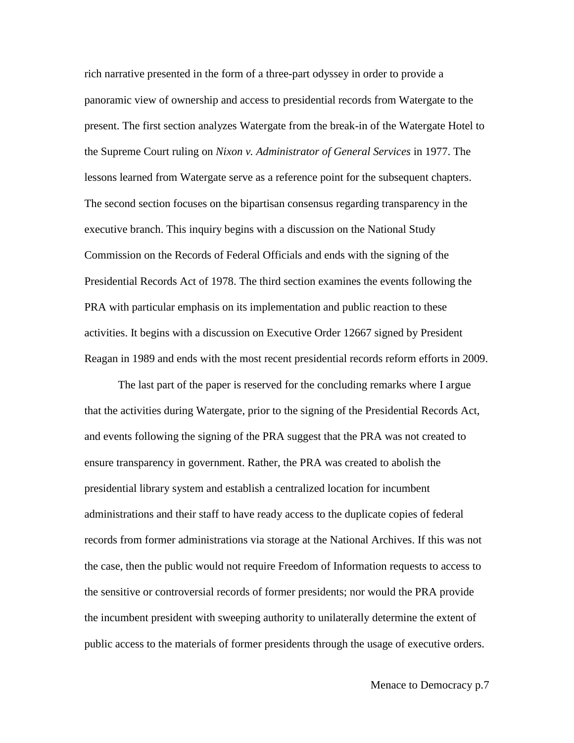rich narrative presented in the form of a three-part odyssey in order to provide a panoramic view of ownership and access to presidential records from Watergate to the present. The first section analyzes Watergate from the break-in of the Watergate Hotel to the Supreme Court ruling on *Nixon v. Administrator of General Services* in 1977. The lessons learned from Watergate serve as a reference point for the subsequent chapters. The second section focuses on the bipartisan consensus regarding transparency in the executive branch. This inquiry begins with a discussion on the National Study Commission on the Records of Federal Officials and ends with the signing of the Presidential Records Act of 1978. The third section examines the events following the PRA with particular emphasis on its implementation and public reaction to these activities. It begins with a discussion on Executive Order 12667 signed by President Reagan in 1989 and ends with the most recent presidential records reform efforts in 2009.

The last part of the paper is reserved for the concluding remarks where I argue that the activities during Watergate, prior to the signing of the Presidential Records Act, and events following the signing of the PRA suggest that the PRA was not created to ensure transparency in government. Rather, the PRA was created to abolish the presidential library system and establish a centralized location for incumbent administrations and their staff to have ready access to the duplicate copies of federal records from former administrations via storage at the National Archives. If this was not the case, then the public would not require Freedom of Information requests to access to the sensitive or controversial records of former presidents; nor would the PRA provide the incumbent president with sweeping authority to unilaterally determine the extent of public access to the materials of former presidents through the usage of executive orders.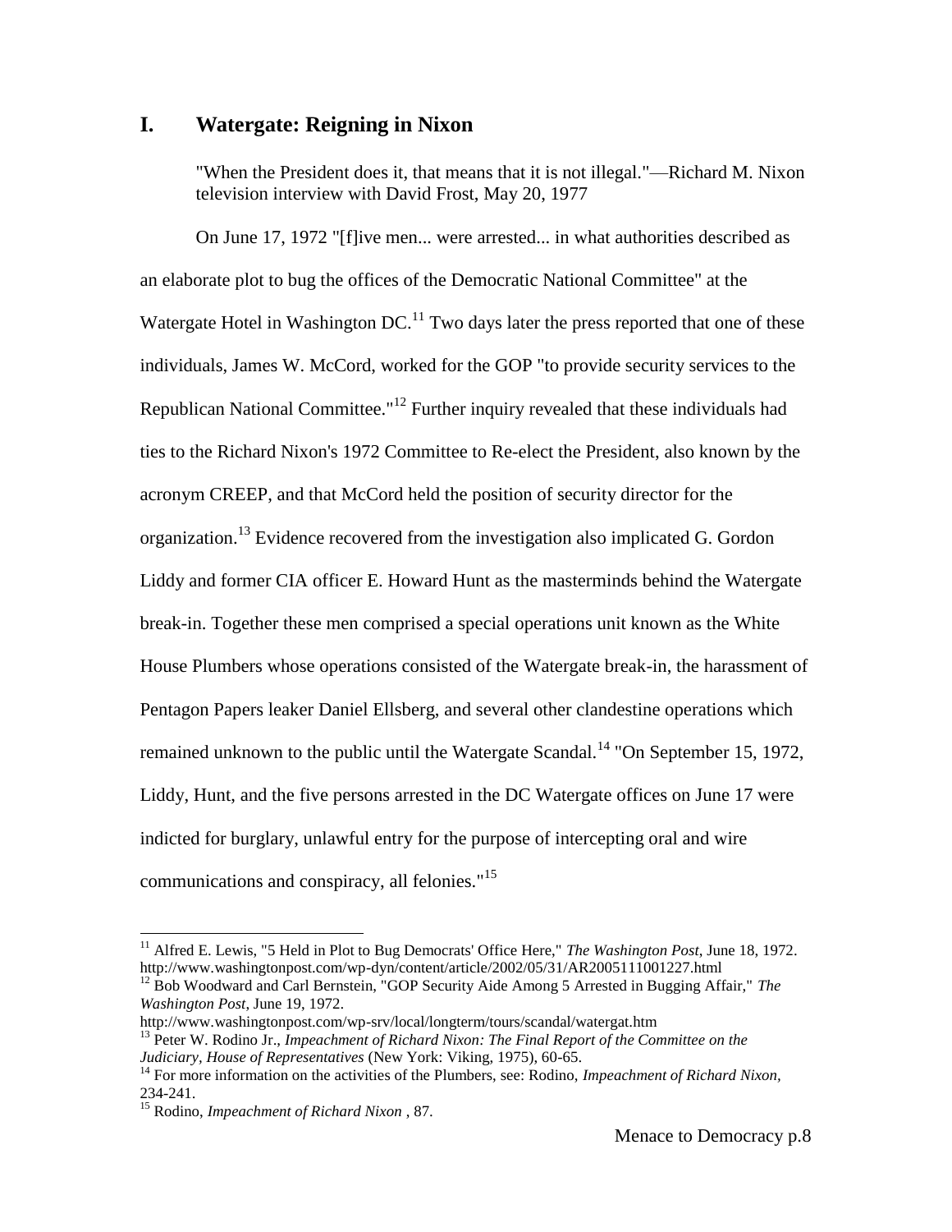## I. Watergate: Reigning in Nixon

> "When the President does it, that means that it is not illegal."—Richard M. Nixon television interview with David Frost, May 20, 1977

On June 17, 1972 "[f]ive men... were arrested... in what authorities described as an elaborate plot to bug the offices of the Democratic National Committee" at the Watergate Hotel in Washington DC.[11] Two days later the press reported that one of these individuals, James W. McCord, worked for the GOP "to provide security services to the Republican National Committee."[12] Further inquiry revealed that these individuals had ties to the Richard Nixon's 1972 Committee to Re-elect the President, also known by the acronym CREEP, and that McCord held the position of security director for the organization.[13] Evidence recovered from the investigation also implicated G. Gordon Liddy and former CIA officer E. Howard Hunt as the masterminds behind the Watergate break-in. Together these men comprised a special operations unit known as the White House Plumbers whose operations consisted of the Watergate break-in, the harassment of Pentagon Papers leaker Daniel Ellsberg, and several other clandestine operations which remained unknown to the public until the Watergate Scandal.[14] "On September 15, 1972, Liddy, Hunt, and the five persons arrested in the DC Watergate offices on June 17 were indicted for burglary, unlawful entry for the purpose of intercepting oral and wire communications and conspiracy, all felonies."[15]

---

[11] Alfred E. Lewis, "5 Held in Plot to Bug Democrats' Office Here," *The Washington Post*, June 18, 1972. http://www.washingtonpost.com/wp-dyn/content/article/2002/05/31/AR2005111001227.html

[12] Bob Woodward and Carl Bernstein, "GOP Security Aide Among 5 Arrested in Bugging Affair," *The Washington Post*, June 19, 1972. http://www.washingtonpost.com/wp-srv/local/longterm/tours/scandal/watergat.htm

[13] Peter W. Rodino Jr., *Impeachment of Richard Nixon: The Final Report of the Committee on the Judiciary, House of Representatives* (New York: Viking, 1975), 60-65.

[14] For more information on the activities of the Plumbers, see: Rodino, *Impeachment of Richard Nixon*, 234-241.

[15] Rodino, *Impeachment of Richard Nixon* , 87.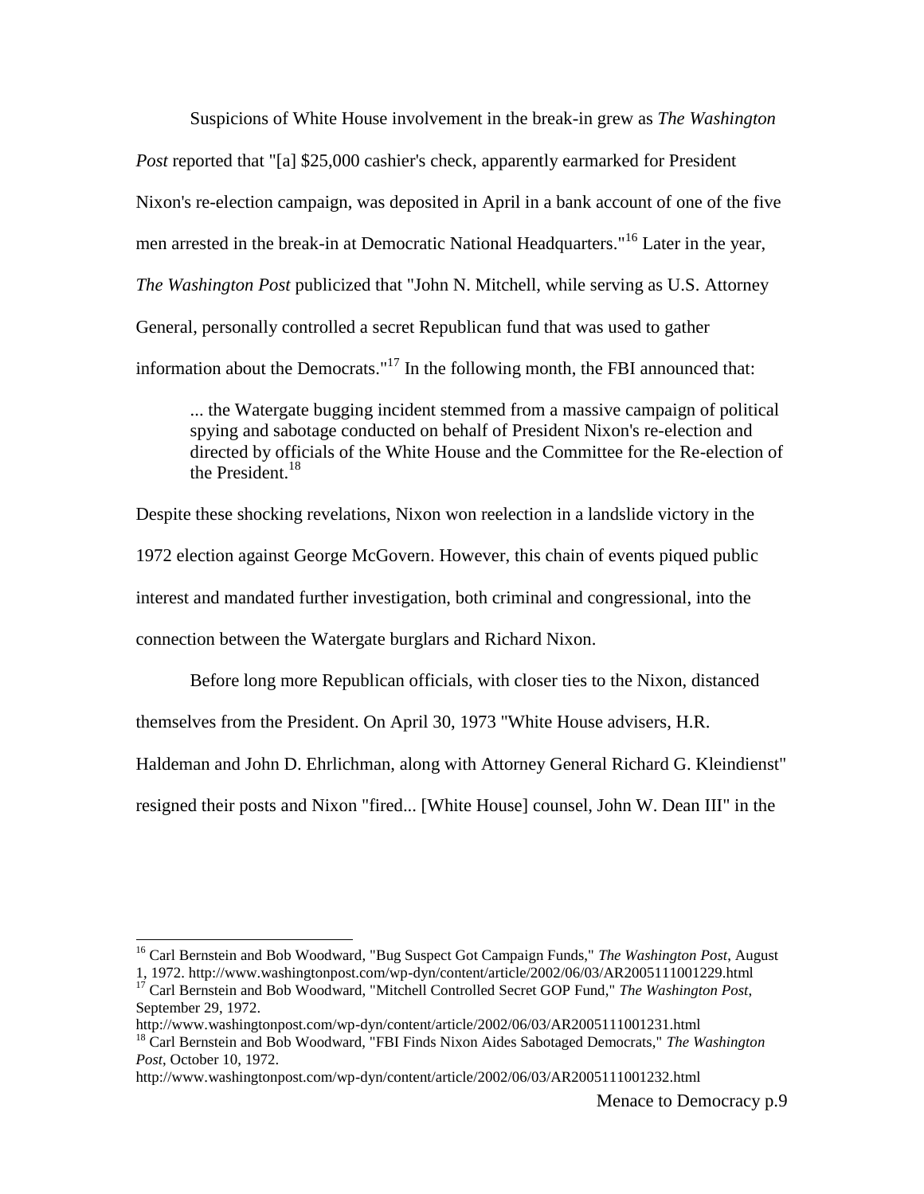Suspicions of White House involvement in the break-in grew as *The Washington Post* reported that "[a] $25,000 cashier's check, apparently earmarked for President Nixon's re-election campaign, was deposited in April in a bank account of one of the five men arrested in the break-in at Democratic National Headquarters."[16] Later in the year, *The Washington Post* publicized that "John N. Mitchell, while serving as U.S. Attorney General, personally controlled a secret Republican fund that was used to gather information about the Democrats."[17] In the following month, the FBI announced that:

> ... the Watergate bugging incident stemmed from a massive campaign of political spying and sabotage conducted on behalf of President Nixon's re-election and directed by officials of the White House and the Committee for the Re-election of the President.[18]

Despite these shocking revelations, Nixon won reelection in a landslide victory in the 1972 election against George McGovern. However, this chain of events piqued public interest and mandated further investigation, both criminal and congressional, into the connection between the Watergate burglars and Richard Nixon.

Before long more Republican officials, with closer ties to the Nixon, distanced themselves from the President. On April 30, 1973 "White House advisers, H.R. Haldeman and John D. Ehrlichman, along with Attorney General Richard G. Kleindienst" resigned their posts and Nixon "fired... [White House] counsel, John W. Dean III" in the

---

[16] Carl Bernstein and Bob Woodward, "Bug Suspect Got Campaign Funds," *The Washington Post*, August 1, 1972. http://www.washingtonpost.com/wp-dyn/content/article/2002/06/03/AR2005111001229.html

[17] Carl Bernstein and Bob Woodward, "Mitchell Controlled Secret GOP Fund," *The Washington Post*, September 29, 1972. http://www.washingtonpost.com/wp-dyn/content/article/2002/06/03/AR2005111001231.html

[18] Carl Bernstein and Bob Woodward, "FBI Finds Nixon Aides Sabotaged Democrats," *The Washington Post*, October 10, 1972. http://www.washingtonpost.com/wp-dyn/content/article/2002/06/03/AR2005111001232.html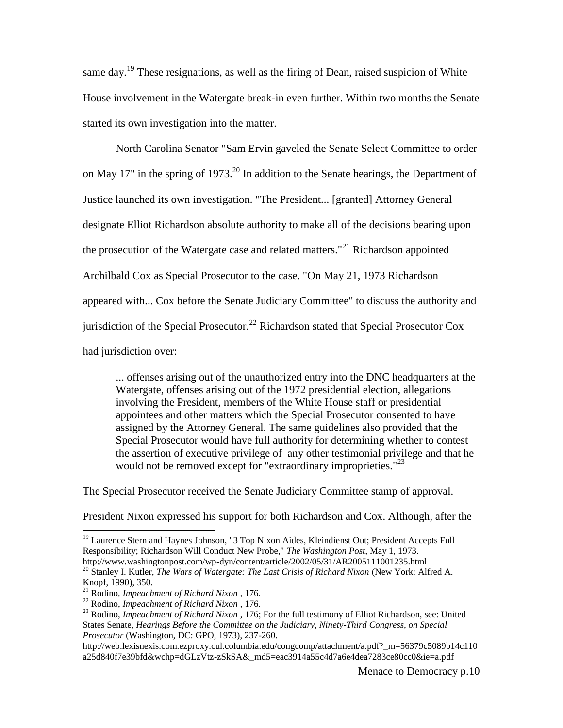same day.[19] These resignations, as well as the firing of Dean, raised suspicion of White House involvement in the Watergate break-in even further. Within two months the Senate started its own investigation into the matter.

North Carolina Senator "Sam Ervin gaveled the Senate Select Committee to order on May 17" in the spring of 1973.[20] In addition to the Senate hearings, the Department of Justice launched its own investigation. "The President... [granted] Attorney General designate Elliot Richardson absolute authority to make all of the decisions bearing upon the prosecution of the Watergate case and related matters."[21] Richardson appointed Archilbald Cox as Special Prosecutor to the case. "On May 21, 1973 Richardson appeared with... Cox before the Senate Judiciary Committee" to discuss the authority and jurisdiction of the Special Prosecutor.[22] Richardson stated that Special Prosecutor Cox had jurisdiction over:

> ... offenses arising out of the unauthorized entry into the DNC headquarters at the Watergate, offenses arising out of the 1972 presidential election, allegations involving the President, members of the White House staff or presidential appointees and other matters which the Special Prosecutor consented to have assigned by the Attorney General. The same guidelines also provided that the Special Prosecutor would have full authority for determining whether to contest the assertion of executive privilege of any other testimonial privilege and that he would not be removed except for "extraordinary improprieties."[23]

The Special Prosecutor received the Senate Judiciary Committee stamp of approval. President Nixon expressed his support for both Richardson and Cox. Although, after the

---

[19] Laurence Stern and Haynes Johnson, "3 Top Nixon Aides, Kleindienst Out; President Accepts Full Responsibility; Richardson Will Conduct New Probe," *The Washington Post*, May 1, 1973. http://www.washingtonpost.com/wp-dyn/content/article/2002/05/31/AR2005111001235.html

[20] Stanley I. Kutler, *The Wars of Watergate: The Last Crisis of Richard Nixon* (New York: Alfred A. Knopf, 1990), 350.

[21] Rodino, *Impeachment of Richard Nixon* , 176.

[22] Rodino, *Impeachment of Richard Nixon* , 176.

[23] Rodino, *Impeachment of Richard Nixon* , 176; For the full testimony of Elliot Richardson, see: United States Senate, *Hearings Before the Committee on the Judiciary, Ninety-Third Congress, on Special Prosecutor* (Washington, DC: GPO, 1973), 237-260. http://web.lexisnexis.com.ezproxy.cul.columbia.edu/congcomp/attachment/a.pdf?_m=56379c5089b14c110a25d840f7e39bfd&wchp=dGLzVtz-zSkSA&_md5=eac3914a55c4d7a6e4dea7283ce80cc0&ie=a.pdf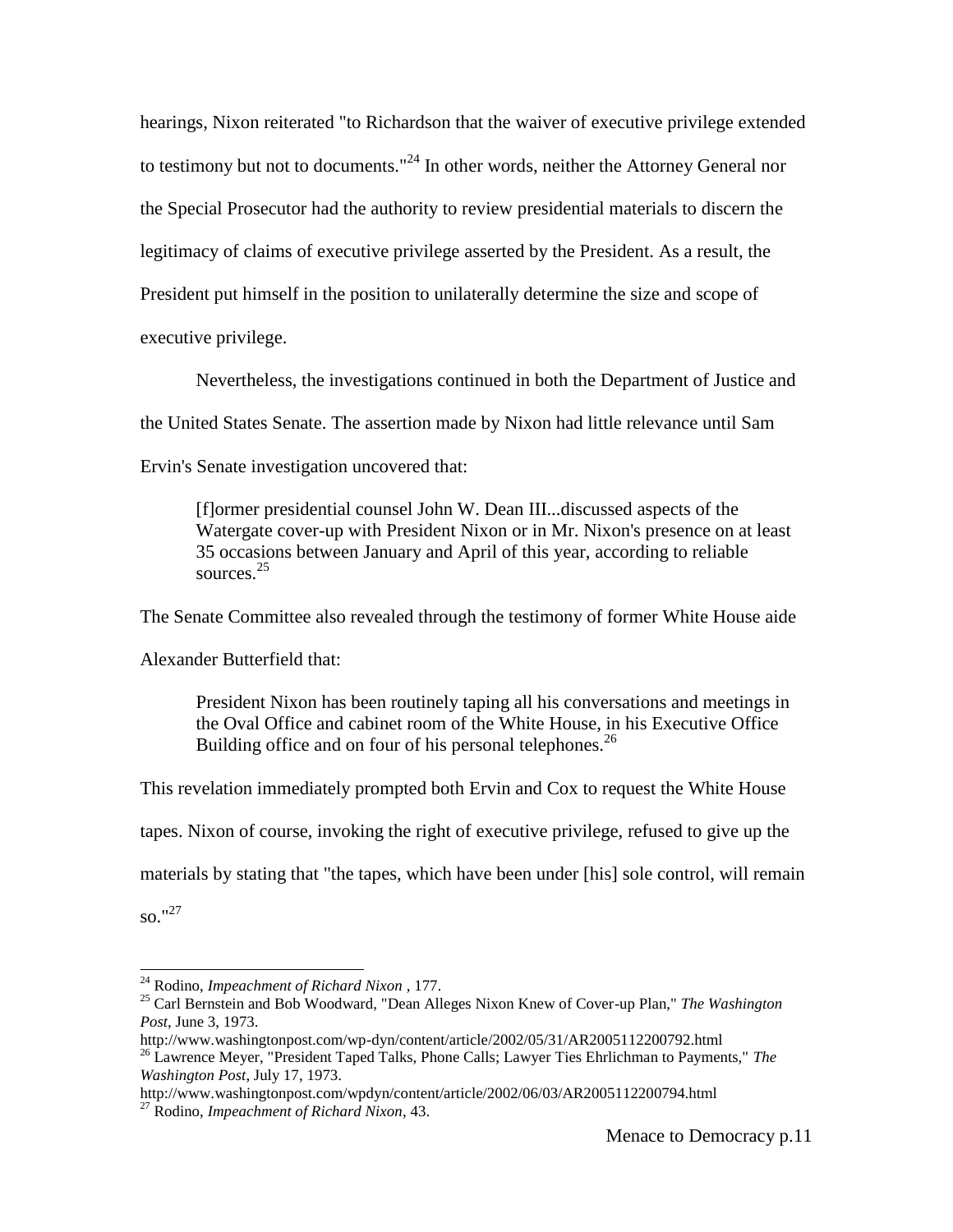hearings, Nixon reiterated "to Richardson that the waiver of executive privilege extended to testimony but not to documents."[24] In other words, neither the Attorney General nor the Special Prosecutor had the authority to review presidential materials to discern the legitimacy of claims of executive privilege asserted by the President. As a result, the President put himself in the position to unilaterally determine the size and scope of executive privilege.

Nevertheless, the investigations continued in both the Department of Justice and the United States Senate. The assertion made by Nixon had little relevance until Sam Ervin's Senate investigation uncovered that:

> [f]ormer presidential counsel John W. Dean III...discussed aspects of the Watergate cover-up with President Nixon or in Mr. Nixon's presence on at least 35 occasions between January and April of this year, according to reliable sources.[25]

The Senate Committee also revealed through the testimony of former White House aide Alexander Butterfield that:

> President Nixon has been routinely taping all his conversations and meetings in the Oval Office and cabinet room of the White House, in his Executive Office Building office and on four of his personal telephones.[26]

This revelation immediately prompted both Ervin and Cox to request the White House tapes. Nixon of course, invoking the right of executive privilege, refused to give up the materials by stating that "the tapes, which have been under [his] sole control, will remain so."[27]

---

[24] Rodino, *Impeachment of Richard Nixon* , 177.

[25] Carl Bernstein and Bob Woodward, "Dean Alleges Nixon Knew of Cover-up Plan," *The Washington Post*, June 3, 1973. http://www.washingtonpost.com/wp-dyn/content/article/2002/05/31/AR2005112200792.html

[26] Lawrence Meyer, "President Taped Talks, Phone Calls; Lawyer Ties Ehrlichman to Payments," *The Washington Post*, July 17, 1973. http://www.washingtonpost.com/wpdyn/content/article/2002/06/03/AR2005112200794.html

[27] Rodino, *Impeachment of Richard Nixon*, 43.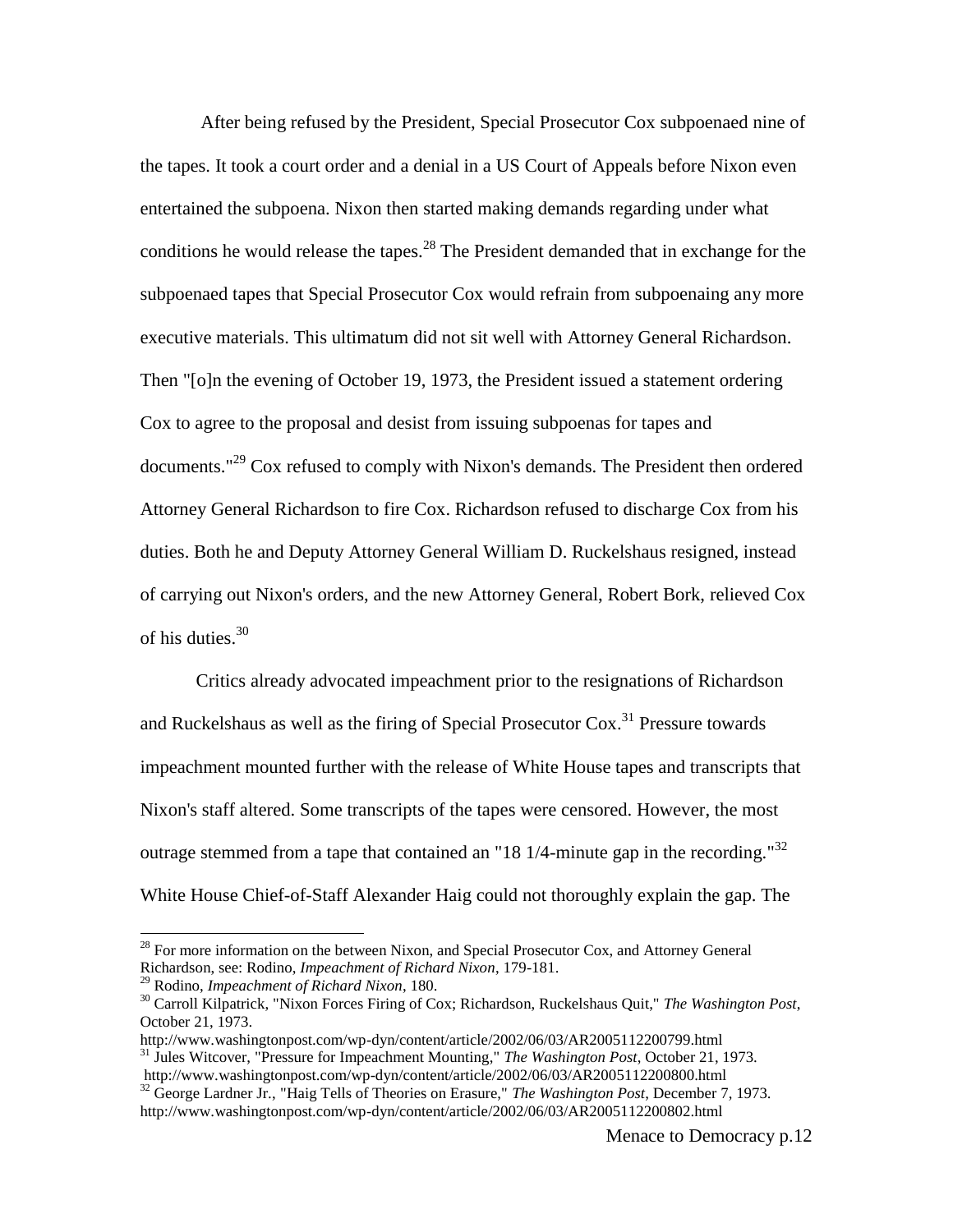After being refused by the President, Special Prosecutor Cox subpoenaed nine of the tapes. It took a court order and a denial in a US Court of Appeals before Nixon even entertained the subpoena. Nixon then started making demands regarding under what conditions he would release the tapes.[28] The President demanded that in exchange for the subpoenaed tapes that Special Prosecutor Cox would refrain from subpoenaing any more executive materials. This ultimatum did not sit well with Attorney General Richardson. Then "[o]n the evening of October 19, 1973, the President issued a statement ordering Cox to agree to the proposal and desist from issuing subpoenas for tapes and documents."[29] Cox refused to comply with Nixon's demands. The President then ordered Attorney General Richardson to fire Cox. Richardson refused to discharge Cox from his duties. Both he and Deputy Attorney General William D. Ruckelshaus resigned, instead of carrying out Nixon's orders, and the new Attorney General, Robert Bork, relieved Cox of his duties.[30]

Critics already advocated impeachment prior to the resignations of Richardson and Ruckelshaus as well as the firing of Special Prosecutor Cox.[31] Pressure towards impeachment mounted further with the release of White House tapes and transcripts that Nixon's staff altered. Some transcripts of the tapes were censored. However, the most outrage stemmed from a tape that contained an "18 1/4-minute gap in the recording."[32] White House Chief-of-Staff Alexander Haig could not thoroughly explain the gap. The

---

[28] For more information on the between Nixon, and Special Prosecutor Cox, and Attorney General Richardson, see: Rodino, *Impeachment of Richard Nixon*, 179-181.

[29] Rodino, *Impeachment of Richard Nixon*, 180.

[30] Carroll Kilpatrick, "Nixon Forces Firing of Cox; Richardson, Ruckelshaus Quit," *The Washington Post*, October 21, 1973.
http://www.washingtonpost.com/wp-dyn/content/article/2002/06/03/AR2005112200799.html

[31] Jules Witcover, "Pressure for Impeachment Mounting," *The Washington Post*, October 21, 1973.
http://www.washingtonpost.com/wp-dyn/content/article/2002/06/03/AR2005112200800.html

[32] George Lardner Jr., "Haig Tells of Theories on Erasure," *The Washington Post*, December 7, 1973.
http://www.washingtonpost.com/wp-dyn/content/article/2002/06/03/AR2005112200802.html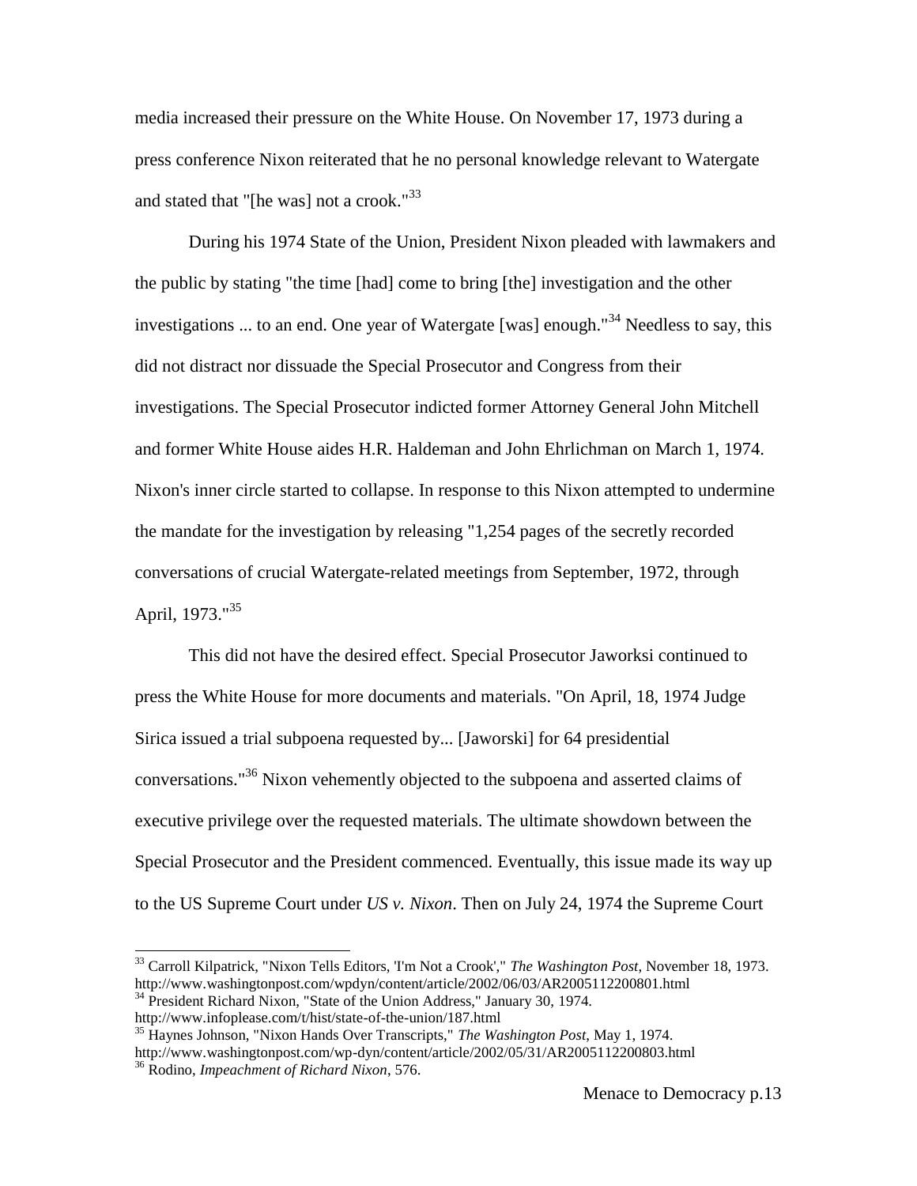media increased their pressure on the White House. On November 17, 1973 during a press conference Nixon reiterated that he no personal knowledge relevant to Watergate and stated that "[he was] not a crook."[33]

During his 1974 State of the Union, President Nixon pleaded with lawmakers and the public by stating "the time [had] come to bring [the] investigation and the other investigations ... to an end. One year of Watergate [was] enough."[34] Needless to say, this did not distract nor dissuade the Special Prosecutor and Congress from their investigations. The Special Prosecutor indicted former Attorney General John Mitchell and former White House aides H.R. Haldeman and John Ehrlichman on March 1, 1974. Nixon's inner circle started to collapse. In response to this Nixon attempted to undermine the mandate for the investigation by releasing "1,254 pages of the secretly recorded conversations of crucial Watergate-related meetings from September, 1972, through April, 1973."[35]

This did not have the desired effect. Special Prosecutor Jaworksi continued to press the White House for more documents and materials. "On April, 18, 1974 Judge Sirica issued a trial subpoena requested by... [Jaworski] for 64 presidential conversations."[36] Nixon vehemently objected to the subpoena and asserted claims of executive privilege over the requested materials. The ultimate showdown between the Special Prosecutor and the President commenced. Eventually, this issue made its way up to the US Supreme Court under *US v. Nixon*. Then on July 24, 1974 the Supreme Court

---

[33] Carroll Kilpatrick, "Nixon Tells Editors, 'I'm Not a Crook'," *The Washington Post*, November 18, 1973. http://www.washingtonpost.com/wpdyn/content/article/2002/06/03/AR2005112200801.html

[34] President Richard Nixon, "State of the Union Address," January 30, 1974. http://www.infoplease.com/t/hist/state-of-the-union/187.html

[35] Haynes Johnson, "Nixon Hands Over Transcripts," *The Washington Post*, May 1, 1974. http://www.washingtonpost.com/wp-dyn/content/article/2002/05/31/AR2005112200803.html

[36] Rodino, *Impeachment of Richard Nixon*, 576.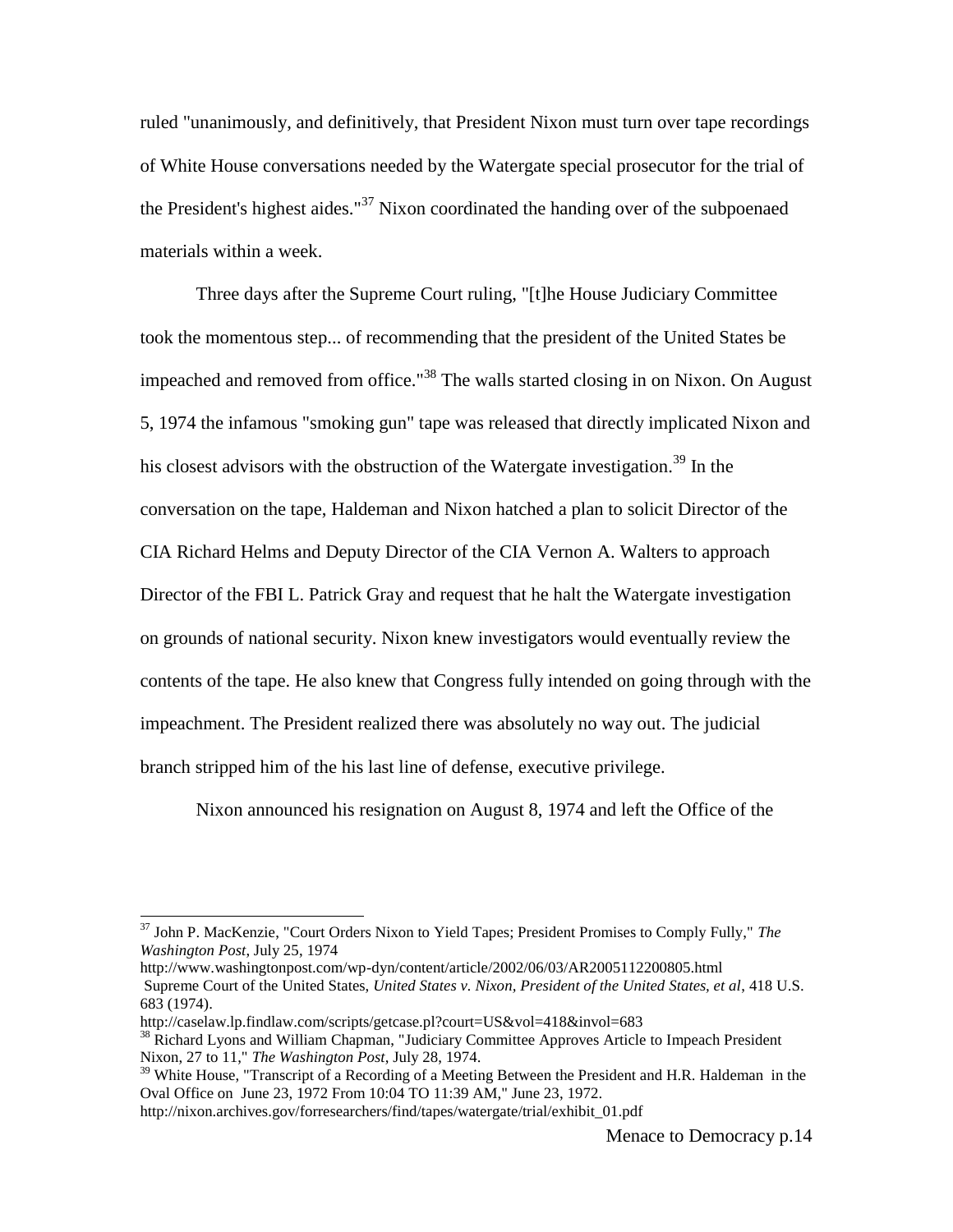ruled "unanimously, and definitively, that President Nixon must turn over tape recordings of White House conversations needed by the Watergate special prosecutor for the trial of the President's highest aides."[37] Nixon coordinated the handing over of the subpoenaed materials within a week.

Three days after the Supreme Court ruling, "[t]he House Judiciary Committee took the momentous step... of recommending that the president of the United States be impeached and removed from office."[38] The walls started closing in on Nixon. On August 5, 1974 the infamous "smoking gun" tape was released that directly implicated Nixon and his closest advisors with the obstruction of the Watergate investigation.[39] In the conversation on the tape, Haldeman and Nixon hatched a plan to solicit Director of the CIA Richard Helms and Deputy Director of the CIA Vernon A. Walters to approach Director of the FBI L. Patrick Gray and request that he halt the Watergate investigation on grounds of national security. Nixon knew investigators would eventually review the contents of the tape. He also knew that Congress fully intended on going through with the impeachment. The President realized there was absolutely no way out. The judicial branch stripped him of the his last line of defense, executive privilege.

Nixon announced his resignation on August 8, 1974 and left the Office of the

---

[37] John P. MacKenzie, "Court Orders Nixon to Yield Tapes; President Promises to Comply Fully," *The Washington Post*, July 25, 1974
http://www.washingtonpost.com/wp-dyn/content/article/2002/06/03/AR2005112200805.html
Supreme Court of the United States, *United States v. Nixon, President of the United States, et al*, 418 U.S. 683 (1974).
http://caselaw.lp.findlaw.com/scripts/getcase.pl?court=US&vol=418&invol=683

[38] Richard Lyons and William Chapman, "Judiciary Committee Approves Article to Impeach President Nixon, 27 to 11," *The Washington Post*, July 28, 1974.

[39] White House, "Transcript of a Recording of a Meeting Between the President and H.R. Haldeman in the Oval Office on June 23, 1972 From 10:04 TO 11:39 AM," June 23, 1972.
http://nixon.archives.gov/forresearchers/find/tapes/watergate/trial/exhibit_01.pdf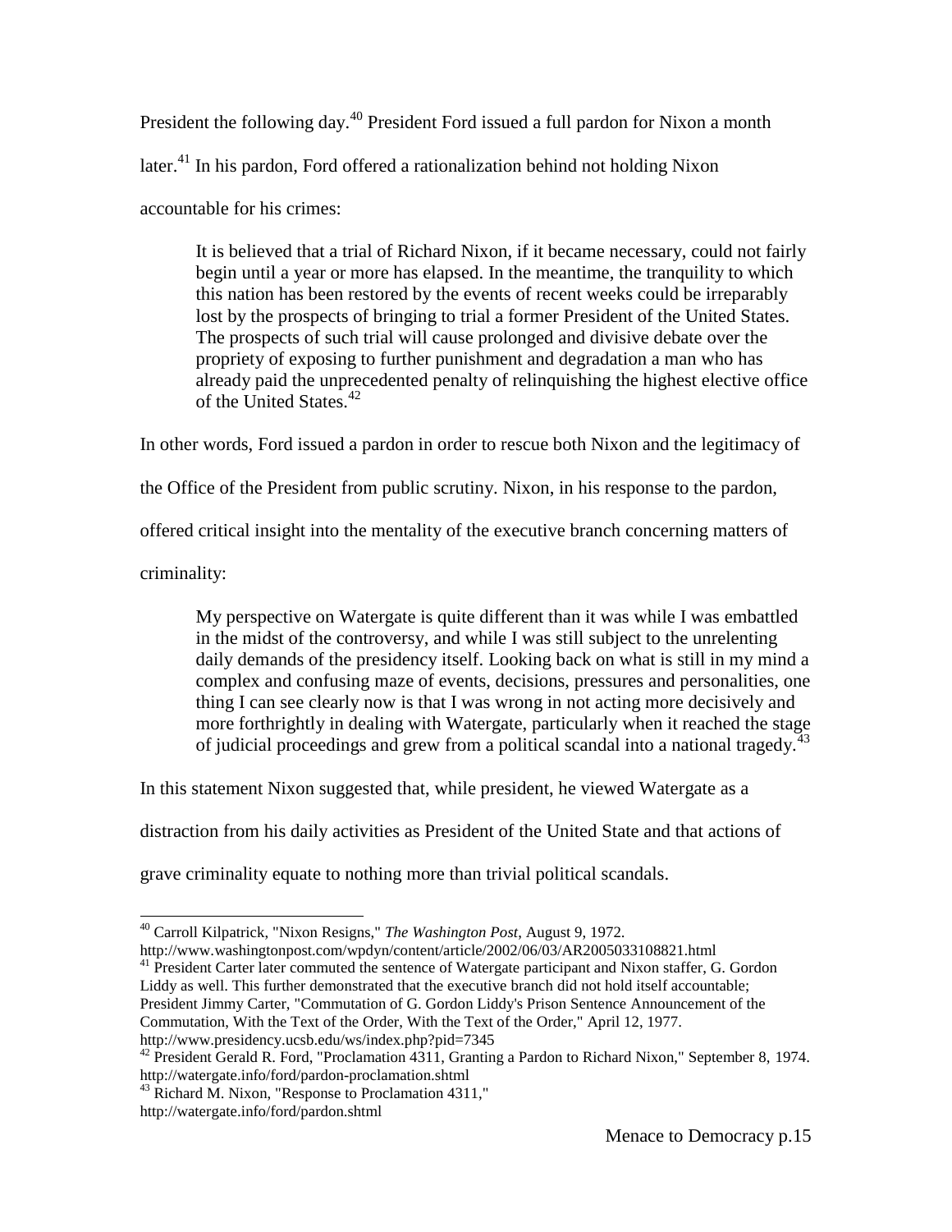President the following day.[40] President Ford issued a full pardon for Nixon a month later.[41] In his pardon, Ford offered a rationalization behind not holding Nixon accountable for his crimes:

> It is believed that a trial of Richard Nixon, if it became necessary, could not fairly begin until a year or more has elapsed. In the meantime, the tranquility to which this nation has been restored by the events of recent weeks could be irreparably lost by the prospects of bringing to trial a former President of the United States. The prospects of such trial will cause prolonged and divisive debate over the propriety of exposing to further punishment and degradation a man who has already paid the unprecedented penalty of relinquishing the highest elective office of the United States.[42]

In other words, Ford issued a pardon in order to rescue both Nixon and the legitimacy of the Office of the President from public scrutiny. Nixon, in his response to the pardon, offered critical insight into the mentality of the executive branch concerning matters of criminality:

> My perspective on Watergate is quite different than it was while I was embattled in the midst of the controversy, and while I was still subject to the unrelenting daily demands of the presidency itself. Looking back on what is still in my mind a complex and confusing maze of events, decisions, pressures and personalities, one thing I can see clearly now is that I was wrong in not acting more decisively and more forthrightly in dealing with Watergate, particularly when it reached the stage of judicial proceedings and grew from a political scandal into a national tragedy.[43]

In this statement Nixon suggested that, while president, he viewed Watergate as a distraction from his daily activities as President of the United State and that actions of grave criminality equate to nothing more than trivial political scandals.

---

[40] Carroll Kilpatrick, "Nixon Resigns," *The Washington Post*, August 9, 1972. http://www.washingtonpost.com/wpdyn/content/article/2002/06/03/AR2005033108821.html

[41] President Carter later commuted the sentence of Watergate participant and Nixon staffer, G. Gordon Liddy as well. This further demonstrated that the executive branch did not hold itself accountable; President Jimmy Carter, "Commutation of G. Gordon Liddy's Prison Sentence Announcement of the Commutation, With the Text of the Order, With the Text of the Order," April 12, 1977. http://www.presidency.ucsb.edu/ws/index.php?pid=7345

[42] President Gerald R. Ford, "Proclamation 4311, Granting a Pardon to Richard Nixon," September 8, 1974. http://watergate.info/ford/pardon-proclamation.shtml

[43] Richard M. Nixon, "Response to Proclamation 4311," http://watergate.info/ford/pardon.shtml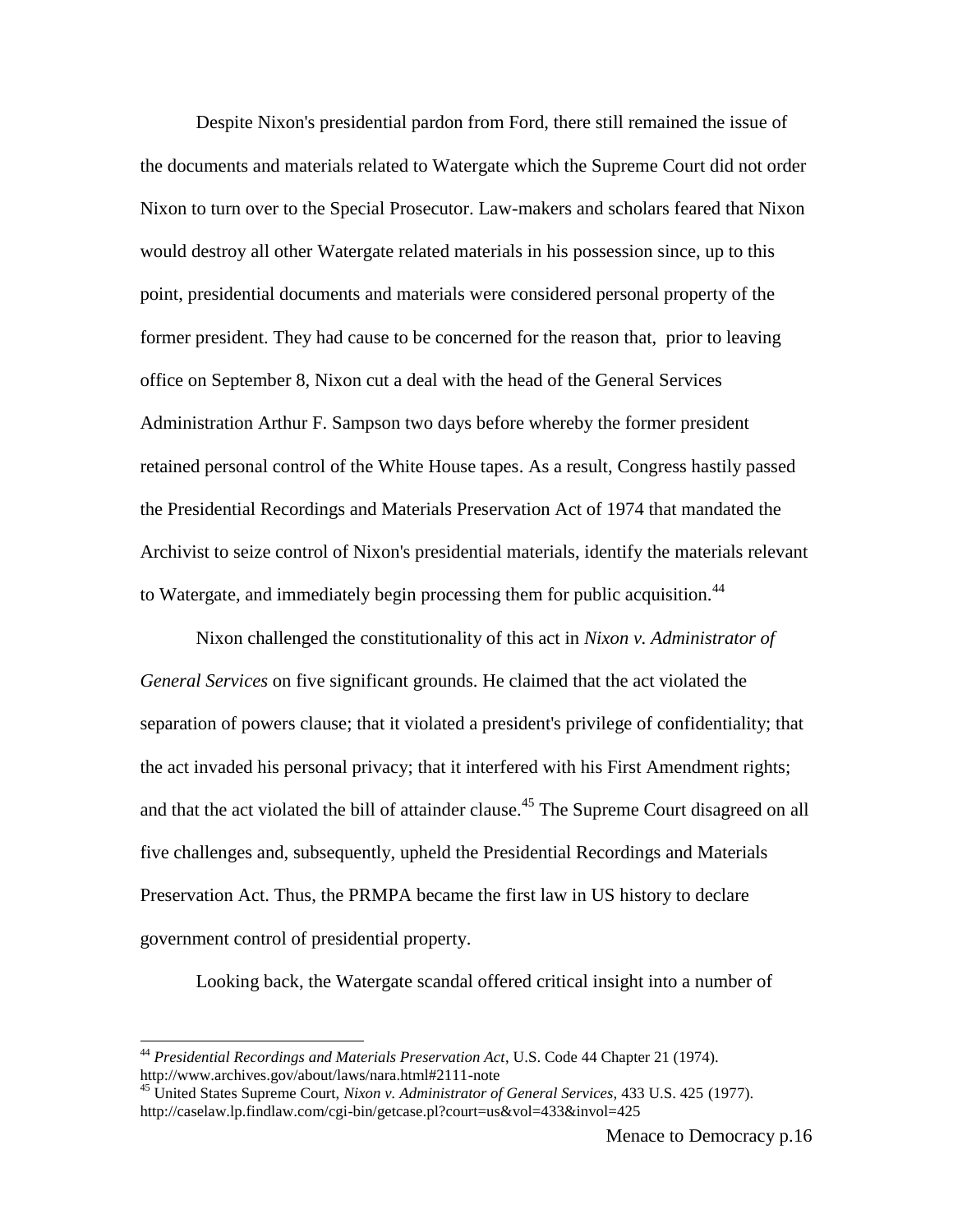Despite Nixon's presidential pardon from Ford, there still remained the issue of the documents and materials related to Watergate which the Supreme Court did not order Nixon to turn over to the Special Prosecutor. Law-makers and scholars feared that Nixon would destroy all other Watergate related materials in his possession since, up to this point, presidential documents and materials were considered personal property of the former president. They had cause to be concerned for the reason that, prior to leaving office on September 8, Nixon cut a deal with the head of the General Services Administration Arthur F. Sampson two days before whereby the former president retained personal control of the White House tapes. As a result, Congress hastily passed the Presidential Recordings and Materials Preservation Act of 1974 that mandated the Archivist to seize control of Nixon's presidential materials, identify the materials relevant to Watergate, and immediately begin processing them for public acquisition.[44]

Nixon challenged the constitutionality of this act in *Nixon v. Administrator of General Services* on five significant grounds. He claimed that the act violated the separation of powers clause; that it violated a president's privilege of confidentiality; that the act invaded his personal privacy; that it interfered with his First Amendment rights; and that the act violated the bill of attainder clause.[45] The Supreme Court disagreed on all five challenges and, subsequently, upheld the Presidential Recordings and Materials Preservation Act. Thus, the PRMPA became the first law in US history to declare government control of presidential property.

Looking back, the Watergate scandal offered critical insight into a number of

---

[44] *Presidential Recordings and Materials Preservation Act*, U.S. Code 44 Chapter 21 (1974). http://www.archives.gov/about/laws/nara.html#2111-note

[45] United States Supreme Court, *Nixon v. Administrator of General Services*, 433 U.S. 425 (1977). http://caselaw.lp.findlaw.com/cgi-bin/getcase.pl?court=us&vol=433&invol=425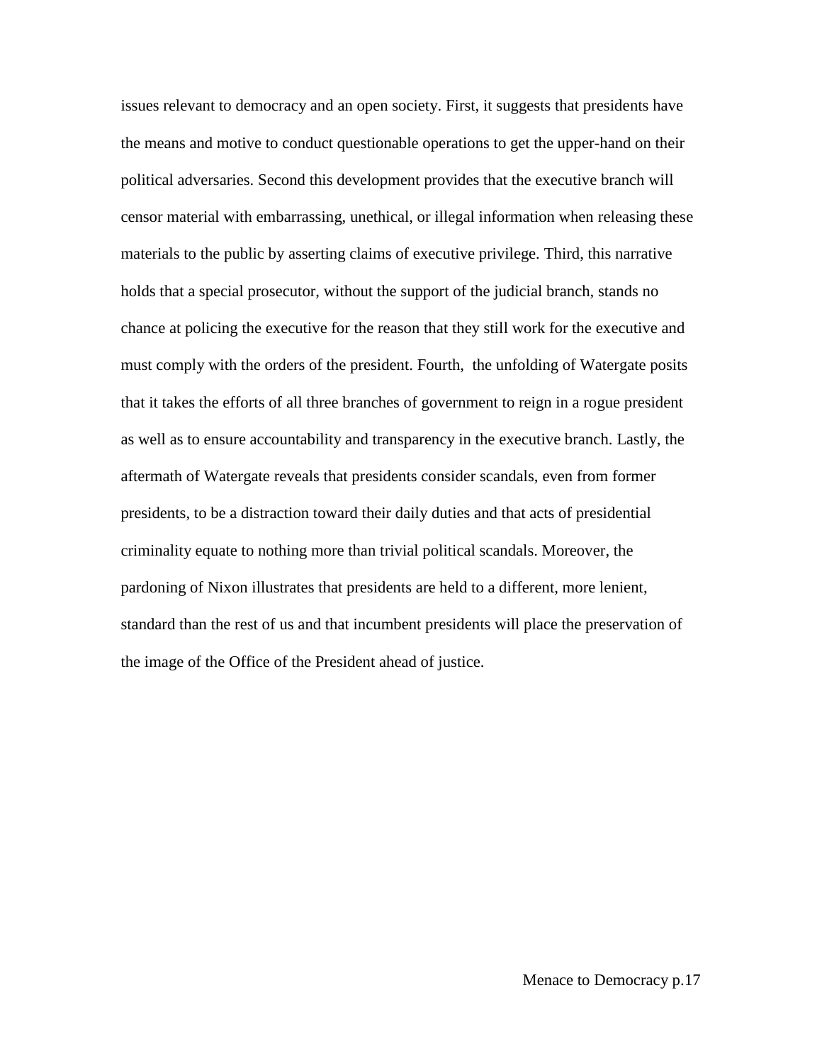issues relevant to democracy and an open society. First, it suggests that presidents have the means and motive to conduct questionable operations to get the upper-hand on their political adversaries. Second this development provides that the executive branch will censor material with embarrassing, unethical, or illegal information when releasing these materials to the public by asserting claims of executive privilege. Third, this narrative holds that a special prosecutor, without the support of the judicial branch, stands no chance at policing the executive for the reason that they still work for the executive and must comply with the orders of the president. Fourth, the unfolding of Watergate posits that it takes the efforts of all three branches of government to reign in a rogue president as well as to ensure accountability and transparency in the executive branch. Lastly, the aftermath of Watergate reveals that presidents consider scandals, even from former presidents, to be a distraction toward their daily duties and that acts of presidential criminality equate to nothing more than trivial political scandals. Moreover, the pardoning of Nixon illustrates that presidents are held to a different, more lenient, standard than the rest of us and that incumbent presidents will place the preservation of the image of the Office of the President ahead of justice.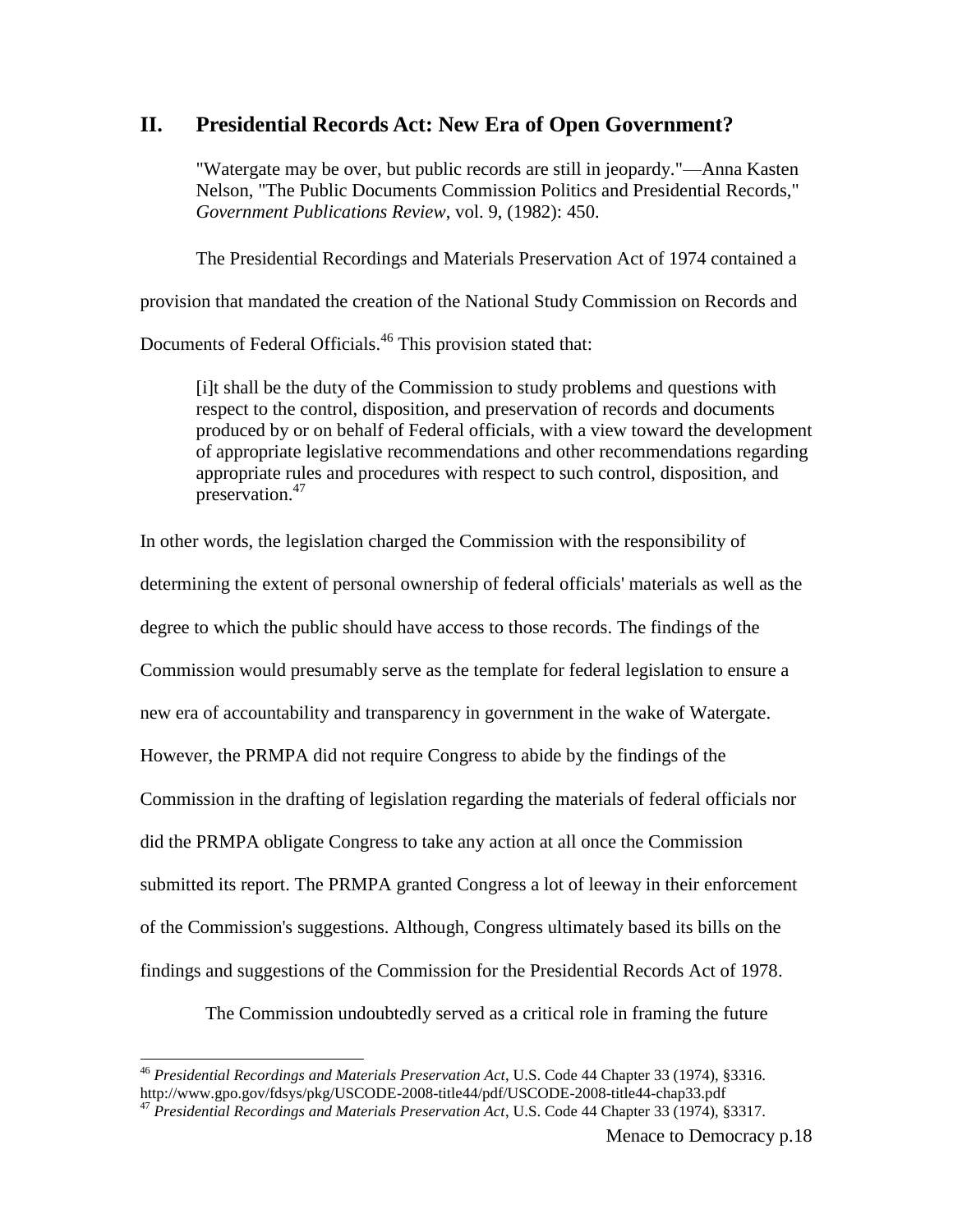## II. Presidential Records Act: New Era of Open Government?

> "Watergate may be over, but public records are still in jeopardy."—Anna Kasten Nelson, "The Public Documents Commission Politics and Presidential Records," *Government Publications Review*, vol. 9, (1982): 450.

The Presidential Recordings and Materials Preservation Act of 1974 contained a provision that mandated the creation of the National Study Commission on Records and Documents of Federal Officials.[46] This provision stated that:

> [i]t shall be the duty of the Commission to study problems and questions with respect to the control, disposition, and preservation of records and documents produced by or on behalf of Federal officials, with a view toward the development of appropriate legislative recommendations and other recommendations regarding appropriate rules and procedures with respect to such control, disposition, and preservation.[47]

In other words, the legislation charged the Commission with the responsibility of determining the extent of personal ownership of federal officials' materials as well as the degree to which the public should have access to those records. The findings of the Commission would presumably serve as the template for federal legislation to ensure a new era of accountability and transparency in government in the wake of Watergate. However, the PRMPA did not require Congress to abide by the findings of the Commission in the drafting of legislation regarding the materials of federal officials nor did the PRMPA obligate Congress to take any action at all once the Commission submitted its report. The PRMPA granted Congress a lot of leeway in their enforcement of the Commission's suggestions. Although, Congress ultimately based its bills on the findings and suggestions of the Commission for the Presidential Records Act of 1978.

The Commission undoubtedly served as a critical role in framing the future

---

[46] *Presidential Recordings and Materials Preservation Act*, U.S. Code 44 Chapter 33 (1974), §3316. http://www.gpo.gov/fdsys/pkg/USCODE-2008-title44/pdf/USCODE-2008-title44-chap33.pdf

[47] *Presidential Recordings and Materials Preservation Act*, U.S. Code 44 Chapter 33 (1974), §3317.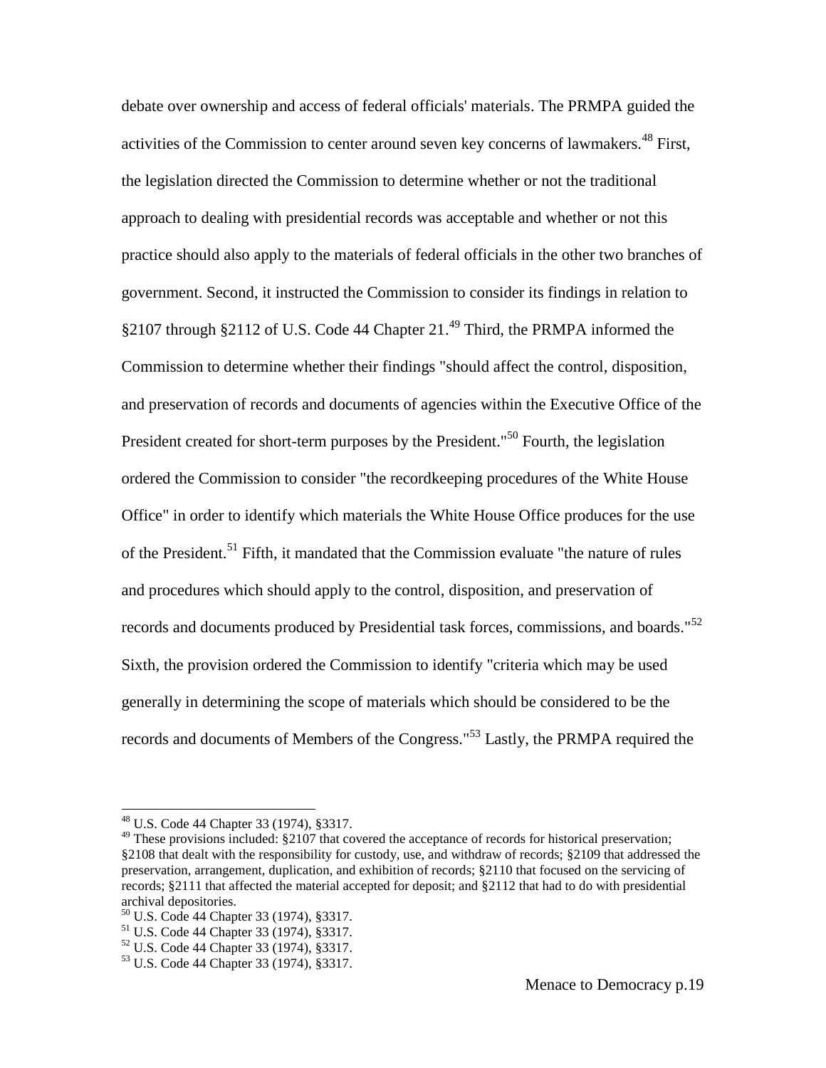debate over ownership and access of federal officials' materials. The PRMPA guided the activities of the Commission to center around seven key concerns of lawmakers.[48] First, the legislation directed the Commission to determine whether or not the traditional approach to dealing with presidential records was acceptable and whether or not this practice should also apply to the materials of federal officials in the other two branches of government. Second, it instructed the Commission to consider its findings in relation to §2107 through §2112 of U.S. Code 44 Chapter 21.[49] Third, the PRMPA informed the Commission to determine whether their findings "should affect the control, disposition, and preservation of records and documents of agencies within the Executive Office of the President created for short-term purposes by the President."[50] Fourth, the legislation ordered the Commission to consider "the recordkeeping procedures of the White House Office" in order to identify which materials the White House Office produces for the use of the President.[51] Fifth, it mandated that the Commission evaluate "the nature of rules and procedures which should apply to the control, disposition, and preservation of records and documents produced by Presidential task forces, commissions, and boards."[52] Sixth, the provision ordered the Commission to identify "criteria which may be used generally in determining the scope of materials which should be considered to be the records and documents of Members of the Congress."[53] Lastly, the PRMPA required the

---

[48] U.S. Code 44 Chapter 33 (1974), §3317.

[49] These provisions included: §2107 that covered the acceptance of records for historical preservation; §2108 that dealt with the responsibility for custody, use, and withdraw of records; §2109 that addressed the preservation, arrangement, duplication, and exhibition of records; §2110 that focused on the servicing of records; §2111 that affected the material accepted for deposit; and §2112 that had to do with presidential archival depositories.

[50] U.S. Code 44 Chapter 33 (1974), §3317.

[51] U.S. Code 44 Chapter 33 (1974), §3317.

[52] U.S. Code 44 Chapter 33 (1974), §3317.

[53] U.S. Code 44 Chapter 33 (1974), §3317.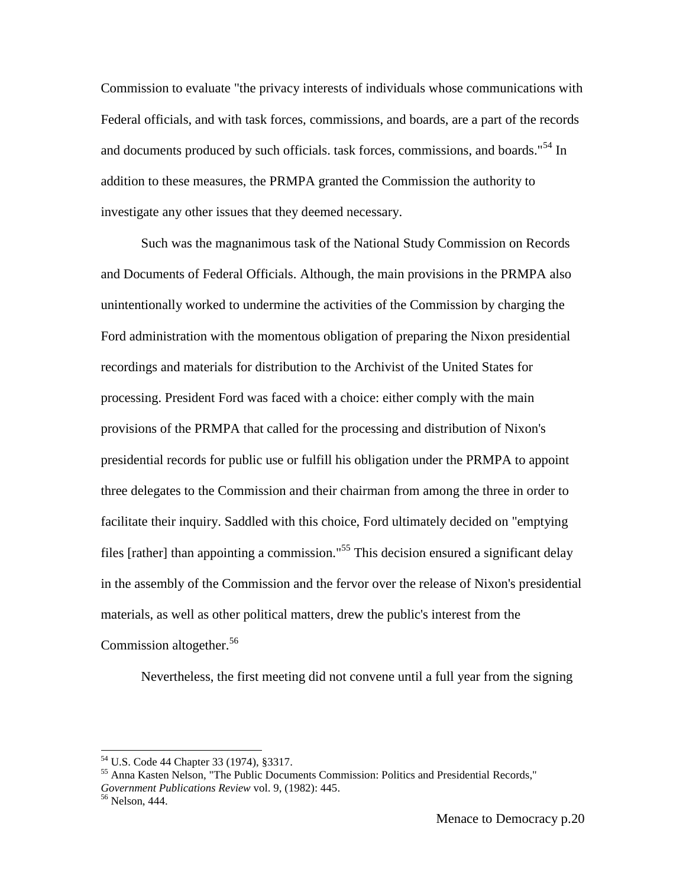Commission to evaluate "the privacy interests of individuals whose communications with Federal officials, and with task forces, commissions, and boards, are a part of the records and documents produced by such officials. task forces, commissions, and boards."[54] In addition to these measures, the PRMPA granted the Commission the authority to investigate any other issues that they deemed necessary.

Such was the magnanimous task of the National Study Commission on Records and Documents of Federal Officials. Although, the main provisions in the PRMPA also unintentionally worked to undermine the activities of the Commission by charging the Ford administration with the momentous obligation of preparing the Nixon presidential recordings and materials for distribution to the Archivist of the United States for processing. President Ford was faced with a choice: either comply with the main provisions of the PRMPA that called for the processing and distribution of Nixon's presidential records for public use or fulfill his obligation under the PRMPA to appoint three delegates to the Commission and their chairman from among the three in order to facilitate their inquiry. Saddled with this choice, Ford ultimately decided on "emptying files [rather] than appointing a commission."[55] This decision ensured a significant delay in the assembly of the Commission and the fervor over the release of Nixon's presidential materials, as well as other political matters, drew the public's interest from the Commission altogether.[56]

Nevertheless, the first meeting did not convene until a full year from the signing

---

[54] U.S. Code 44 Chapter 33 (1974), §3317.

[55] Anna Kasten Nelson, "The Public Documents Commission: Politics and Presidential Records," *Government Publications Review* vol. 9, (1982): 445.

[56] Nelson, 444.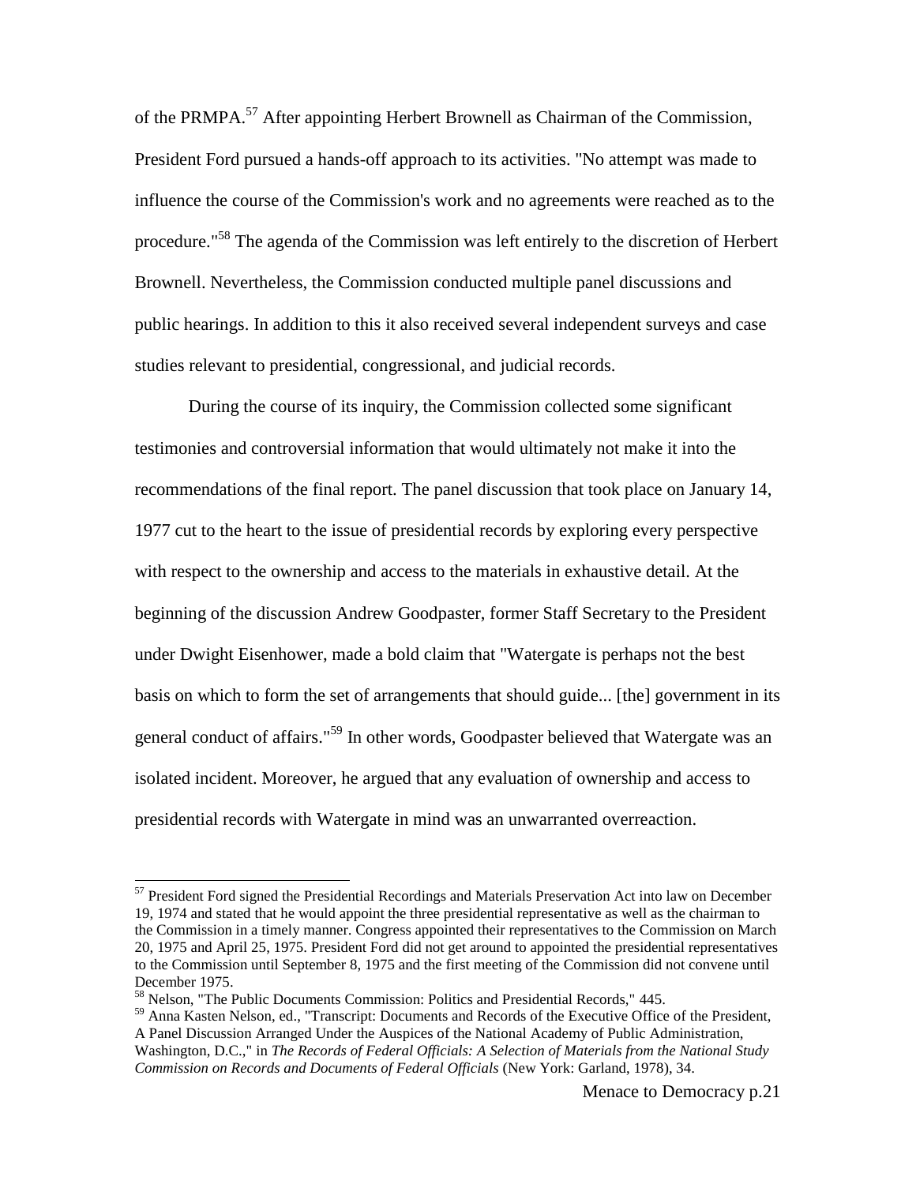of the PRMPA.[57] After appointing Herbert Brownell as Chairman of the Commission, President Ford pursued a hands-off approach to its activities. "No attempt was made to influence the course of the Commission's work and no agreements were reached as to the procedure."[58] The agenda of the Commission was left entirely to the discretion of Herbert Brownell. Nevertheless, the Commission conducted multiple panel discussions and public hearings. In addition to this it also received several independent surveys and case studies relevant to presidential, congressional, and judicial records.

During the course of its inquiry, the Commission collected some significant testimonies and controversial information that would ultimately not make it into the recommendations of the final report. The panel discussion that took place on January 14, 1977 cut to the heart to the issue of presidential records by exploring every perspective with respect to the ownership and access to the materials in exhaustive detail. At the beginning of the discussion Andrew Goodpaster, former Staff Secretary to the President under Dwight Eisenhower, made a bold claim that "Watergate is perhaps not the best basis on which to form the set of arrangements that should guide... [the] government in its general conduct of affairs."[59] In other words, Goodpaster believed that Watergate was an isolated incident. Moreover, he argued that any evaluation of ownership and access to presidential records with Watergate in mind was an unwarranted overreaction.

---

[57] President Ford signed the Presidential Recordings and Materials Preservation Act into law on December 19, 1974 and stated that he would appoint the three presidential representative as well as the chairman to the Commission in a timely manner. Congress appointed their representatives to the Commission on March 20, 1975 and April 25, 1975. President Ford did not get around to appointed the presidential representatives to the Commission until September 8, 1975 and the first meeting of the Commission did not convene until December 1975.

[58] Nelson, "The Public Documents Commission: Politics and Presidential Records," 445.

[59] Anna Kasten Nelson, ed., "Transcript: Documents and Records of the Executive Office of the President, A Panel Discussion Arranged Under the Auspices of the National Academy of Public Administration, Washington, D.C.," in *The Records of Federal Officials: A Selection of Materials from the National Study Commission on Records and Documents of Federal Officials* (New York: Garland, 1978), 34.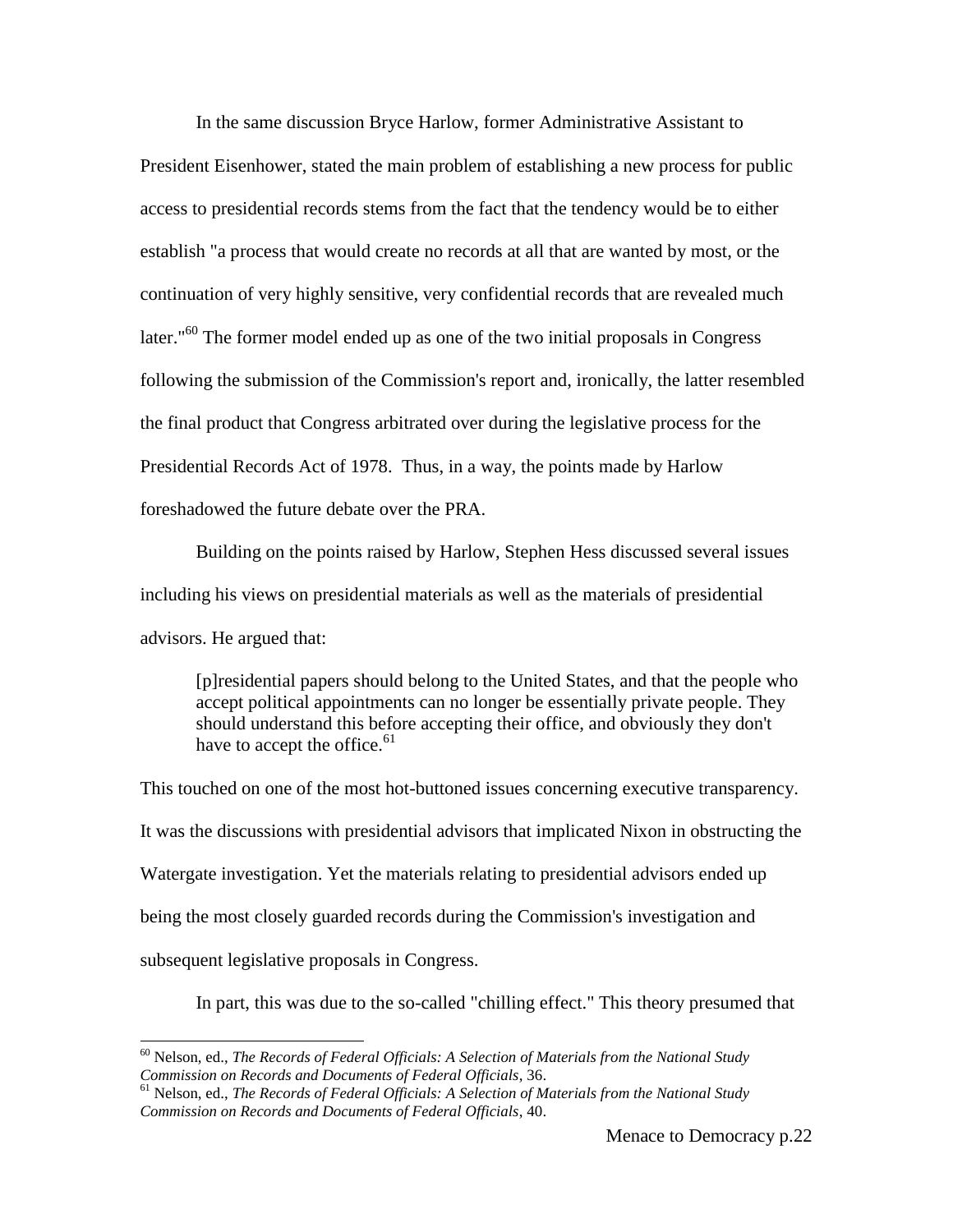In the same discussion Bryce Harlow, former Administrative Assistant to President Eisenhower, stated the main problem of establishing a new process for public access to presidential records stems from the fact that the tendency would be to either establish "a process that would create no records at all that are wanted by most, or the continuation of very highly sensitive, very confidential records that are revealed much later."[60] The former model ended up as one of the two initial proposals in Congress following the submission of the Commission's report and, ironically, the latter resembled the final product that Congress arbitrated over during the legislative process for the Presidential Records Act of 1978. Thus, in a way, the points made by Harlow foreshadowed the future debate over the PRA.

Building on the points raised by Harlow, Stephen Hess discussed several issues including his views on presidential materials as well as the materials of presidential advisors. He argued that:

> [p]residential papers should belong to the United States, and that the people who accept political appointments can no longer be essentially private people. They should understand this before accepting their office, and obviously they don't have to accept the office.[61]

This touched on one of the most hot-buttoned issues concerning executive transparency. It was the discussions with presidential advisors that implicated Nixon in obstructing the Watergate investigation. Yet the materials relating to presidential advisors ended up being the most closely guarded records during the Commission's investigation and subsequent legislative proposals in Congress.

In part, this was due to the so-called "chilling effect." This theory presumed that

---

[60] Nelson, ed., *The Records of Federal Officials: A Selection of Materials from the National Study Commission on Records and Documents of Federal Officials*, 36.

[61] Nelson, ed., *The Records of Federal Officials: A Selection of Materials from the National Study Commission on Records and Documents of Federal Officials*, 40.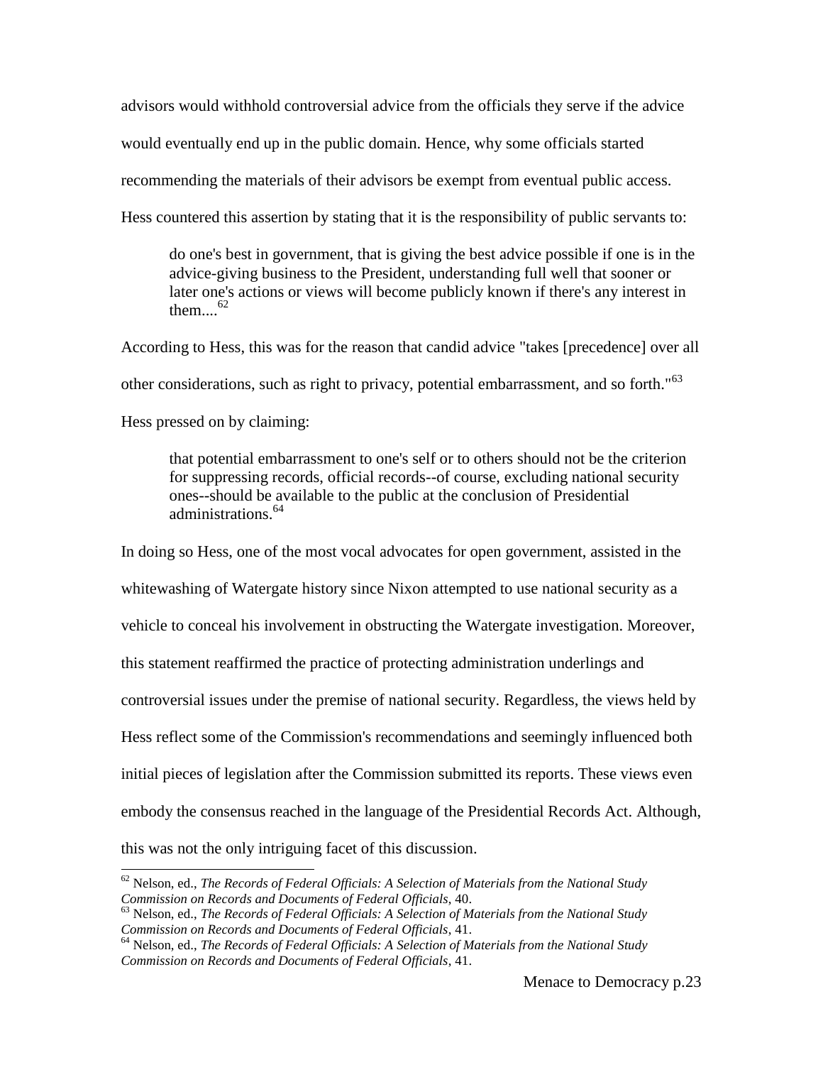advisors would withhold controversial advice from the officials they serve if the advice would eventually end up in the public domain. Hence, why some officials started recommending the materials of their advisors be exempt from eventual public access. Hess countered this assertion by stating that it is the responsibility of public servants to:

> do one's best in government, that is giving the best advice possible if one is in the advice-giving business to the President, understanding full well that sooner or later one's actions or views will become publicly known if there's any interest in them....[62]

According to Hess, this was for the reason that candid advice "takes [precedence] over all other considerations, such as right to privacy, potential embarrassment, and so forth."[63] Hess pressed on by claiming:

> that potential embarrassment to one's self or to others should not be the criterion for suppressing records, official records--of course, excluding national security ones--should be available to the public at the conclusion of Presidential administrations.[64]

In doing so Hess, one of the most vocal advocates for open government, assisted in the whitewashing of Watergate history since Nixon attempted to use national security as a vehicle to conceal his involvement in obstructing the Watergate investigation. Moreover, this statement reaffirmed the practice of protecting administration underlings and controversial issues under the premise of national security. Regardless, the views held by Hess reflect some of the Commission's recommendations and seemingly influenced both initial pieces of legislation after the Commission submitted its reports. These views even embody the consensus reached in the language of the Presidential Records Act. Although, this was not the only intriguing facet of this discussion.

---

[62] Nelson, ed., *The Records of Federal Officials: A Selection of Materials from the National Study Commission on Records and Documents of Federal Officials*, 40.

[63] Nelson, ed., *The Records of Federal Officials: A Selection of Materials from the National Study Commission on Records and Documents of Federal Officials*, 41.

[64] Nelson, ed., *The Records of Federal Officials: A Selection of Materials from the National Study Commission on Records and Documents of Federal Officials*, 41.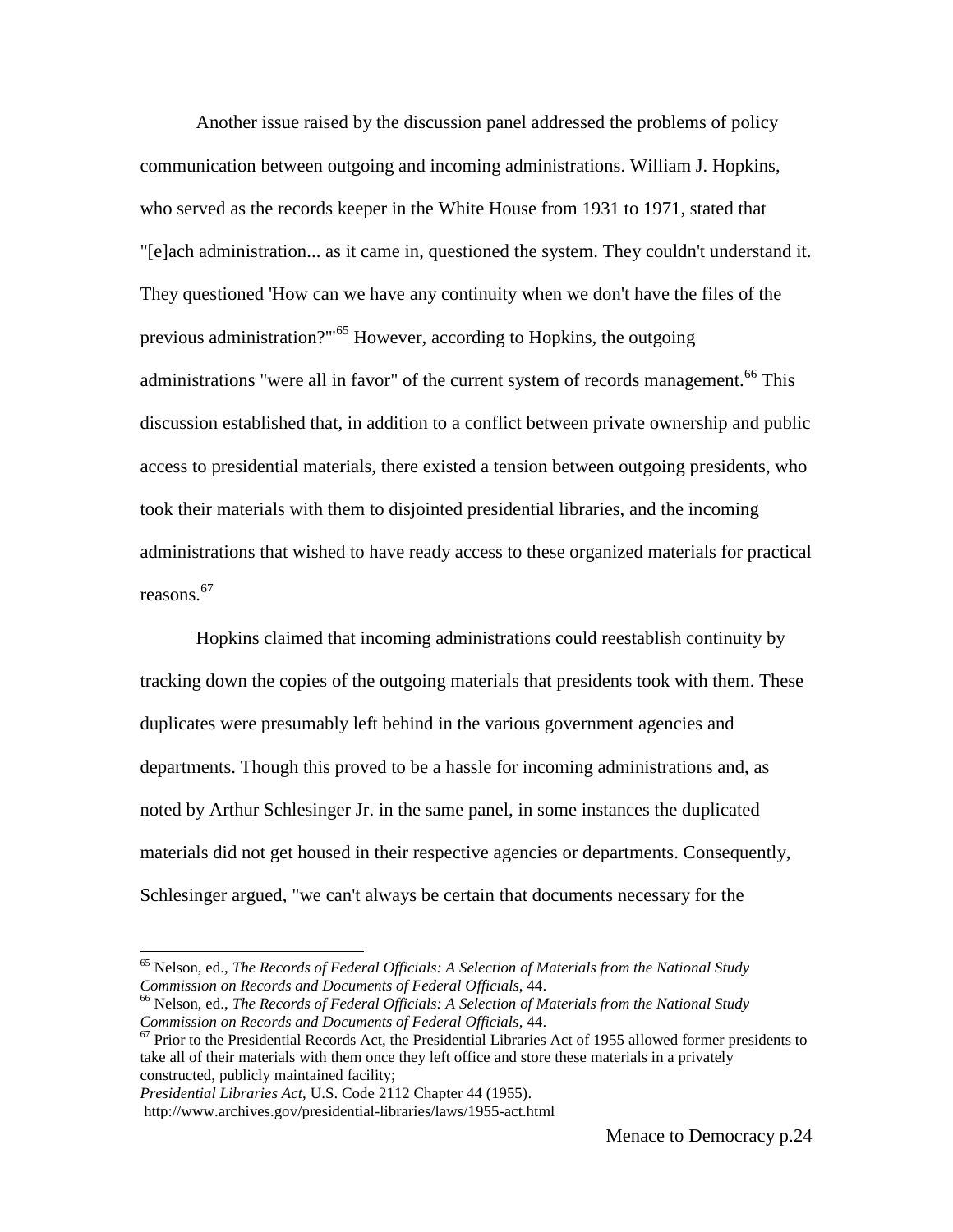Another issue raised by the discussion panel addressed the problems of policy communication between outgoing and incoming administrations. William J. Hopkins, who served as the records keeper in the White House from 1931 to 1971, stated that "[e]ach administration... as it came in, questioned the system. They couldn't understand it. They questioned 'How can we have any continuity when we don't have the files of the previous administration?'"[65] However, according to Hopkins, the outgoing administrations "were all in favor" of the current system of records management.[66] This discussion established that, in addition to a conflict between private ownership and public access to presidential materials, there existed a tension between outgoing presidents, who took their materials with them to disjointed presidential libraries, and the incoming administrations that wished to have ready access to these organized materials for practical reasons.[67]

Hopkins claimed that incoming administrations could reestablish continuity by tracking down the copies of the outgoing materials that presidents took with them. These duplicates were presumably left behind in the various government agencies and departments. Though this proved to be a hassle for incoming administrations and, as noted by Arthur Schlesinger Jr. in the same panel, in some instances the duplicated materials did not get housed in their respective agencies or departments. Consequently, Schlesinger argued, "we can't always be certain that documents necessary for the

---

[65] Nelson, ed., *The Records of Federal Officials: A Selection of Materials from the National Study Commission on Records and Documents of Federal Officials*, 44.

[66] Nelson, ed., *The Records of Federal Officials: A Selection of Materials from the National Study Commission on Records and Documents of Federal Officials*, 44.

[67] Prior to the Presidential Records Act, the Presidential Libraries Act of 1955 allowed former presidents to take all of their materials with them once they left office and store these materials in a privately constructed, publicly maintained facility;
*Presidential Libraries Act*, U.S. Code 2112 Chapter 44 (1955).
http://www.archives.gov/presidential-libraries/laws/1955-act.html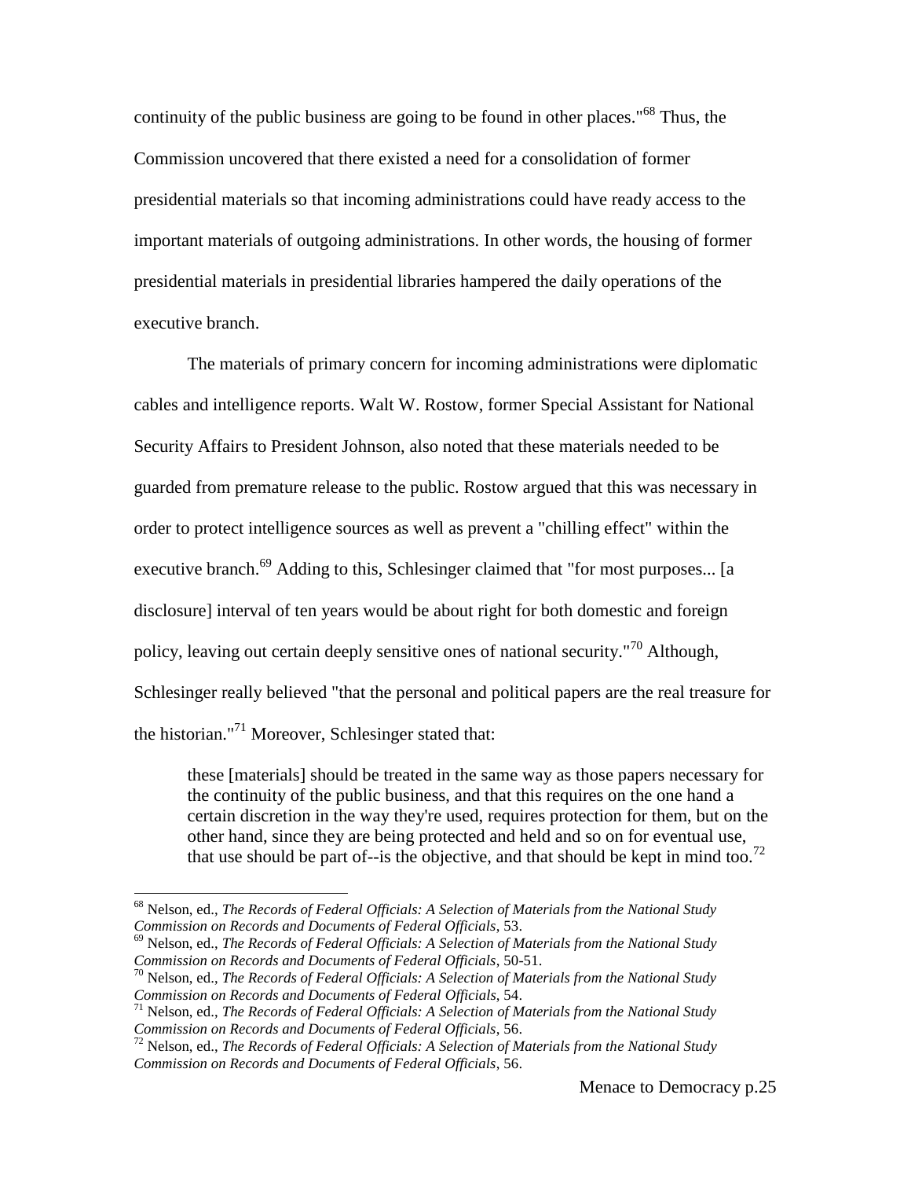continuity of the public business are going to be found in other places."[68] Thus, the Commission uncovered that there existed a need for a consolidation of former presidential materials so that incoming administrations could have ready access to the important materials of outgoing administrations. In other words, the housing of former presidential materials in presidential libraries hampered the daily operations of the executive branch.

The materials of primary concern for incoming administrations were diplomatic cables and intelligence reports. Walt W. Rostow, former Special Assistant for National Security Affairs to President Johnson, also noted that these materials needed to be guarded from premature release to the public. Rostow argued that this was necessary in order to protect intelligence sources as well as prevent a "chilling effect" within the executive branch.[69] Adding to this, Schlesinger claimed that "for most purposes... [a disclosure] interval of ten years would be about right for both domestic and foreign policy, leaving out certain deeply sensitive ones of national security."[70] Although, Schlesinger really believed "that the personal and political papers are the real treasure for the historian."[71] Moreover, Schlesinger stated that:

> these [materials] should be treated in the same way as those papers necessary for the continuity of the public business, and that this requires on the one hand a certain discretion in the way they're used, requires protection for them, but on the other hand, since they are being protected and held and so on for eventual use, that use should be part of--is the objective, and that should be kept in mind too.[72]

---

[68] Nelson, ed., *The Records of Federal Officials: A Selection of Materials from the National Study Commission on Records and Documents of Federal Officials*, 53.

[69] Nelson, ed., *The Records of Federal Officials: A Selection of Materials from the National Study Commission on Records and Documents of Federal Officials*, 50-51.

[70] Nelson, ed., *The Records of Federal Officials: A Selection of Materials from the National Study Commission on Records and Documents of Federal Officials*, 54.

[71] Nelson, ed., *The Records of Federal Officials: A Selection of Materials from the National Study Commission on Records and Documents of Federal Officials*, 56.

[72] Nelson, ed., *The Records of Federal Officials: A Selection of Materials from the National Study Commission on Records and Documents of Federal Officials*, 56.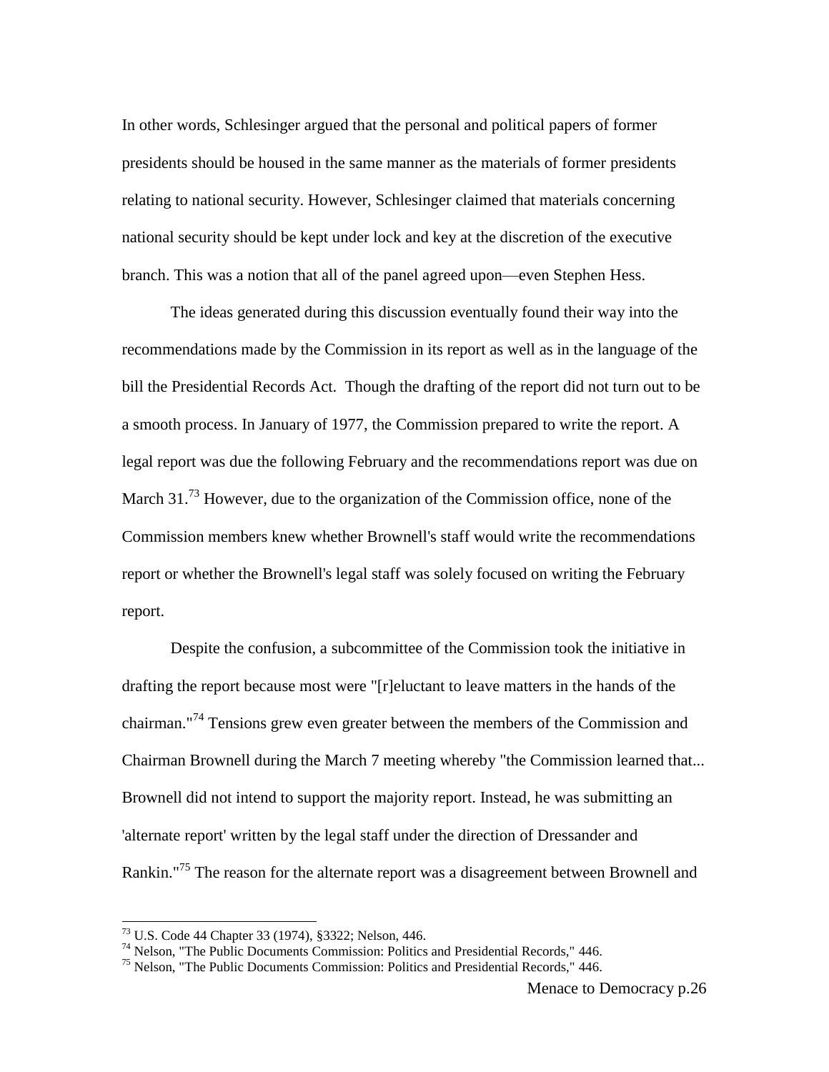In other words, Schlesinger argued that the personal and political papers of former presidents should be housed in the same manner as the materials of former presidents relating to national security. However, Schlesinger claimed that materials concerning national security should be kept under lock and key at the discretion of the executive branch. This was a notion that all of the panel agreed upon—even Stephen Hess.

The ideas generated during this discussion eventually found their way into the recommendations made by the Commission in its report as well as in the language of the bill the Presidential Records Act. Though the drafting of the report did not turn out to be a smooth process. In January of 1977, the Commission prepared to write the report. A legal report was due the following February and the recommendations report was due on March 31.[73] However, due to the organization of the Commission office, none of the Commission members knew whether Brownell's staff would write the recommendations report or whether the Brownell's legal staff was solely focused on writing the February report.

Despite the confusion, a subcommittee of the Commission took the initiative in drafting the report because most were "[r]eluctant to leave matters in the hands of the chairman."[74] Tensions grew even greater between the members of the Commission and Chairman Brownell during the March 7 meeting whereby "the Commission learned that... Brownell did not intend to support the majority report. Instead, he was submitting an 'alternate report' written by the legal staff under the direction of Dressander and Rankin."[75] The reason for the alternate report was a disagreement between Brownell and

---

[73] U.S. Code 44 Chapter 33 (1974), §3322; Nelson, 446.

[74] Nelson, "The Public Documents Commission: Politics and Presidential Records," 446.

[75] Nelson, "The Public Documents Commission: Politics and Presidential Records," 446.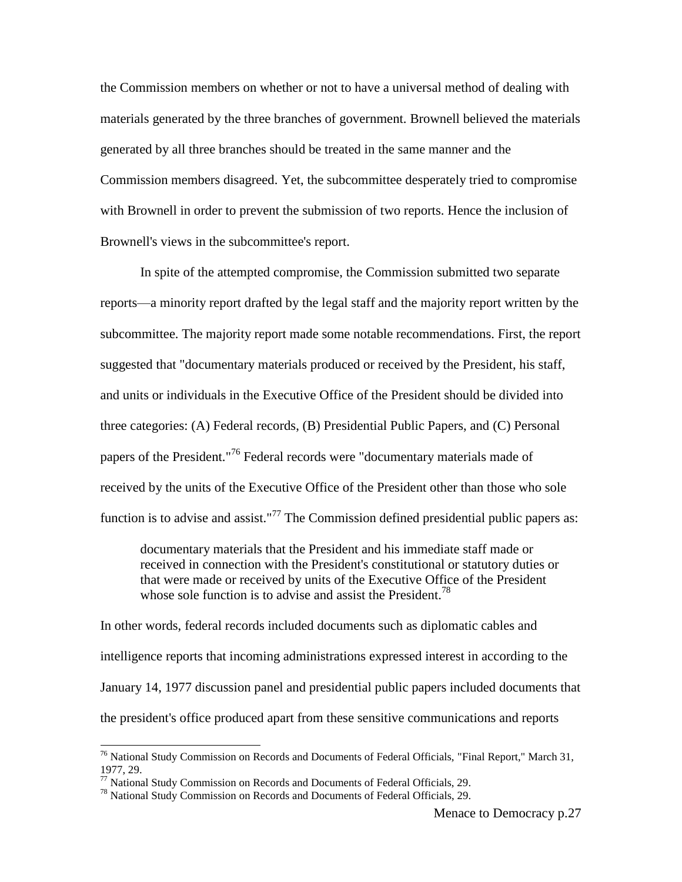the Commission members on whether or not to have a universal method of dealing with materials generated by the three branches of government. Brownell believed the materials generated by all three branches should be treated in the same manner and the Commission members disagreed. Yet, the subcommittee desperately tried to compromise with Brownell in order to prevent the submission of two reports. Hence the inclusion of Brownell's views in the subcommittee's report.

In spite of the attempted compromise, the Commission submitted two separate reports—a minority report drafted by the legal staff and the majority report written by the subcommittee. The majority report made some notable recommendations. First, the report suggested that "documentary materials produced or received by the President, his staff, and units or individuals in the Executive Office of the President should be divided into three categories: (A) Federal records, (B) Presidential Public Papers, and (C) Personal papers of the President."[76] Federal records were "documentary materials made of received by the units of the Executive Office of the President other than those who sole function is to advise and assist."[77] The Commission defined presidential public papers as:

> documentary materials that the President and his immediate staff made or received in connection with the President's constitutional or statutory duties or that were made or received by units of the Executive Office of the President whose sole function is to advise and assist the President.[78]

In other words, federal records included documents such as diplomatic cables and intelligence reports that incoming administrations expressed interest in according to the January 14, 1977 discussion panel and presidential public papers included documents that the president's office produced apart from these sensitive communications and reports

---

[76] National Study Commission on Records and Documents of Federal Officials, "Final Report," March 31, 1977, 29.

[77] National Study Commission on Records and Documents of Federal Officials, 29.

[78] National Study Commission on Records and Documents of Federal Officials, 29.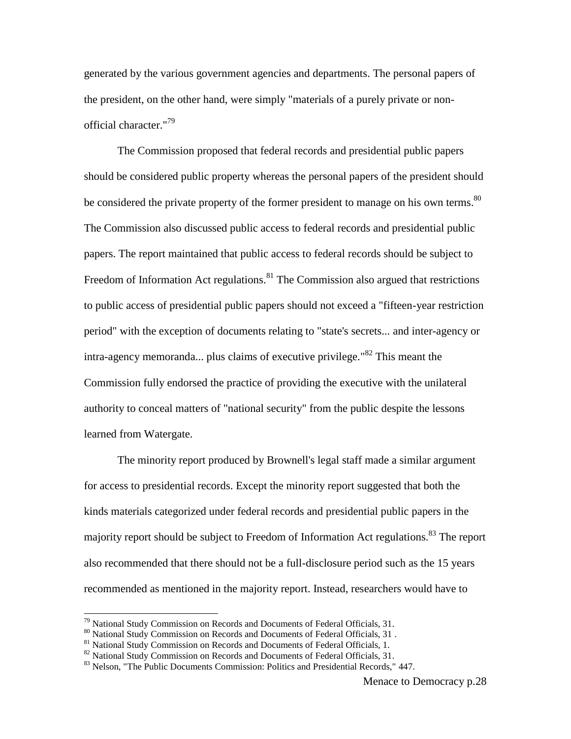generated by the various government agencies and departments. The personal papers of the president, on the other hand, were simply "materials of a purely private or non-official character."[79]

The Commission proposed that federal records and presidential public papers should be considered public property whereas the personal papers of the president should be considered the private property of the former president to manage on his own terms.[80] The Commission also discussed public access to federal records and presidential public papers. The report maintained that public access to federal records should be subject to Freedom of Information Act regulations.[81] The Commission also argued that restrictions to public access of presidential public papers should not exceed a "fifteen-year restriction period" with the exception of documents relating to "state's secrets... and inter-agency or intra-agency memoranda... plus claims of executive privilege."[82] This meant the Commission fully endorsed the practice of providing the executive with the unilateral authority to conceal matters of "national security" from the public despite the lessons learned from Watergate.

The minority report produced by Brownell's legal staff made a similar argument for access to presidential records. Except the minority report suggested that both the kinds materials categorized under federal records and presidential public papers in the majority report should be subject to Freedom of Information Act regulations.[83] The report also recommended that there should not be a full-disclosure period such as the 15 years recommended as mentioned in the majority report. Instead, researchers would have to

---

[79] National Study Commission on Records and Documents of Federal Officials, 31.
[80] National Study Commission on Records and Documents of Federal Officials, 31 .
[81] National Study Commission on Records and Documents of Federal Officials, 1.
[82] National Study Commission on Records and Documents of Federal Officials, 31.
[83] Nelson, "The Public Documents Commission: Politics and Presidential Records," 447.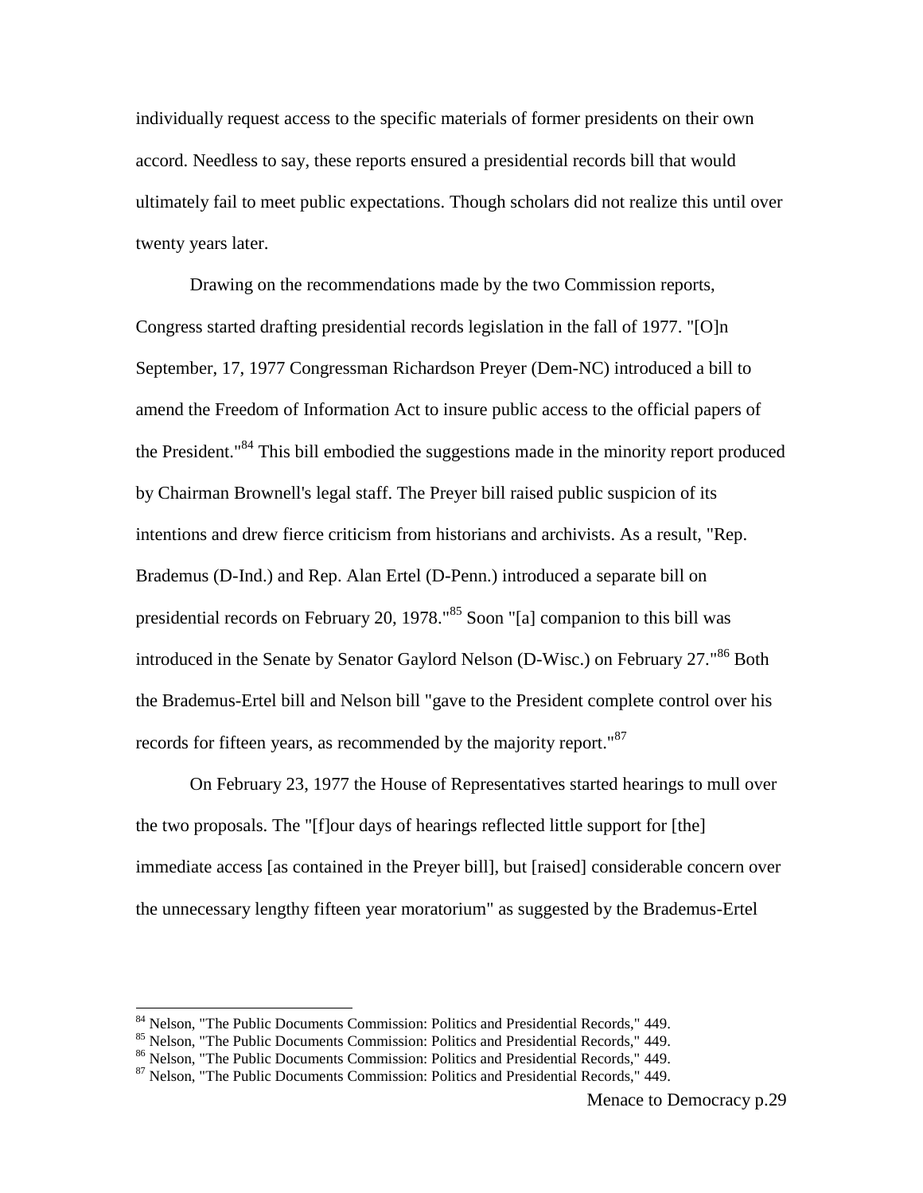individually request access to the specific materials of former presidents on their own accord. Needless to say, these reports ensured a presidential records bill that would ultimately fail to meet public expectations. Though scholars did not realize this until over twenty years later.

Drawing on the recommendations made by the two Commission reports, Congress started drafting presidential records legislation in the fall of 1977. "[O]n September, 17, 1977 Congressman Richardson Preyer (Dem-NC) introduced a bill to amend the Freedom of Information Act to insure public access to the official papers of the President."[84] This bill embodied the suggestions made in the minority report produced by Chairman Brownell's legal staff. The Preyer bill raised public suspicion of its intentions and drew fierce criticism from historians and archivists. As a result, "Rep. Brademus (D-Ind.) and Rep. Alan Ertel (D-Penn.) introduced a separate bill on presidential records on February 20, 1978."[85] Soon "[a] companion to this bill was introduced in the Senate by Senator Gaylord Nelson (D-Wisc.) on February 27."[86] Both the Brademus-Ertel bill and Nelson bill "gave to the President complete control over his records for fifteen years, as recommended by the majority report."[87]

On February 23, 1977 the House of Representatives started hearings to mull over the two proposals. The "[f]our days of hearings reflected little support for [the] immediate access [as contained in the Preyer bill], but [raised] considerable concern over the unnecessary lengthy fifteen year moratorium" as suggested by the Brademus-Ertel

[84] Nelson, "The Public Documents Commission: Politics and Presidential Records," 449.
[85] Nelson, "The Public Documents Commission: Politics and Presidential Records," 449.
[86] Nelson, "The Public Documents Commission: Politics and Presidential Records," 449.
[87] Nelson, "The Public Documents Commission: Politics and Presidential Records," 449.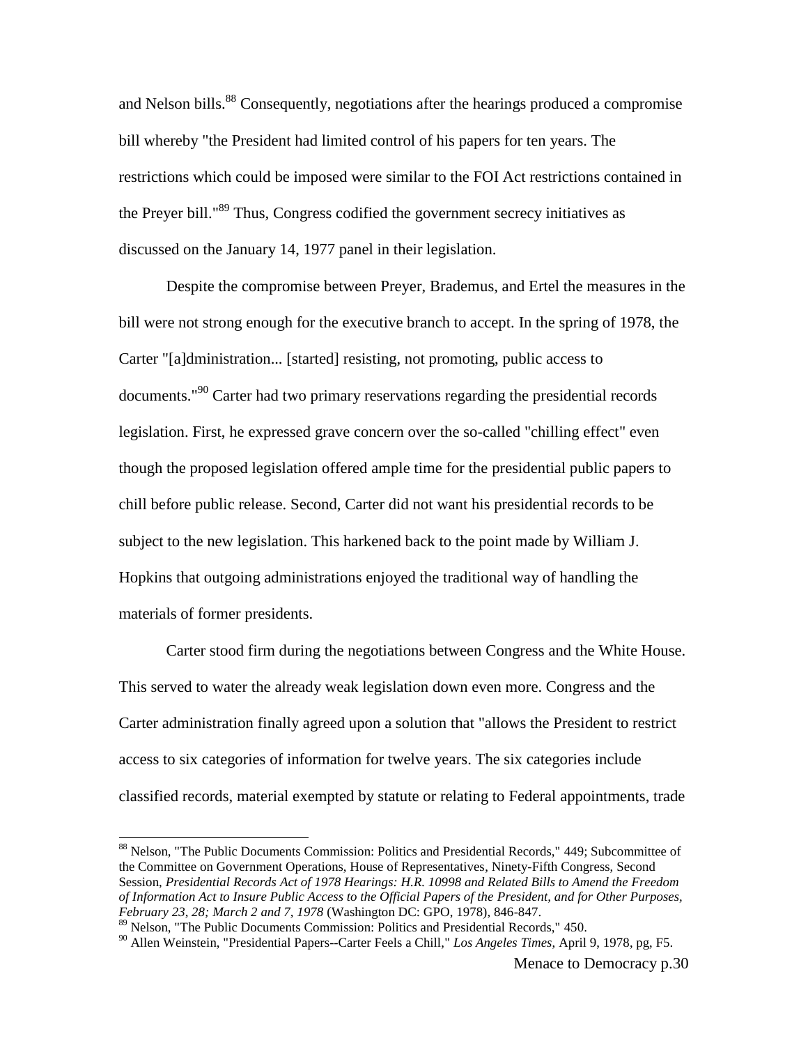and Nelson bills.[88] Consequently, negotiations after the hearings produced a compromise bill whereby "the President had limited control of his papers for ten years. The restrictions which could be imposed were similar to the FOI Act restrictions contained in the Preyer bill."[89] Thus, Congress codified the government secrecy initiatives as discussed on the January 14, 1977 panel in their legislation.

Despite the compromise between Preyer, Brademus, and Ertel the measures in the bill were not strong enough for the executive branch to accept. In the spring of 1978, the Carter "[a]dministration... [started] resisting, not promoting, public access to documents."[90] Carter had two primary reservations regarding the presidential records legislation. First, he expressed grave concern over the so-called "chilling effect" even though the proposed legislation offered ample time for the presidential public papers to chill before public release. Second, Carter did not want his presidential records to be subject to the new legislation. This harkened back to the point made by William J. Hopkins that outgoing administrations enjoyed the traditional way of handling the materials of former presidents.

Carter stood firm during the negotiations between Congress and the White House. This served to water the already weak legislation down even more. Congress and the Carter administration finally agreed upon a solution that "allows the President to restrict access to six categories of information for twelve years. The six categories include classified records, material exempted by statute or relating to Federal appointments, trade

---

[88] Nelson, "The Public Documents Commission: Politics and Presidential Records," 449; Subcommittee of the Committee on Government Operations, House of Representatives, Ninety-Fifth Congress, Second Session, *Presidential Records Act of 1978 Hearings: H.R. 10998 and Related Bills to Amend the Freedom of Information Act to Insure Public Access to the Official Papers of the President, and for Other Purposes, February 23, 28; March 2 and 7, 1978* (Washington DC: GPO, 1978), 846-847.

[89] Nelson, "The Public Documents Commission: Politics and Presidential Records," 450.

[90] Allen Weinstein, "Presidential Papers--Carter Feels a Chill," *Los Angeles Times*, April 9, 1978, pg, F5.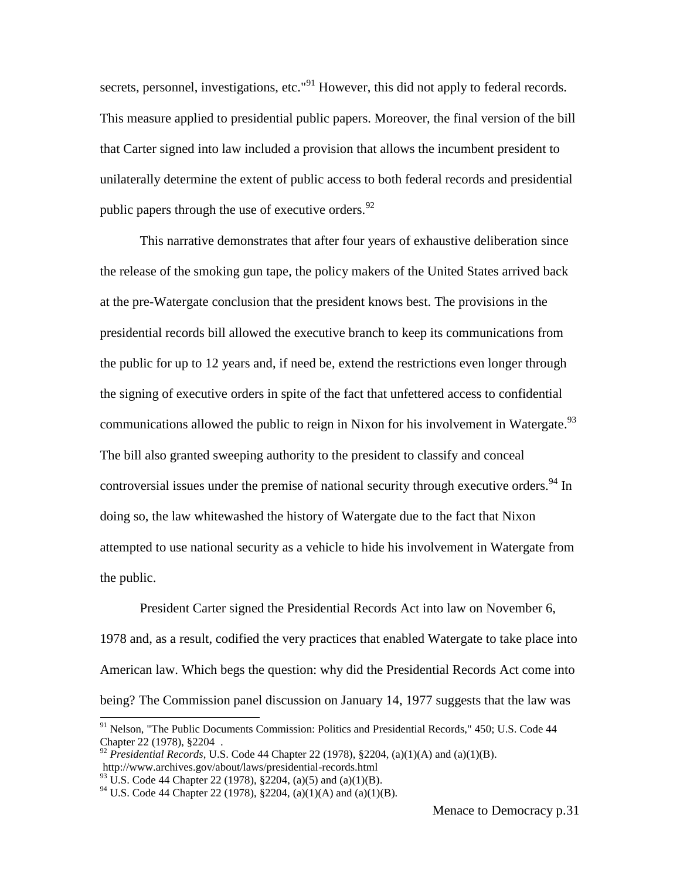secrets, personnel, investigations, etc."[91] However, this did not apply to federal records. This measure applied to presidential public papers. Moreover, the final version of the bill that Carter signed into law included a provision that allows the incumbent president to unilaterally determine the extent of public access to both federal records and presidential public papers through the use of executive orders.[92]

This narrative demonstrates that after four years of exhaustive deliberation since the release of the smoking gun tape, the policy makers of the United States arrived back at the pre-Watergate conclusion that the president knows best. The provisions in the presidential records bill allowed the executive branch to keep its communications from the public for up to 12 years and, if need be, extend the restrictions even longer through the signing of executive orders in spite of the fact that unfettered access to confidential communications allowed the public to reign in Nixon for his involvement in Watergate.[93] The bill also granted sweeping authority to the president to classify and conceal controversial issues under the premise of national security through executive orders.[94] In doing so, the law whitewashed the history of Watergate due to the fact that Nixon attempted to use national security as a vehicle to hide his involvement in Watergate from the public.

President Carter signed the Presidential Records Act into law on November 6, 1978 and, as a result, codified the very practices that enabled Watergate to take place into American law. Which begs the question: why did the Presidential Records Act come into being? The Commission panel discussion on January 14, 1977 suggests that the law was

---

[91] Nelson, "The Public Documents Commission: Politics and Presidential Records," 450; U.S. Code 44 Chapter 22 (1978), §2204 .

[92] *Presidential Records*, U.S. Code 44 Chapter 22 (1978), §2204, (a)(1)(A) and (a)(1)(B). http://www.archives.gov/about/laws/presidential-records.html

[93] U.S. Code 44 Chapter 22 (1978), §2204, (a)(5) and (a)(1)(B).

[94] U.S. Code 44 Chapter 22 (1978), §2204, (a)(1)(A) and (a)(1)(B).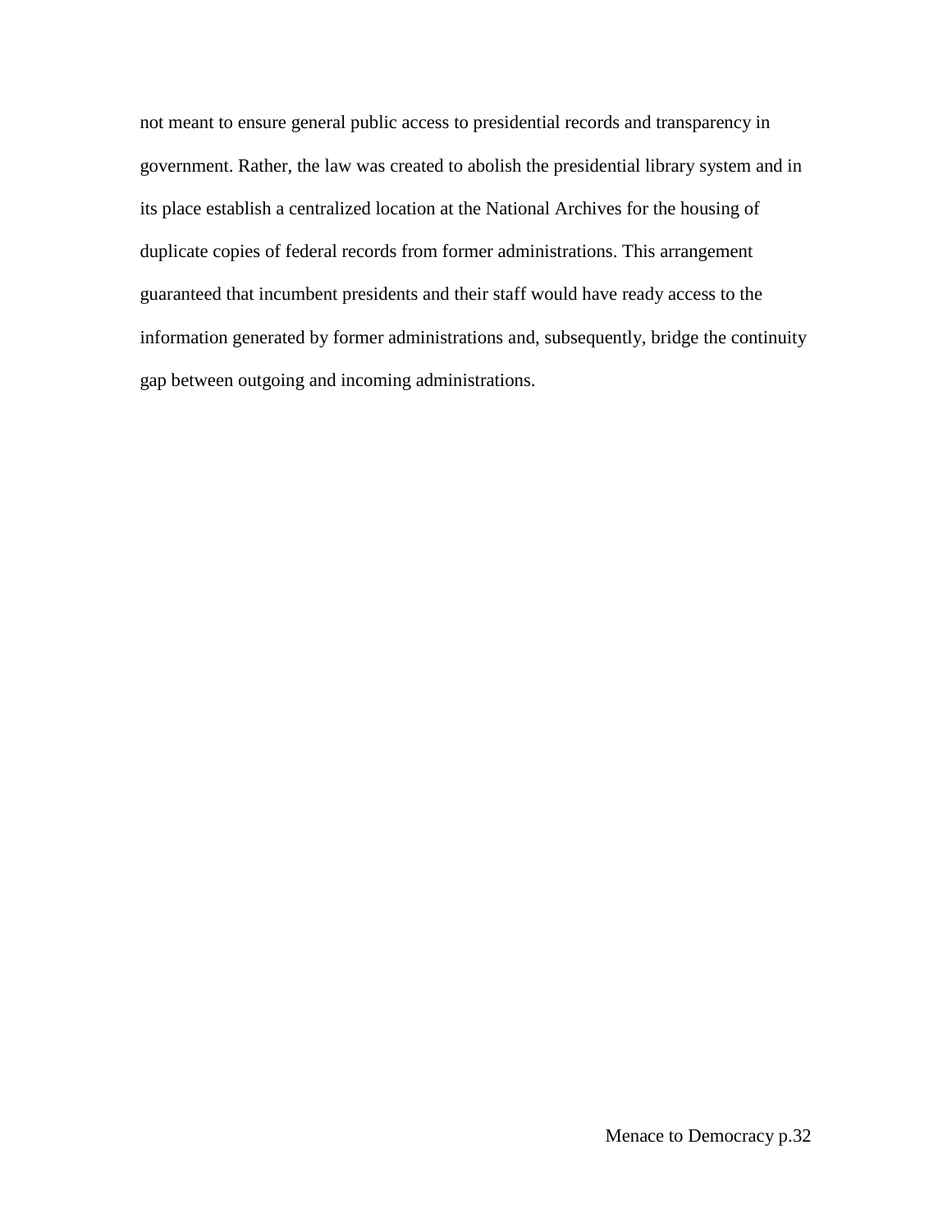not meant to ensure general public access to presidential records and transparency in government. Rather, the law was created to abolish the presidential library system and in its place establish a centralized location at the National Archives for the housing of duplicate copies of federal records from former administrations. This arrangement guaranteed that incumbent presidents and their staff would have ready access to the information generated by former administrations and, subsequently, bridge the continuity gap between outgoing and incoming administrations.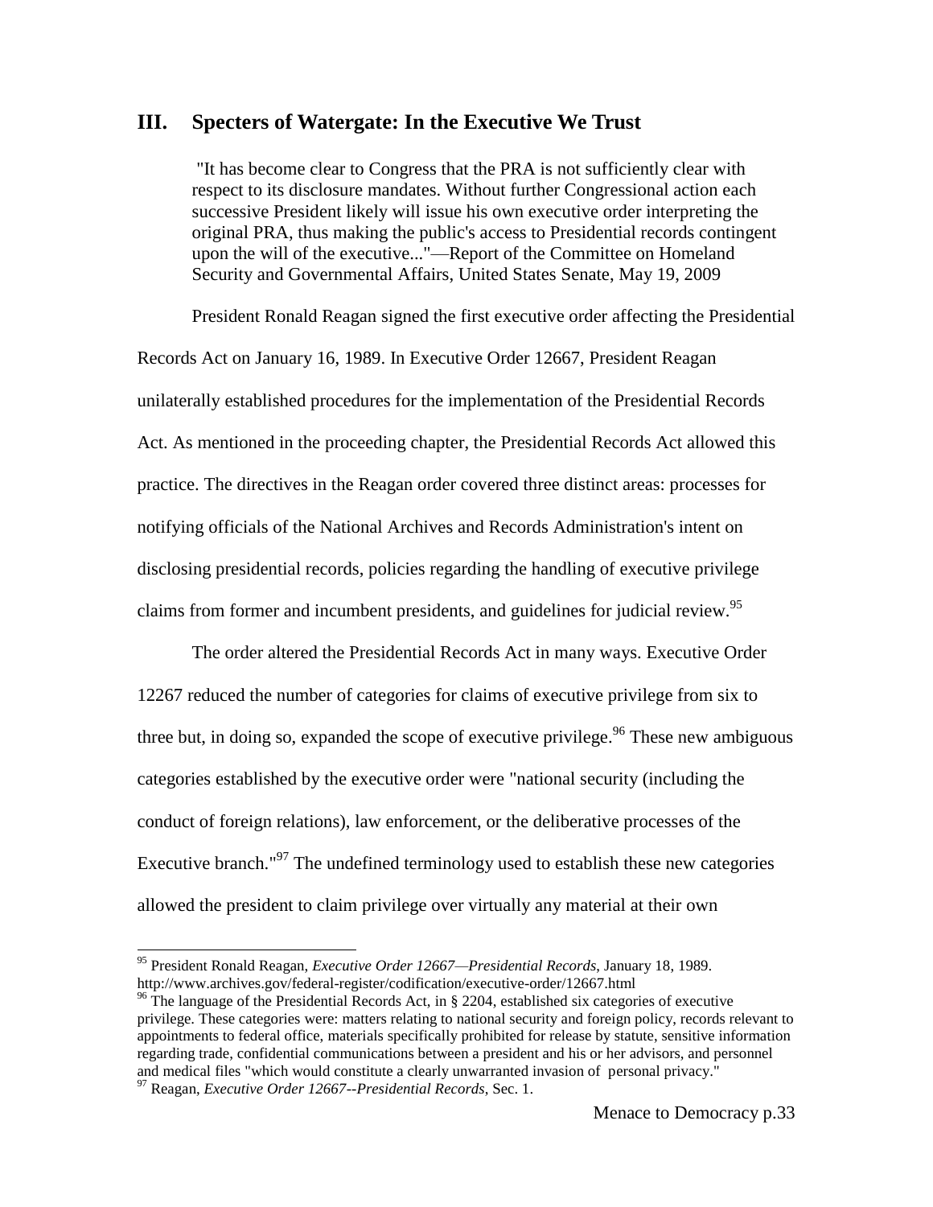## III. Specters of Watergate: In the Executive We Trust

> "It has become clear to Congress that the PRA is not sufficiently clear with respect to its disclosure mandates. Without further Congressional action each successive President likely will issue his own executive order interpreting the original PRA, thus making the public's access to Presidential records contingent upon the will of the executive..."—Report of the Committee on Homeland Security and Governmental Affairs, United States Senate, May 19, 2009

President Ronald Reagan signed the first executive order affecting the Presidential Records Act on January 16, 1989. In Executive Order 12667, President Reagan unilaterally established procedures for the implementation of the Presidential Records Act. As mentioned in the proceeding chapter, the Presidential Records Act allowed this practice. The directives in the Reagan order covered three distinct areas: processes for notifying officials of the National Archives and Records Administration's intent on disclosing presidential records, policies regarding the handling of executive privilege claims from former and incumbent presidents, and guidelines for judicial review.[95]

The order altered the Presidential Records Act in many ways. Executive Order 12267 reduced the number of categories for claims of executive privilege from six to three but, in doing so, expanded the scope of executive privilege.[96] These new ambiguous categories established by the executive order were "national security (including the conduct of foreign relations), law enforcement, or the deliberative processes of the Executive branch."[97] The undefined terminology used to establish these new categories allowed the president to claim privilege over virtually any material at their own

---

[95] President Ronald Reagan, *Executive Order 12667—Presidential Records*, January 18, 1989. http://www.archives.gov/federal-register/codification/executive-order/12667.html

[96] The language of the Presidential Records Act, in § 2204, established six categories of executive privilege. These categories were: matters relating to national security and foreign policy, records relevant to appointments to federal office, materials specifically prohibited for release by statute, sensitive information regarding trade, confidential communications between a president and his or her advisors, and personnel and medical files "which would constitute a clearly unwarranted invasion of personal privacy."

[97] Reagan, *Executive Order 12667--Presidential Records*, Sec. 1.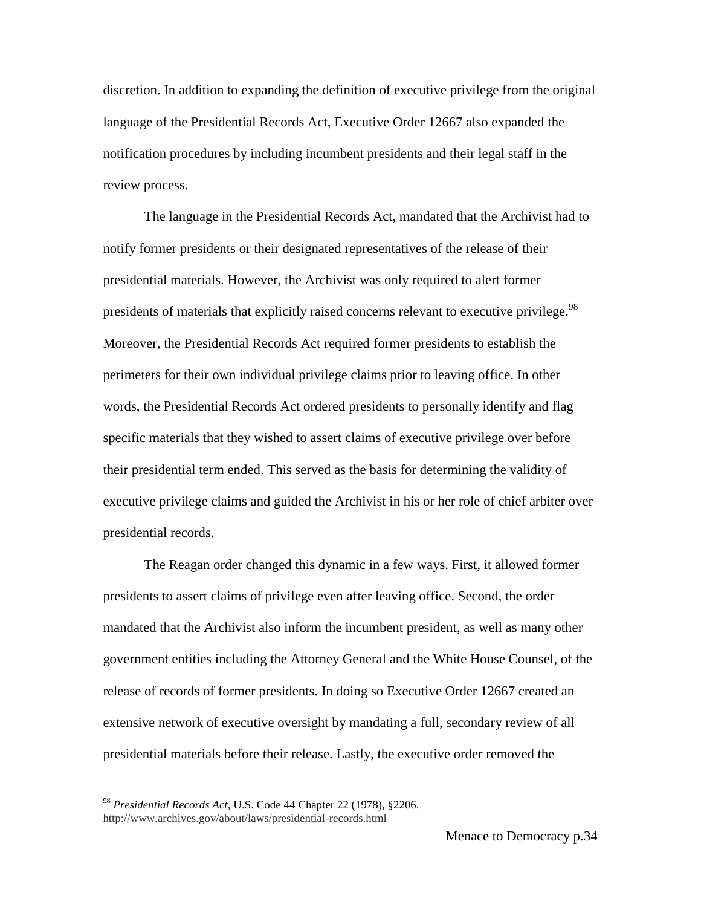discretion. In addition to expanding the definition of executive privilege from the original language of the Presidential Records Act, Executive Order 12667 also expanded the notification procedures by including incumbent presidents and their legal staff in the review process.

The language in the Presidential Records Act, mandated that the Archivist had to notify former presidents or their designated representatives of the release of their presidential materials. However, the Archivist was only required to alert former presidents of materials that explicitly raised concerns relevant to executive privilege.[98] Moreover, the Presidential Records Act required former presidents to establish the perimeters for their own individual privilege claims prior to leaving office. In other words, the Presidential Records Act ordered presidents to personally identify and flag specific materials that they wished to assert claims of executive privilege over before their presidential term ended. This served as the basis for determining the validity of executive privilege claims and guided the Archivist in his or her role of chief arbiter over presidential records.

The Reagan order changed this dynamic in a few ways. First, it allowed former presidents to assert claims of privilege even after leaving office. Second, the order mandated that the Archivist also inform the incumbent president, as well as many other government entities including the Attorney General and the White House Counsel, of the release of records of former presidents. In doing so Executive Order 12667 created an extensive network of executive oversight by mandating a full, secondary review of all presidential materials before their release. Lastly, the executive order removed the

[98] *Presidential Records Act*, U.S. Code 44 Chapter 22 (1978), §2206. http://www.archives.gov/about/laws/presidential-records.html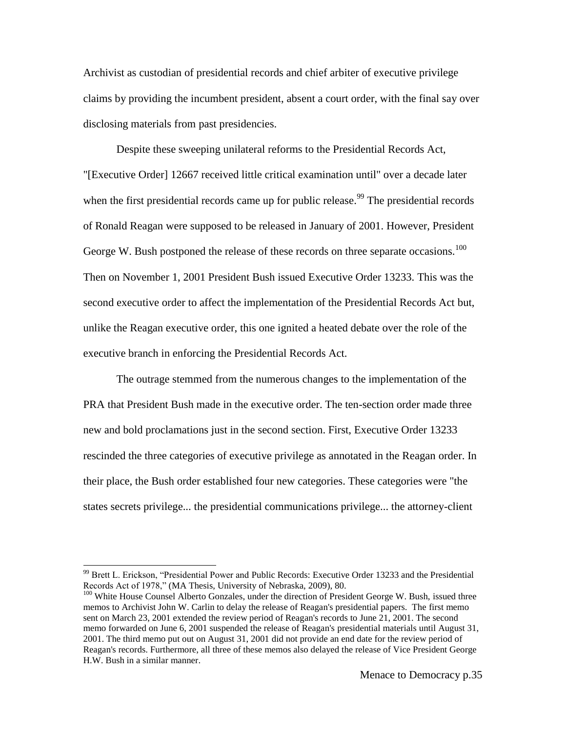Archivist as custodian of presidential records and chief arbiter of executive privilege claims by providing the incumbent president, absent a court order, with the final say over disclosing materials from past presidencies.

Despite these sweeping unilateral reforms to the Presidential Records Act, "[Executive Order] 12667 received little critical examination until" over a decade later when the first presidential records came up for public release.[99] The presidential records of Ronald Reagan were supposed to be released in January of 2001. However, President George W. Bush postponed the release of these records on three separate occasions.[100] Then on November 1, 2001 President Bush issued Executive Order 13233. This was the second executive order to affect the implementation of the Presidential Records Act but, unlike the Reagan executive order, this one ignited a heated debate over the role of the executive branch in enforcing the Presidential Records Act.

The outrage stemmed from the numerous changes to the implementation of the PRA that President Bush made in the executive order. The ten-section order made three new and bold proclamations just in the second section. First, Executive Order 13233 rescinded the three categories of executive privilege as annotated in the Reagan order. In their place, the Bush order established four new categories. These categories were "the states secrets privilege... the presidential communications privilege... the attorney-client

---

[99] Brett L. Erickson, "Presidential Power and Public Records: Executive Order 13233 and the Presidential Records Act of 1978," (MA Thesis, University of Nebraska, 2009), 80.

[100] White House Counsel Alberto Gonzales, under the direction of President George W. Bush, issued three memos to Archivist John W. Carlin to delay the release of Reagan's presidential papers. The first memo sent on March 23, 2001 extended the review period of Reagan's records to June 21, 2001. The second memo forwarded on June 6, 2001 suspended the release of Reagan's presidential materials until August 31, 2001. The third memo put out on August 31, 2001 did not provide an end date for the review period of Reagan's records. Furthermore, all three of these memos also delayed the release of Vice President George H.W. Bush in a similar manner.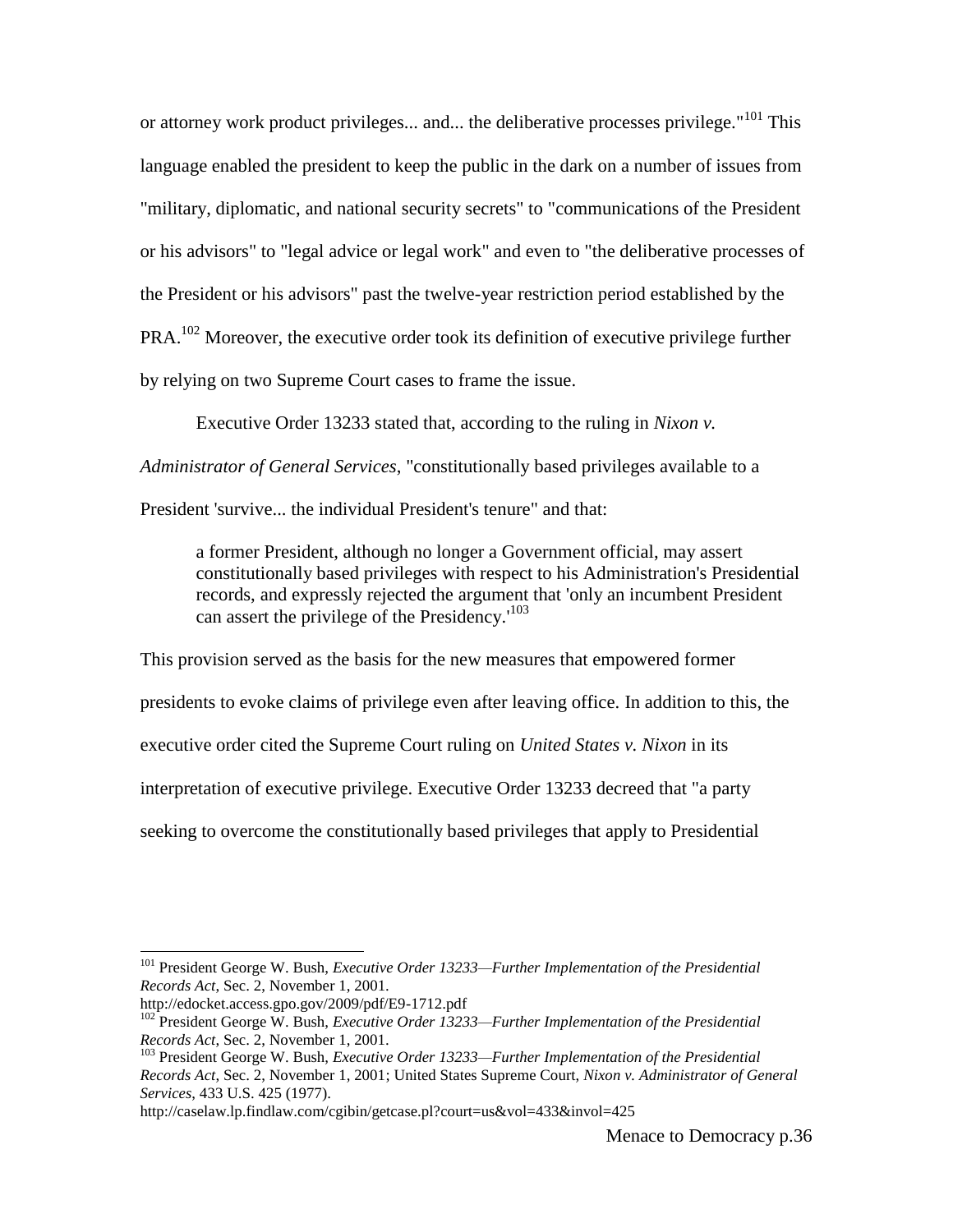or attorney work product privileges... and... the deliberative processes privilege."[101] This language enabled the president to keep the public in the dark on a number of issues from "military, diplomatic, and national security secrets" to "communications of the President or his advisors" to "legal advice or legal work" and even to "the deliberative processes of the President or his advisors" past the twelve-year restriction period established by the PRA.[102] Moreover, the executive order took its definition of executive privilege further by relying on two Supreme Court cases to frame the issue.

Executive Order 13233 stated that, according to the ruling in *Nixon v. Administrator of General Services*, "constitutionally based privileges available to a President 'survive... the individual President's tenure" and that:

> a former President, although no longer a Government official, may assert constitutionally based privileges with respect to his Administration's Presidential records, and expressly rejected the argument that 'only an incumbent President can assert the privilege of the Presidency.'[103]

This provision served as the basis for the new measures that empowered former presidents to evoke claims of privilege even after leaving office. In addition to this, the executive order cited the Supreme Court ruling on *United States v. Nixon* in its interpretation of executive privilege. Executive Order 13233 decreed that "a party seeking to overcome the constitutionally based privileges that apply to Presidential

---

[101] President George W. Bush, *Executive Order 13233—Further Implementation of the Presidential Records Act*, Sec. 2, November 1, 2001.
http://edocket.access.gpo.gov/2009/pdf/E9-1712.pdf

[102] President George W. Bush, *Executive Order 13233—Further Implementation of the Presidential Records Act*, Sec. 2, November 1, 2001.

[103] President George W. Bush, *Executive Order 13233—Further Implementation of the Presidential Records Act*, Sec. 2, November 1, 2001; United States Supreme Court, *Nixon v. Administrator of General Services*, 433 U.S. 425 (1977).
http://caselaw.lp.findlaw.com/cgibin/getcase.pl?court=us&vol=433&invol=425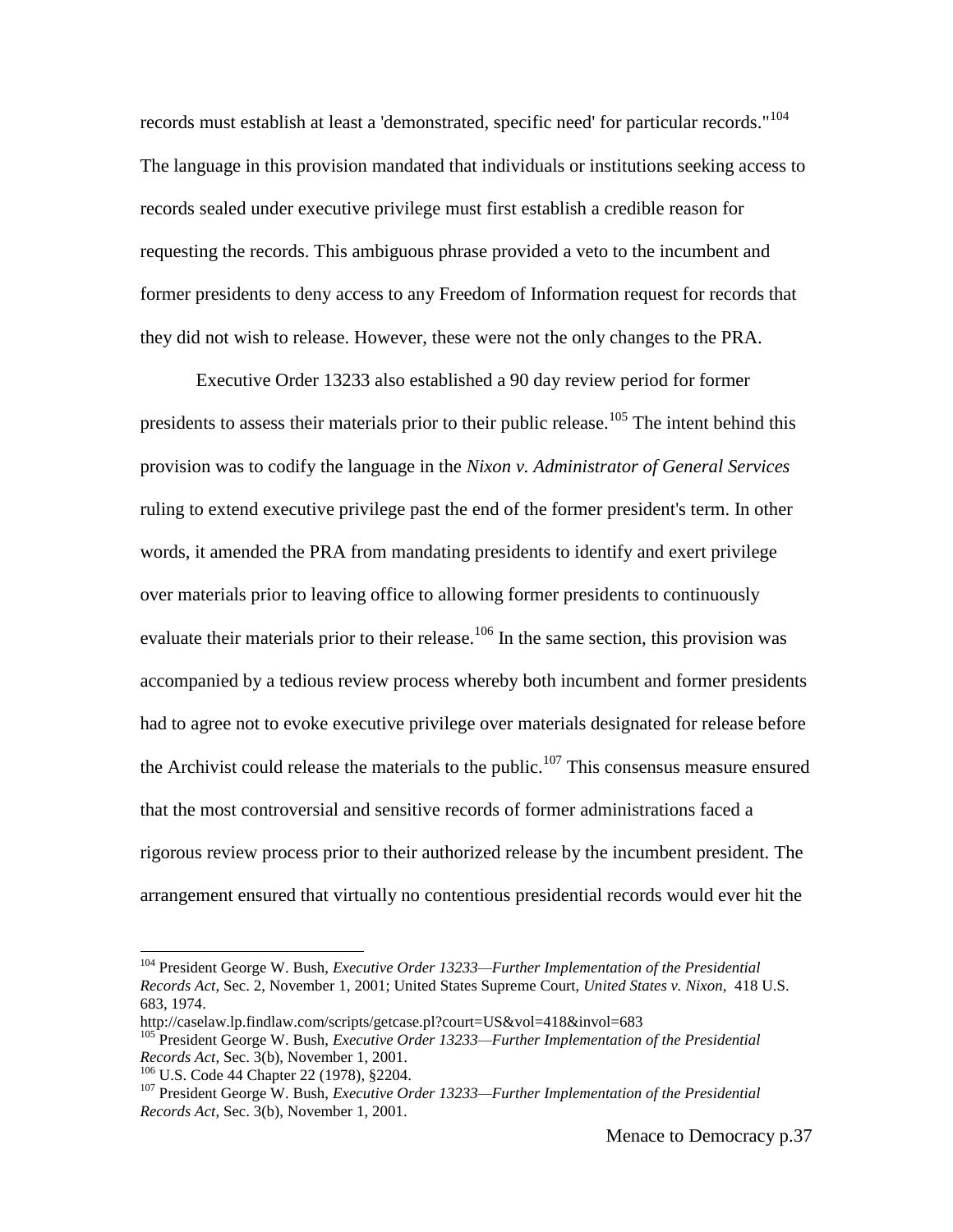records must establish at least a 'demonstrated, specific need' for particular records."[104] The language in this provision mandated that individuals or institutions seeking access to records sealed under executive privilege must first establish a credible reason for requesting the records. This ambiguous phrase provided a veto to the incumbent and former presidents to deny access to any Freedom of Information request for records that they did not wish to release. However, these were not the only changes to the PRA.

Executive Order 13233 also established a 90 day review period for former presidents to assess their materials prior to their public release.[105] The intent behind this provision was to codify the language in the *Nixon v. Administrator of General Services* ruling to extend executive privilege past the end of the former president's term. In other words, it amended the PRA from mandating presidents to identify and exert privilege over materials prior to leaving office to allowing former presidents to continuously evaluate their materials prior to their release.[106] In the same section, this provision was accompanied by a tedious review process whereby both incumbent and former presidents had to agree not to evoke executive privilege over materials designated for release before the Archivist could release the materials to the public.[107] This consensus measure ensured that the most controversial and sensitive records of former administrations faced a rigorous review process prior to their authorized release by the incumbent president. The arrangement ensured that virtually no contentious presidential records would ever hit the

---

[104] President George W. Bush, *Executive Order 13233—Further Implementation of the Presidential Records Act*, Sec. 2, November 1, 2001; United States Supreme Court, *United States v. Nixon*, 418 U.S. 683, 1974. http://caselaw.lp.findlaw.com/scripts/getcase.pl?court=US&vol=418&invol=683

[105] President George W. Bush, *Executive Order 13233—Further Implementation of the Presidential Records Act*, Sec. 3(b), November 1, 2001.

[106] U.S. Code 44 Chapter 22 (1978), §2204.

[107] President George W. Bush, *Executive Order 13233—Further Implementation of the Presidential Records Act*, Sec. 3(b), November 1, 2001.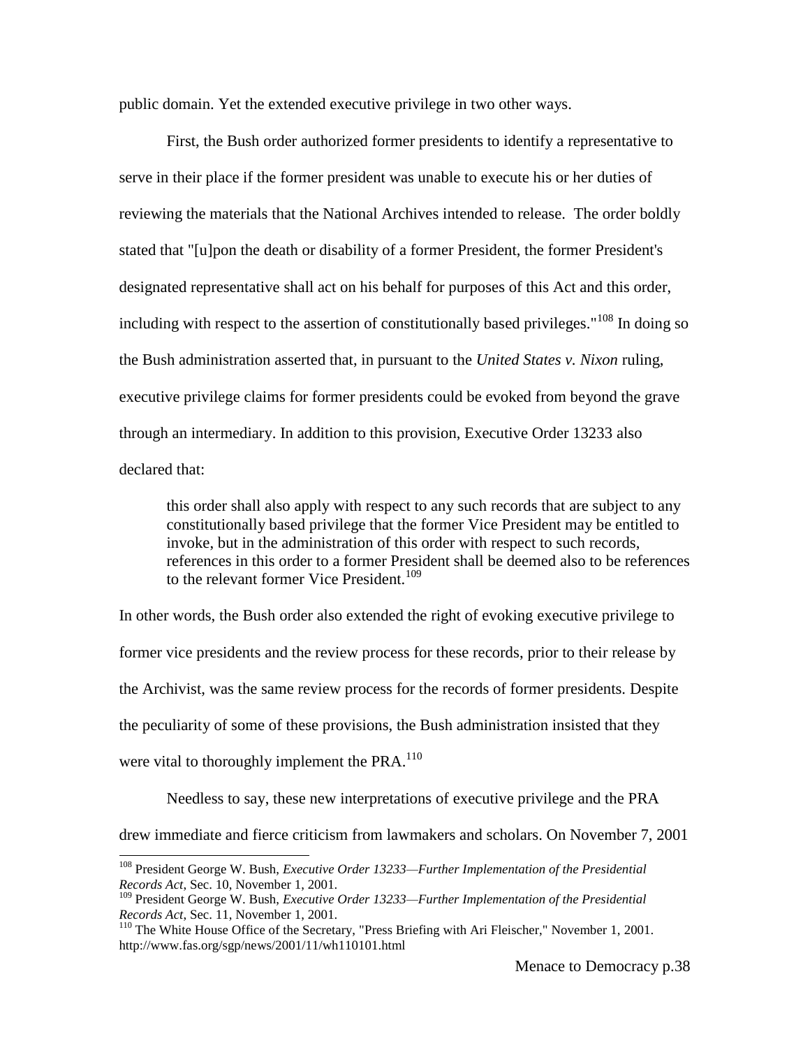public domain. Yet the extended executive privilege in two other ways.

First, the Bush order authorized former presidents to identify a representative to serve in their place if the former president was unable to execute his or her duties of reviewing the materials that the National Archives intended to release. The order boldly stated that "[u]pon the death or disability of a former President, the former President's designated representative shall act on his behalf for purposes of this Act and this order, including with respect to the assertion of constitutionally based privileges."[108] In doing so the Bush administration asserted that, in pursuant to the *United States v. Nixon* ruling, executive privilege claims for former presidents could be evoked from beyond the grave through an intermediary. In addition to this provision, Executive Order 13233 also declared that:

> this order shall also apply with respect to any such records that are subject to any constitutionally based privilege that the former Vice President may be entitled to invoke, but in the administration of this order with respect to such records, references in this order to a former President shall be deemed also to be references to the relevant former Vice President.[109]

In other words, the Bush order also extended the right of evoking executive privilege to former vice presidents and the review process for these records, prior to their release by the Archivist, was the same review process for the records of former presidents. Despite the peculiarity of some of these provisions, the Bush administration insisted that they were vital to thoroughly implement the PRA.[110]

Needless to say, these new interpretations of executive privilege and the PRA drew immediate and fierce criticism from lawmakers and scholars. On November 7, 2001

---

[108] President George W. Bush, *Executive Order 13233—Further Implementation of the Presidential Records Act*, Sec. 10, November 1, 2001.

[109] President George W. Bush, *Executive Order 13233—Further Implementation of the Presidential Records Act*, Sec. 11, November 1, 2001.

[110] The White House Office of the Secretary, "Press Briefing with Ari Fleischer," November 1, 2001. http://www.fas.org/sgp/news/2001/11/wh110101.html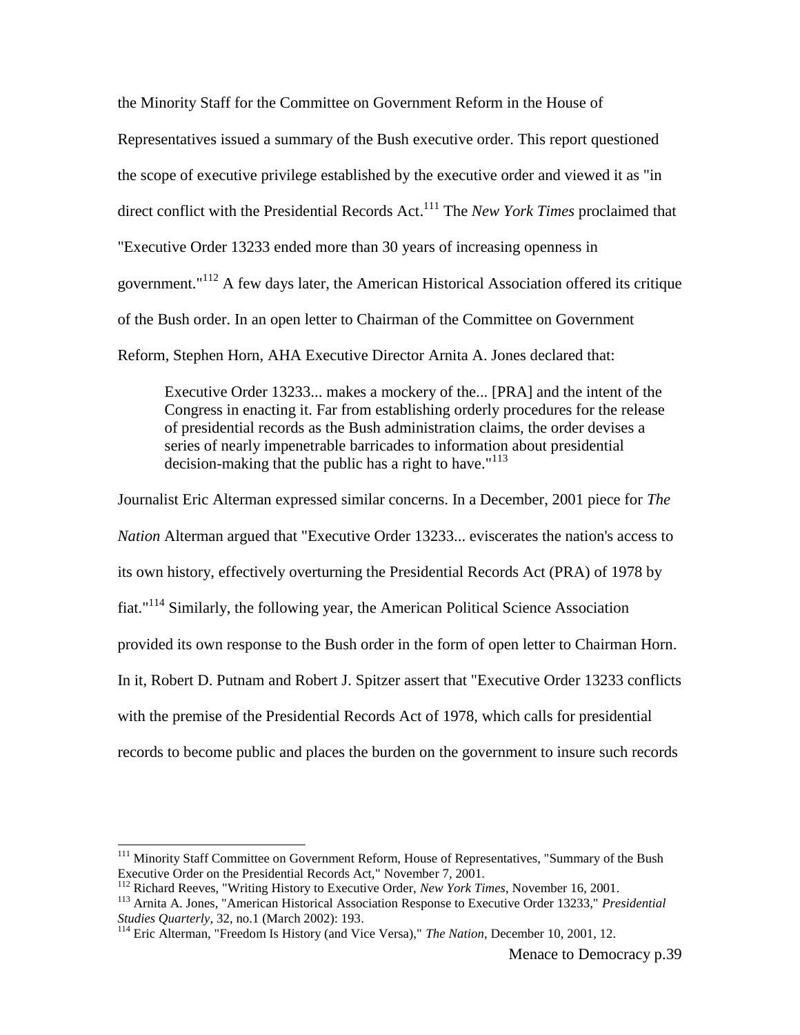the Minority Staff for the Committee on Government Reform in the House of Representatives issued a summary of the Bush executive order. This report questioned the scope of executive privilege established by the executive order and viewed it as "in direct conflict with the Presidential Records Act.[111] The *New York Times* proclaimed that "Executive Order 13233 ended more than 30 years of increasing openness in government."[112] A few days later, the American Historical Association offered its critique of the Bush order. In an open letter to Chairman of the Committee on Government Reform, Stephen Horn, AHA Executive Director Arnita A. Jones declared that:

> Executive Order 13233... makes a mockery of the... [PRA] and the intent of the Congress in enacting it. Far from establishing orderly procedures for the release of presidential records as the Bush administration claims, the order devises a series of nearly impenetrable barricades to information about presidential decision-making that the public has a right to have."[113]

Journalist Eric Alterman expressed similar concerns. In a December, 2001 piece for *The Nation* Alterman argued that "Executive Order 13233... eviscerates the nation's access to its own history, effectively overturning the Presidential Records Act (PRA) of 1978 by fiat."[114] Similarly, the following year, the American Political Science Association provided its own response to the Bush order in the form of open letter to Chairman Horn. In it, Robert D. Putnam and Robert J. Spitzer assert that "Executive Order 13233 conflicts with the premise of the Presidential Records Act of 1978, which calls for presidential records to become public and places the burden on the government to insure such records

---

[111] Minority Staff Committee on Government Reform, House of Representatives, "Summary of the Bush Executive Order on the Presidential Records Act," November 7, 2001.

[112] Richard Reeves, "Writing History to Executive Order, *New York Times*, November 16, 2001.

[113] Arnita A. Jones, "American Historical Association Response to Executive Order 13233," *Presidential Studies Quarterly*, 32, no.1 (March 2002): 193.

[114] Eric Alterman, "Freedom Is History (and Vice Versa)," *The Nation*, December 10, 2001, 12.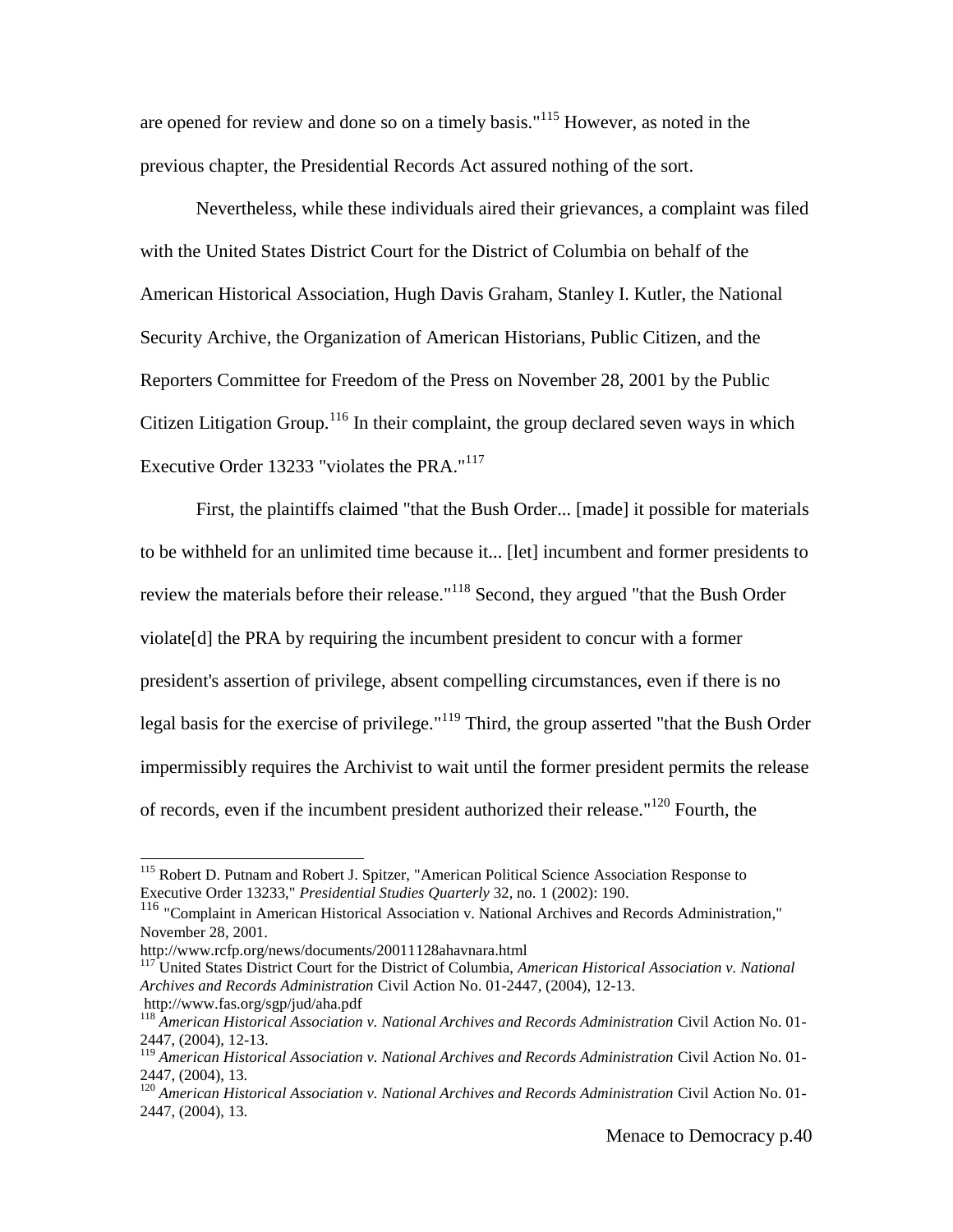are opened for review and done so on a timely basis."[115] However, as noted in the previous chapter, the Presidential Records Act assured nothing of the sort.

Nevertheless, while these individuals aired their grievances, a complaint was filed with the United States District Court for the District of Columbia on behalf of the American Historical Association, Hugh Davis Graham, Stanley I. Kutler, the National Security Archive, the Organization of American Historians, Public Citizen, and the Reporters Committee for Freedom of the Press on November 28, 2001 by the Public Citizen Litigation Group.[116] In their complaint, the group declared seven ways in which Executive Order 13233 "violates the PRA."[117]

First, the plaintiffs claimed "that the Bush Order... [made] it possible for materials to be withheld for an unlimited time because it... [let] incumbent and former presidents to review the materials before their release."[118] Second, they argued "that the Bush Order violate[d] the PRA by requiring the incumbent president to concur with a former president's assertion of privilege, absent compelling circumstances, even if there is no legal basis for the exercise of privilege."[119] Third, the group asserted "that the Bush Order impermissibly requires the Archivist to wait until the former president permits the release of records, even if the incumbent president authorized their release."[120] Fourth, the

---

[115] Robert D. Putnam and Robert J. Spitzer, "American Political Science Association Response to Executive Order 13233," *Presidential Studies Quarterly* 32, no. 1 (2002): 190.

[116] "Complaint in American Historical Association v. National Archives and Records Administration," November 28, 2001.
http://www.rcfp.org/news/documents/20011128ahavnara.html

[117] United States District Court for the District of Columbia, *American Historical Association v. National Archives and Records Administration* Civil Action No. 01-2447, (2004), 12-13.
http://www.fas.org/sgp/jud/aha.pdf

[118] *American Historical Association v. National Archives and Records Administration* Civil Action No. 01-2447, (2004), 12-13.

[119] *American Historical Association v. National Archives and Records Administration* Civil Action No. 01-2447, (2004), 13.

[120] *American Historical Association v. National Archives and Records Administration* Civil Action No. 01-2447, (2004), 13.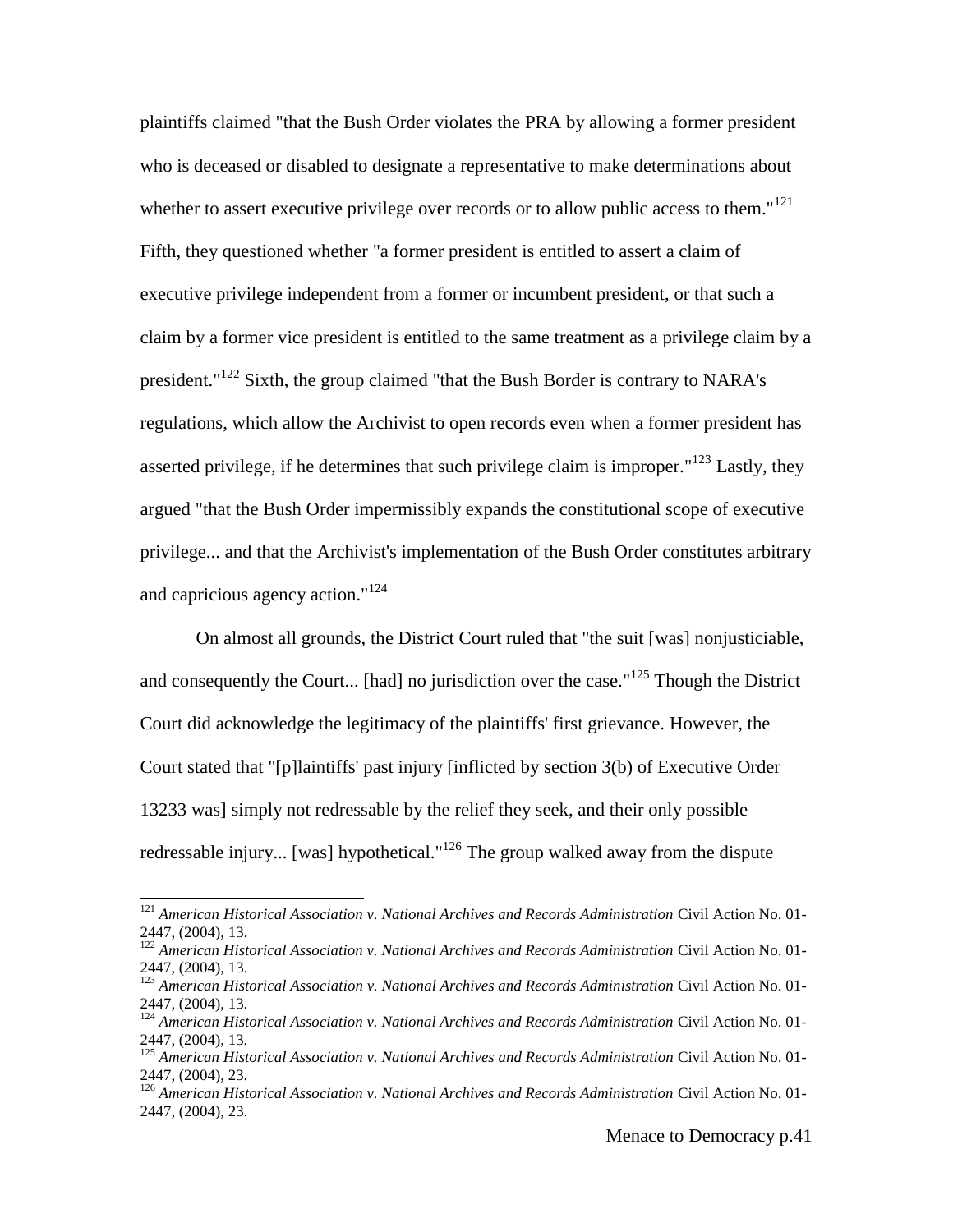plaintiffs claimed "that the Bush Order violates the PRA by allowing a former president who is deceased or disabled to designate a representative to make determinations about whether to assert executive privilege over records or to allow public access to them."[121] Fifth, they questioned whether "a former president is entitled to assert a claim of executive privilege independent from a former or incumbent president, or that such a claim by a former vice president is entitled to the same treatment as a privilege claim by a president."[122] Sixth, the group claimed "that the Bush Border is contrary to NARA's regulations, which allow the Archivist to open records even when a former president has asserted privilege, if he determines that such privilege claim is improper."[123] Lastly, they argued "that the Bush Order impermissibly expands the constitutional scope of executive privilege... and that the Archivist's implementation of the Bush Order constitutes arbitrary and capricious agency action."[124]

On almost all grounds, the District Court ruled that "the suit [was] nonjusticiable, and consequently the Court... [had] no jurisdiction over the case."[125] Though the District Court did acknowledge the legitimacy of the plaintiffs' first grievance. However, the Court stated that "[p]laintiffs' past injury [inflicted by section 3(b) of Executive Order 13233 was] simply not redressable by the relief they seek, and their only possible redressable injury... [was] hypothetical."[126] The group walked away from the dispute

---

[121] *American Historical Association v. National Archives and Records Administration* Civil Action No. 01-2447, (2004), 13.

[122] *American Historical Association v. National Archives and Records Administration* Civil Action No. 01-2447, (2004), 13.

[123] *American Historical Association v. National Archives and Records Administration* Civil Action No. 01-2447, (2004), 13.

[124] *American Historical Association v. National Archives and Records Administration* Civil Action No. 01-2447, (2004), 13.

[125] *American Historical Association v. National Archives and Records Administration* Civil Action No. 01-2447, (2004), 23.

[126] *American Historical Association v. National Archives and Records Administration* Civil Action No. 01-2447, (2004), 23.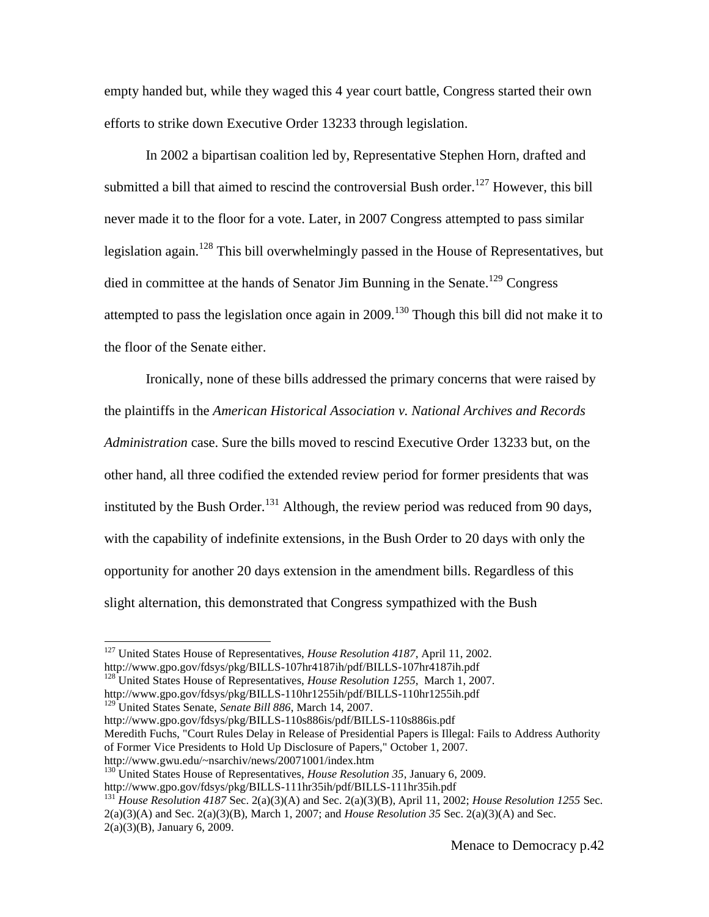empty handed but, while they waged this 4 year court battle, Congress started their own efforts to strike down Executive Order 13233 through legislation.

In 2002 a bipartisan coalition led by, Representative Stephen Horn, drafted and submitted a bill that aimed to rescind the controversial Bush order.[127] However, this bill never made it to the floor for a vote. Later, in 2007 Congress attempted to pass similar legislation again.[128] This bill overwhelmingly passed in the House of Representatives, but died in committee at the hands of Senator Jim Bunning in the Senate.[129] Congress attempted to pass the legislation once again in 2009.[130] Though this bill did not make it to the floor of the Senate either.

Ironically, none of these bills addressed the primary concerns that were raised by the plaintiffs in the *American Historical Association v. National Archives and Records Administration* case. Sure the bills moved to rescind Executive Order 13233 but, on the other hand, all three codified the extended review period for former presidents that was instituted by the Bush Order.[131] Although, the review period was reduced from 90 days, with the capability of indefinite extensions, in the Bush Order to 20 days with only the opportunity for another 20 days extension in the amendment bills. Regardless of this slight alternation, this demonstrated that Congress sympathized with the Bush

---

[127] United States House of Representatives, *House Resolution 4187*, April 11, 2002. http://www.gpo.gov/fdsys/pkg/BILLS-107hr4187ih/pdf/BILLS-107hr4187ih.pdf

[128] United States House of Representatives, *House Resolution 1255*, March 1, 2007. http://www.gpo.gov/fdsys/pkg/BILLS-110hr1255ih/pdf/BILLS-110hr1255ih.pdf

[129] United States Senate, *Senate Bill 886*, March 14, 2007. http://www.gpo.gov/fdsys/pkg/BILLS-110s886is/pdf/BILLS-110s886is.pdf
Meredith Fuchs, "Court Rules Delay in Release of Presidential Papers is Illegal: Fails to Address Authority of Former Vice Presidents to Hold Up Disclosure of Papers," October 1, 2007. http://www.gwu.edu/~nsarchiv/news/20071001/index.htm

[130] United States House of Representatives, *House Resolution 35*, January 6, 2009. http://www.gpo.gov/fdsys/pkg/BILLS-111hr35ih/pdf/BILLS-111hr35ih.pdf

[131] *House Resolution 4187* Sec. 2(a)(3)(A) and Sec. 2(a)(3)(B), April 11, 2002; *House Resolution 1255* Sec. 2(a)(3)(A) and Sec. 2(a)(3)(B), March 1, 2007; and *House Resolution 35* Sec. 2(a)(3)(A) and Sec. 2(a)(3)(B), January 6, 2009.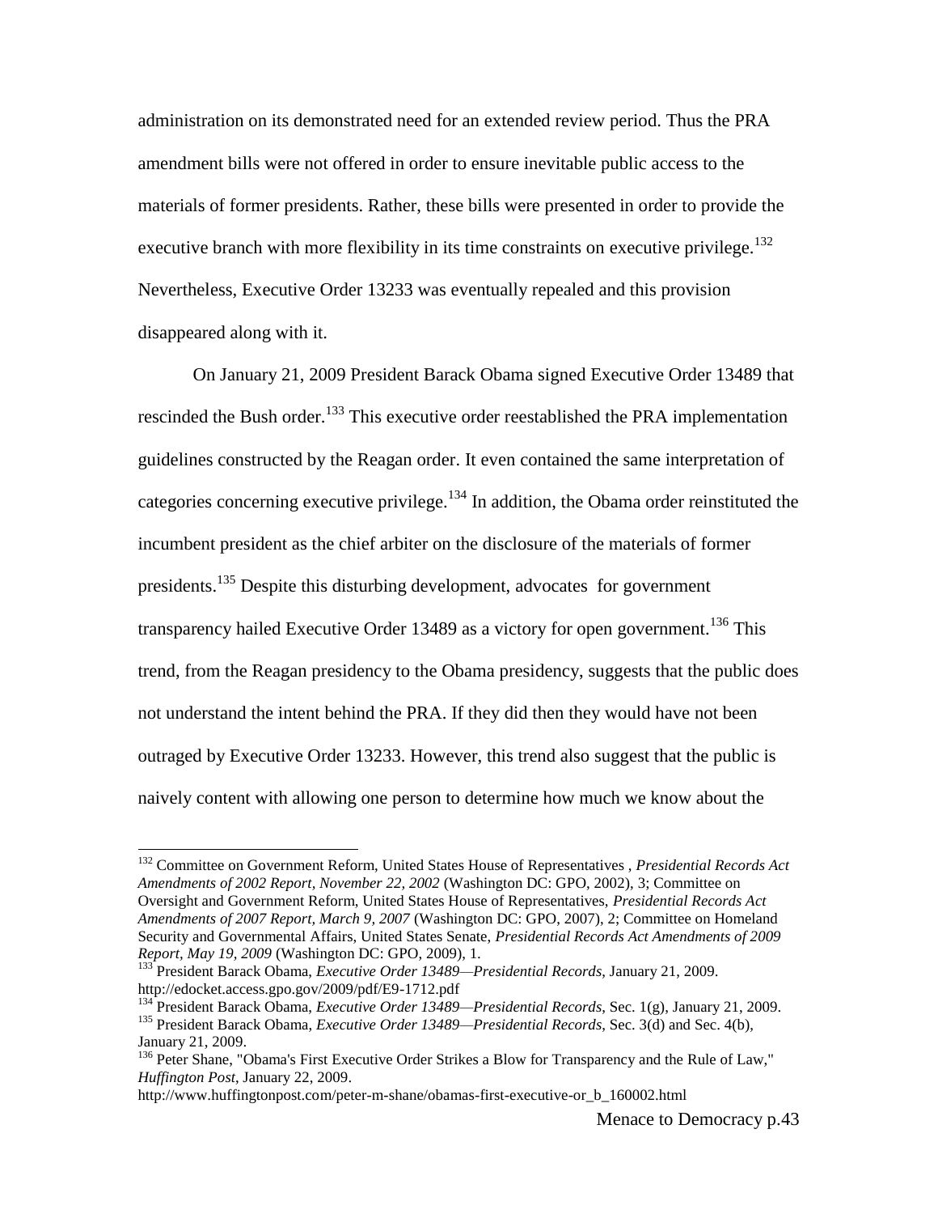administration on its demonstrated need for an extended review period. Thus the PRA amendment bills were not offered in order to ensure inevitable public access to the materials of former presidents. Rather, these bills were presented in order to provide the executive branch with more flexibility in its time constraints on executive privilege.[132] Nevertheless, Executive Order 13233 was eventually repealed and this provision disappeared along with it.

On January 21, 2009 President Barack Obama signed Executive Order 13489 that rescinded the Bush order.[133] This executive order reestablished the PRA implementation guidelines constructed by the Reagan order. It even contained the same interpretation of categories concerning executive privilege.[134] In addition, the Obama order reinstituted the incumbent president as the chief arbiter on the disclosure of the materials of former presidents.[135] Despite this disturbing development, advocates for government transparency hailed Executive Order 13489 as a victory for open government.[136] This trend, from the Reagan presidency to the Obama presidency, suggests that the public does not understand the intent behind the PRA. If they did then they would have not been outraged by Executive Order 13233. However, this trend also suggest that the public is naively content with allowing one person to determine how much we know about the

---

[132] Committee on Government Reform, United States House of Representatives , *Presidential Records Act Amendments of 2002 Report, November 22, 2002* (Washington DC: GPO, 2002), 3; Committee on Oversight and Government Reform, United States House of Representatives, *Presidential Records Act Amendments of 2007 Report, March 9, 2007* (Washington DC: GPO, 2007), 2; Committee on Homeland Security and Governmental Affairs, United States Senate, *Presidential Records Act Amendments of 2009 Report, May 19, 2009* (Washington DC: GPO, 2009), 1.

[133] President Barack Obama, *Executive Order 13489—Presidential Records*, January 21, 2009. http://edocket.access.gpo.gov/2009/pdf/E9-1712.pdf

[134] President Barack Obama, *Executive Order 13489—Presidential Records*, Sec. 1(g), January 21, 2009.

[135] President Barack Obama, *Executive Order 13489—Presidential Records*, Sec. 3(d) and Sec. 4(b), January 21, 2009.

[136] Peter Shane, "Obama's First Executive Order Strikes a Blow for Transparency and the Rule of Law," *Huffington Post*, January 22, 2009. http://www.huffingtonpost.com/peter-m-shane/obamas-first-executive-or_b_160002.html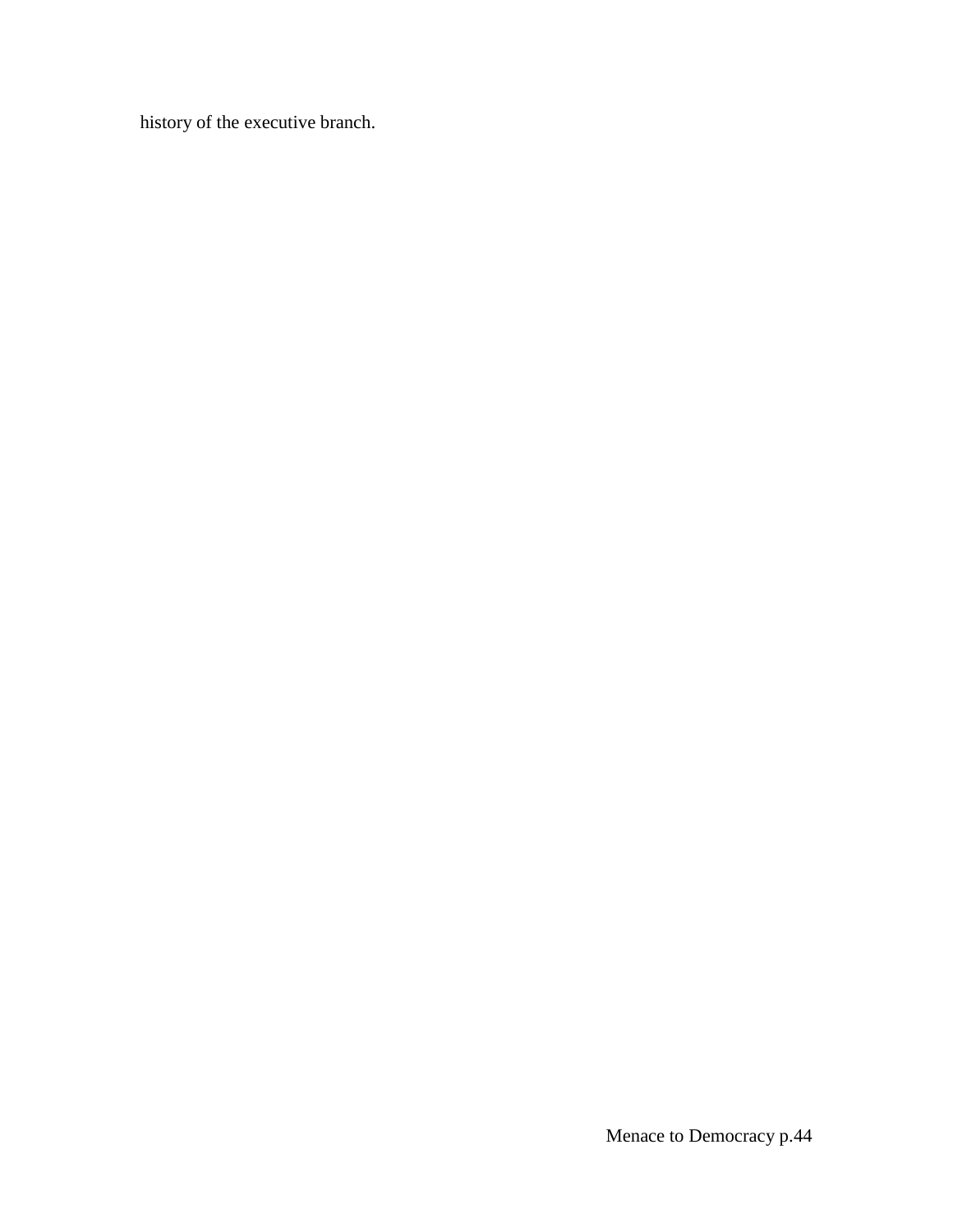history of the executive branch.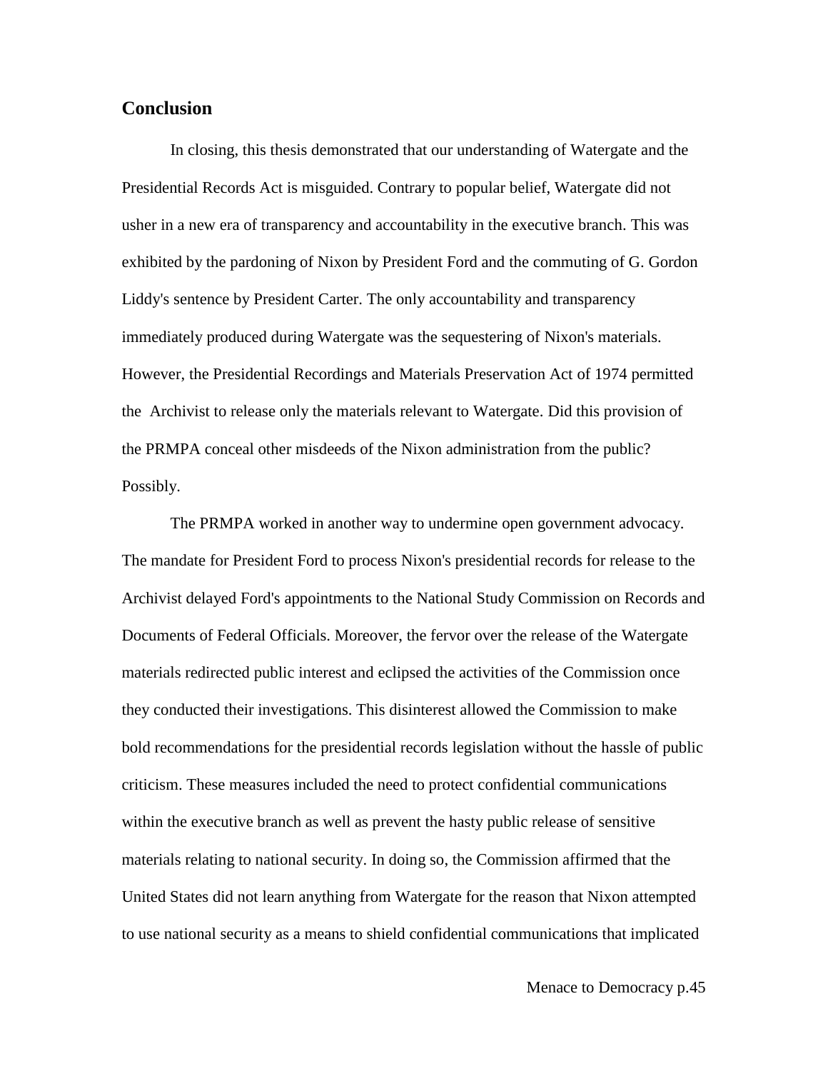## Conclusion

In closing, this thesis demonstrated that our understanding of Watergate and the Presidential Records Act is misguided. Contrary to popular belief, Watergate did not usher in a new era of transparency and accountability in the executive branch. This was exhibited by the pardoning of Nixon by President Ford and the commuting of G. Gordon Liddy's sentence by President Carter. The only accountability and transparency immediately produced during Watergate was the sequestering of Nixon's materials. However, the Presidential Recordings and Materials Preservation Act of 1974 permitted the Archivist to release only the materials relevant to Watergate. Did this provision of the PRMPA conceal other misdeeds of the Nixon administration from the public? Possibly.

The PRMPA worked in another way to undermine open government advocacy. The mandate for President Ford to process Nixon's presidential records for release to the Archivist delayed Ford's appointments to the National Study Commission on Records and Documents of Federal Officials. Moreover, the fervor over the release of the Watergate materials redirected public interest and eclipsed the activities of the Commission once they conducted their investigations. This disinterest allowed the Commission to make bold recommendations for the presidential records legislation without the hassle of public criticism. These measures included the need to protect confidential communications within the executive branch as well as prevent the hasty public release of sensitive materials relating to national security. In doing so, the Commission affirmed that the United States did not learn anything from Watergate for the reason that Nixon attempted to use national security as a means to shield confidential communications that implicated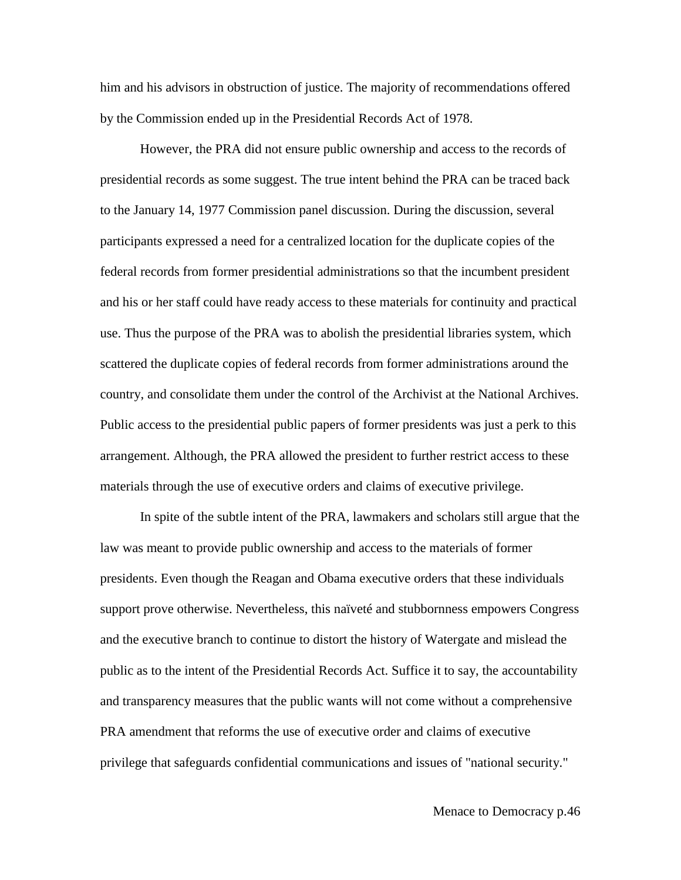him and his advisors in obstruction of justice. The majority of recommendations offered by the Commission ended up in the Presidential Records Act of 1978.

However, the PRA did not ensure public ownership and access to the records of presidential records as some suggest. The true intent behind the PRA can be traced back to the January 14, 1977 Commission panel discussion. During the discussion, several participants expressed a need for a centralized location for the duplicate copies of the federal records from former presidential administrations so that the incumbent president and his or her staff could have ready access to these materials for continuity and practical use. Thus the purpose of the PRA was to abolish the presidential libraries system, which scattered the duplicate copies of federal records from former administrations around the country, and consolidate them under the control of the Archivist at the National Archives. Public access to the presidential public papers of former presidents was just a perk to this arrangement. Although, the PRA allowed the president to further restrict access to these materials through the use of executive orders and claims of executive privilege.

In spite of the subtle intent of the PRA, lawmakers and scholars still argue that the law was meant to provide public ownership and access to the materials of former presidents. Even though the Reagan and Obama executive orders that these individuals support prove otherwise. Nevertheless, this naïveté and stubbornness empowers Congress and the executive branch to continue to distort the history of Watergate and mislead the public as to the intent of the Presidential Records Act. Suffice it to say, the accountability and transparency measures that the public wants will not come without a comprehensive PRA amendment that reforms the use of executive order and claims of executive privilege that safeguards confidential communications and issues of "national security."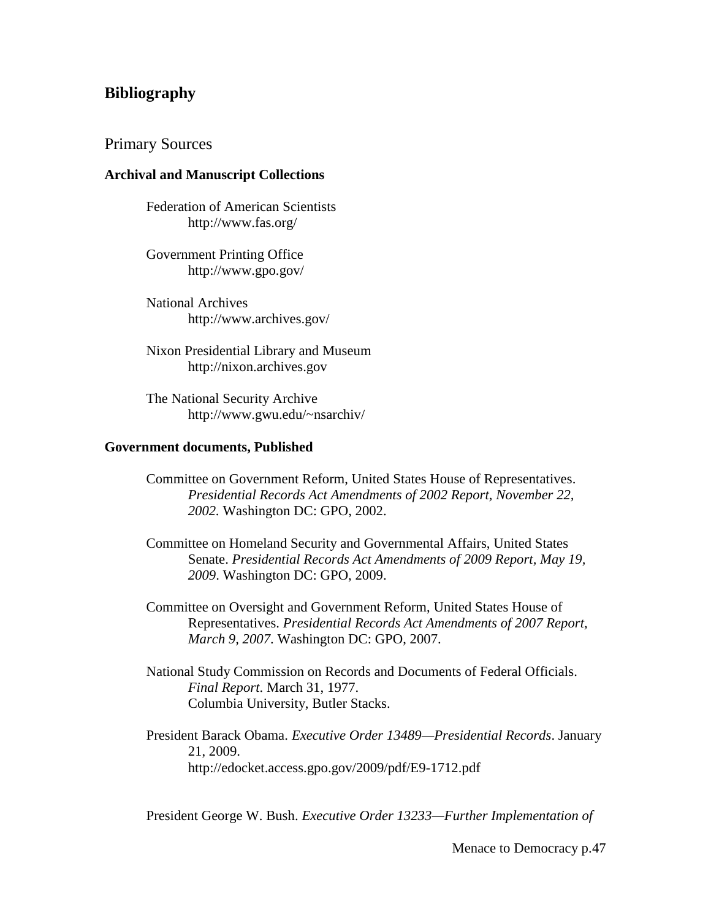## Bibliography

### Primary Sources

#### Archival and Manuscript Collections

Federation of American Scientists
http://www.fas.org/

Government Printing Office
http://www.gpo.gov/

National Archives
http://www.archives.gov/

Nixon Presidential Library and Museum
http://nixon.archives.gov

The National Security Archive
http://www.gwu.edu/~nsarchiv/

#### Government documents, Published

Committee on Government Reform, United States House of Representatives. *Presidential Records Act Amendments of 2002 Report, November 22, 2002.* Washington DC: GPO, 2002.

Committee on Homeland Security and Governmental Affairs, United States Senate. *Presidential Records Act Amendments of 2009 Report, May 19, 2009*. Washington DC: GPO, 2009.

Committee on Oversight and Government Reform, United States House of Representatives. *Presidential Records Act Amendments of 2007 Report, March 9, 2007*. Washington DC: GPO, 2007.

National Study Commission on Records and Documents of Federal Officials. *Final Report*. March 31, 1977.
Columbia University, Butler Stacks.

President Barack Obama. *Executive Order 13489—Presidential Records*. January 21, 2009.
http://edocket.access.gpo.gov/2009/pdf/E9-1712.pdf

President George W. Bush. *Executive Order 13233—Further Implementation of*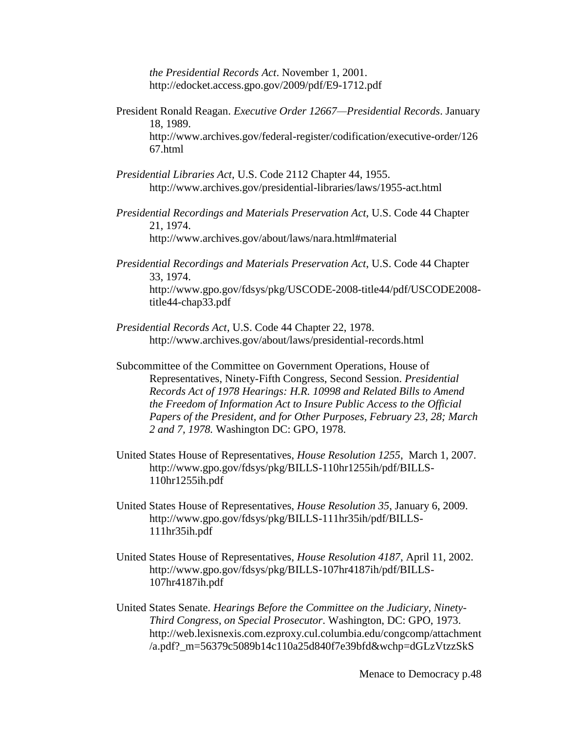*the Presidential Records Act*. November 1, 2001. http://edocket.access.gpo.gov/2009/pdf/E9-1712.pdf

President Ronald Reagan. *Executive Order 12667—Presidential Records*. January 18, 1989. http://www.archives.gov/federal-register/codification/executive-order/12667.html

*Presidential Libraries Act*, U.S. Code 2112 Chapter 44, 1955. http://www.archives.gov/presidential-libraries/laws/1955-act.html

*Presidential Recordings and Materials Preservation Act*, U.S. Code 44 Chapter 21, 1974. http://www.archives.gov/about/laws/nara.html#material

*Presidential Recordings and Materials Preservation Act*, U.S. Code 44 Chapter 33, 1974. http://www.gpo.gov/fdsys/pkg/USCODE-2008-title44/pdf/USCODE2008-title44-chap33.pdf

*Presidential Records Act*, U.S. Code 44 Chapter 22, 1978. http://www.archives.gov/about/laws/presidential-records.html

Subcommittee of the Committee on Government Operations, House of Representatives, Ninety-Fifth Congress, Second Session. *Presidential Records Act of 1978 Hearings: H.R. 10998 and Related Bills to Amend the Freedom of Information Act to Insure Public Access to the Official Papers of the President, and for Other Purposes, February 23, 28; March 2 and 7, 1978.* Washington DC: GPO, 1978.

United States House of Representatives, *House Resolution 1255*, March 1, 2007. http://www.gpo.gov/fdsys/pkg/BILLS-110hr1255ih/pdf/BILLS-110hr1255ih.pdf

United States House of Representatives, *House Resolution 35*, January 6, 2009. http://www.gpo.gov/fdsys/pkg/BILLS-111hr35ih/pdf/BILLS-111hr35ih.pdf

United States House of Representatives, *House Resolution 4187*, April 11, 2002. http://www.gpo.gov/fdsys/pkg/BILLS-107hr4187ih/pdf/BILLS-107hr4187ih.pdf

United States Senate. *Hearings Before the Committee on the Judiciary, Ninety-Third Congress, on Special Prosecutor*. Washington, DC: GPO, 1973. http://web.lexisnexis.com.ezproxy.cul.columbia.edu/congcomp/attachment/a.pdf?_m=56379c5089b14c110a25d840f7e39bfd&wchp=dGLzVtzzSkS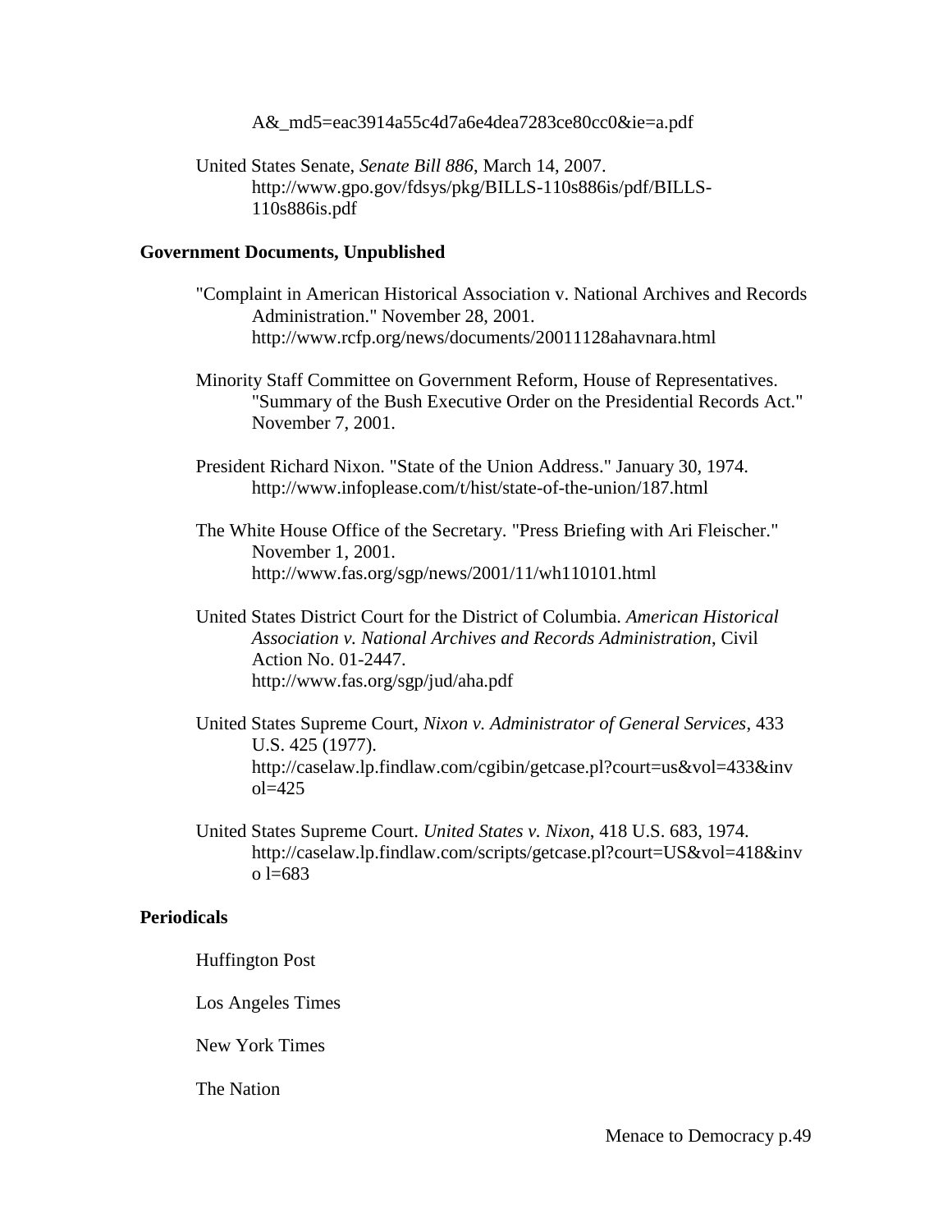A&_md5=eac3914a55c4d7a6e4dea7283ce80cc0&ie=a.pdf

United States Senate, *Senate Bill 886*, March 14, 2007. http://www.gpo.gov/fdsys/pkg/BILLS-110s886is/pdf/BILLS-110s886is.pdf

**Government Documents, Unpublished**

"Complaint in American Historical Association v. National Archives and Records Administration." November 28, 2001. http://www.rcfp.org/news/documents/20011128ahavnara.html

Minority Staff Committee on Government Reform, House of Representatives. "Summary of the Bush Executive Order on the Presidential Records Act." November 7, 2001.

President Richard Nixon. "State of the Union Address." January 30, 1974. http://www.infoplease.com/t/hist/state-of-the-union/187.html

The White House Office of the Secretary. "Press Briefing with Ari Fleischer." November 1, 2001. http://www.fas.org/sgp/news/2001/11/wh110101.html

United States District Court for the District of Columbia. *American Historical Association v. National Archives and Records Administration*, Civil Action No. 01-2447. http://www.fas.org/sgp/jud/aha.pdf

United States Supreme Court, *Nixon v. Administrator of General Services*, 433 U.S. 425 (1977). http://caselaw.lp.findlaw.com/cgibin/getcase.pl?court=us&vol=433&invol=425

United States Supreme Court. *United States v. Nixon*, 418 U.S. 683, 1974. http://caselaw.lp.findlaw.com/scripts/getcase.pl?court=US&vol=418&invo l=683

**Periodicals**

Huffington Post

Los Angeles Times

New York Times

The Nation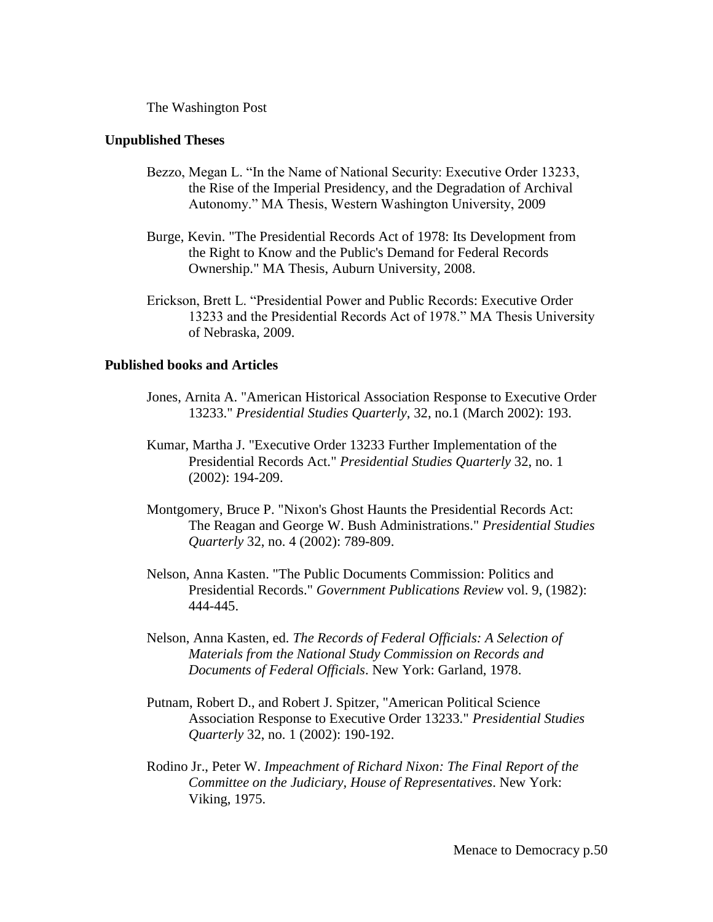The Washington Post

**Unpublished Theses**

Bezzo, Megan L. "In the Name of National Security: Executive Order 13233, the Rise of the Imperial Presidency, and the Degradation of Archival Autonomy." MA Thesis, Western Washington University, 2009

Burge, Kevin. "The Presidential Records Act of 1978: Its Development from the Right to Know and the Public's Demand for Federal Records Ownership." MA Thesis, Auburn University, 2008.

Erickson, Brett L. "Presidential Power and Public Records: Executive Order 13233 and the Presidential Records Act of 1978." MA Thesis University of Nebraska, 2009.

**Published books and Articles**

Jones, Arnita A. "American Historical Association Response to Executive Order 13233." *Presidential Studies Quarterly*, 32, no.1 (March 2002): 193.

Kumar, Martha J. "Executive Order 13233 Further Implementation of the Presidential Records Act." *Presidential Studies Quarterly* 32, no. 1 (2002): 194-209.

Montgomery, Bruce P. "Nixon's Ghost Haunts the Presidential Records Act: The Reagan and George W. Bush Administrations." *Presidential Studies Quarterly* 32, no. 4 (2002): 789-809.

Nelson, Anna Kasten. "The Public Documents Commission: Politics and Presidential Records." *Government Publications Review* vol. 9, (1982): 444-445.

Nelson, Anna Kasten, ed. *The Records of Federal Officials: A Selection of Materials from the National Study Commission on Records and Documents of Federal Officials*. New York: Garland, 1978.

Putnam, Robert D., and Robert J. Spitzer, "American Political Science Association Response to Executive Order 13233." *Presidential Studies Quarterly* 32, no. 1 (2002): 190-192.

Rodino Jr., Peter W. *Impeachment of Richard Nixon: The Final Report of the Committee on the Judiciary, House of Representatives*. New York: Viking, 1975.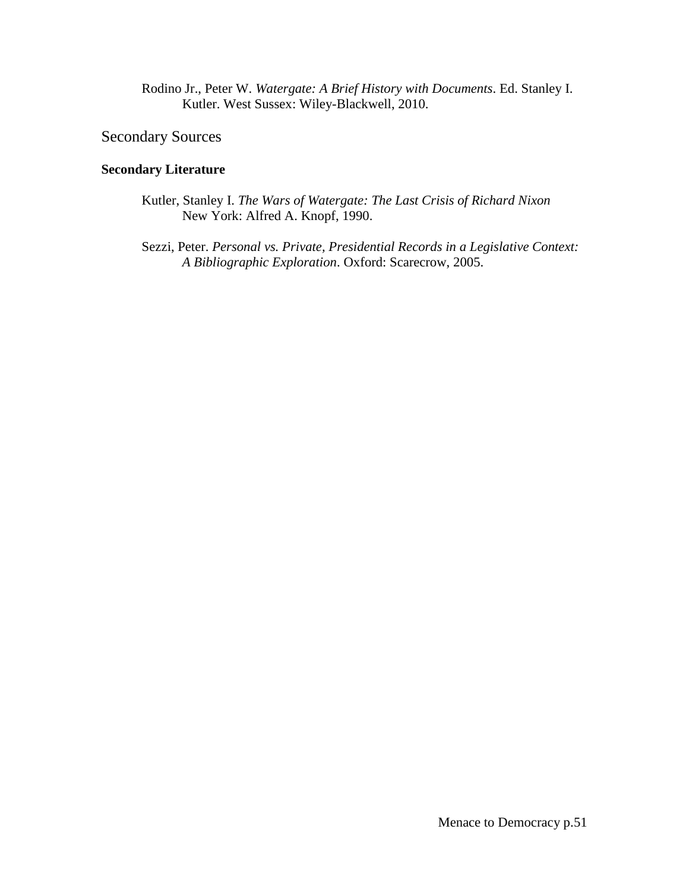Rodino Jr., Peter W. *Watergate: A Brief History with Documents*. Ed. Stanley I. Kutler. West Sussex: Wiley-Blackwell, 2010.

## Secondary Sources

### **Secondary Literature**

Kutler, Stanley I. *The Wars of Watergate: The Last Crisis of Richard Nixon* New York: Alfred A. Knopf, 1990.

Sezzi, Peter. *Personal vs. Private, Presidential Records in a Legislative Context: A Bibliographic Exploration*. Oxford: Scarecrow, 2005.